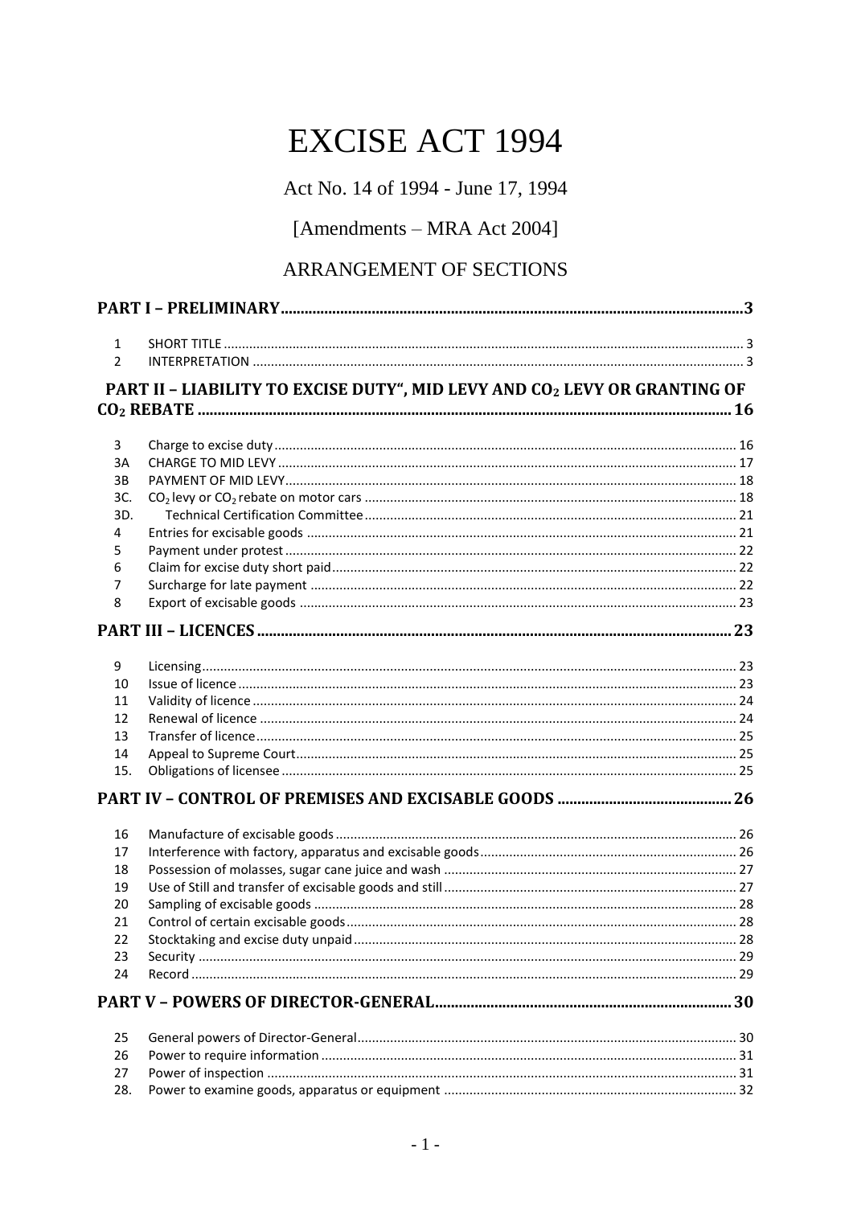# EXCISE ACT 1994

Act No. 14 of 1994 - June 17, 1994

[Amendments – MRA Act 2004]

## ARRANGEMENT OF SECTIONS

**PART I – PRELIMINARY** ..... 3

| | | |
|---|---|---|
| 1 | SHORT TITLE | 3 |
| 2 | INTERPRETATION | 3 |

**PART II – LIABILITY TO EXCISE DUTY", MID LEVY AND $CO_2$ LEVY OR GRANTING OF $CO_2$ REBATE** ..... 16

| | | |
|---|---|---|
| 3 | Charge to excise duty | 16 |
| 3A | CHARGE TO MID LEVY | 17 |
| 3B | PAYMENT OF MID LEVY | 18 |
| 3C. | $CO_2$ levy or $CO_2$ rebate on motor cars | 18 |
| 3D. | Technical Certification Committee | 21 |
| 4 | Entries for excisable goods | 21 |
| 5 | Payment under protest | 22 |
| 6 | Claim for excise duty short paid | 22 |
| 7 | Surcharge for late payment | 22 |
| 8 | Export of excisable goods | 23 |

**PART III – LICENCES** ..... 23

| | | |
|---|---|---|
| 9 | Licensing | 23 |
| 10 | Issue of licence | 23 |
| 11 | Validity of licence | 24 |
| 12 | Renewal of licence | 24 |
| 13 | Transfer of licence | 25 |
| 14 | Appeal to Supreme Court | 25 |
| 15. | Obligations of licensee | 25 |

**PART IV – CONTROL OF PREMISES AND EXCISABLE GOODS** ..... 26

| | | |
|---|---|---|
| 16 | Manufacture of excisable goods | 26 |
| 17 | Interference with factory, apparatus and excisable goods | 26 |
| 18 | Possession of molasses, sugar cane juice and wash | 27 |
| 19 | Use of Still and transfer of excisable goods and still | 27 |
| 20 | Sampling of excisable goods | 28 |
| 21 | Control of certain excisable goods | 28 |
| 22 | Stocktaking and excise duty unpaid | 28 |
| 23 | Security | 29 |
| 24 | Record | 29 |

**PART V – POWERS OF DIRECTOR-GENERAL** ..... 30

| | | |
|---|---|---|
| 25 | General powers of Director-General | 30 |
| 26 | Power to require information | 31 |
| 27 | Power of inspection | 31 |
| 28. | Power to examine goods, apparatus or equipment | 32 |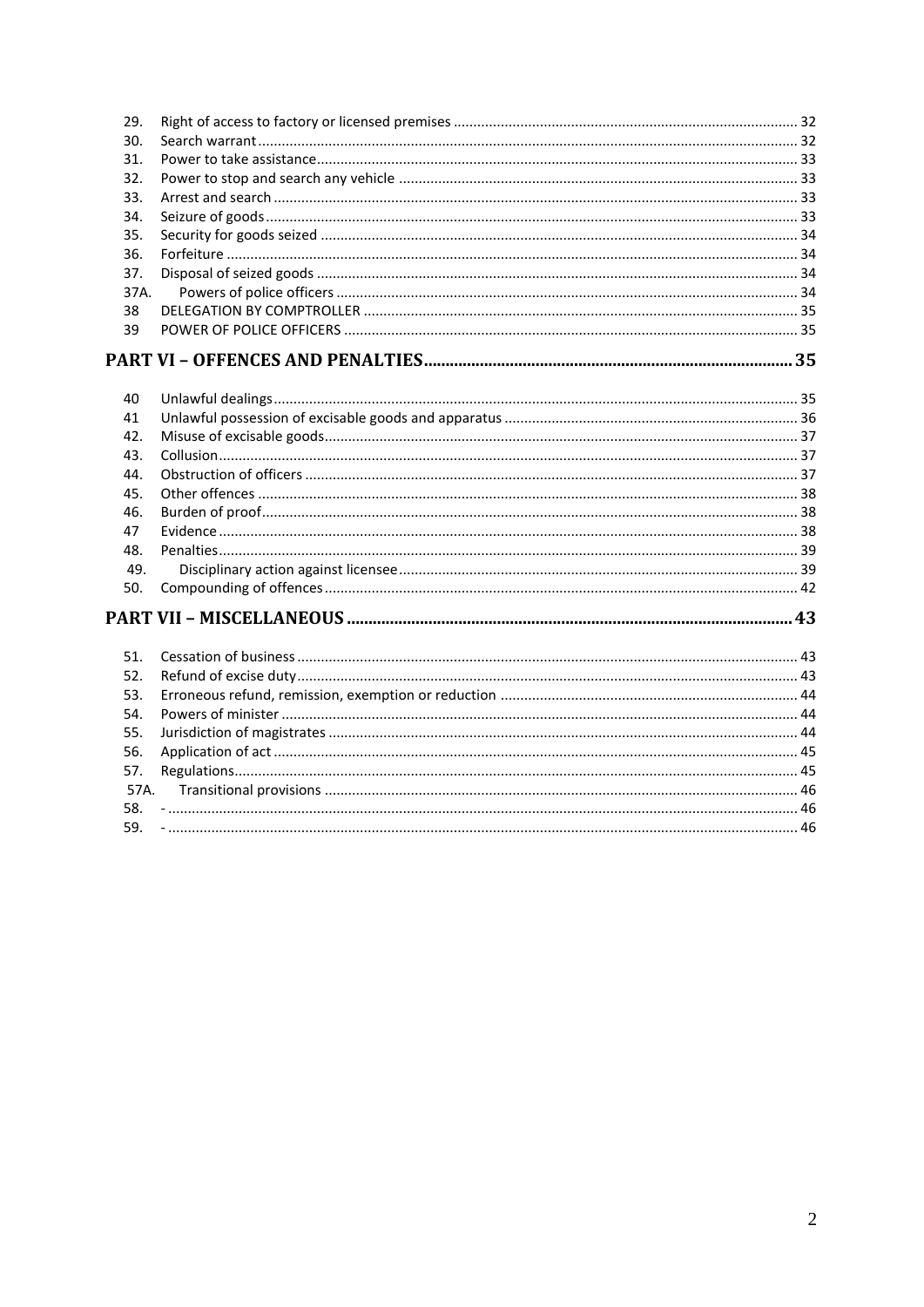29. Right of access to factory or licensed premises ... 32
30. Search warrant ... 32
31. Power to take assistance ... 33
32. Power to stop and search any vehicle ... 33
33. Arrest and search ... 33
34. Seizure of goods ... 33
35. Security for goods seized ... 34
36. Forfeiture ... 34
37. Disposal of seized goods ... 34
37A. Powers of police officers ... 34
38 DELEGATION BY COMPTROLLER ... 35
39 POWER OF POLICE OFFICERS ... 35

## PART VI – OFFENCES AND PENALTIES ... 35

40 Unlawful dealings ... 35
41 Unlawful possession of excisable goods and apparatus ... 36
42. Misuse of excisable goods ... 37
43. Collusion ... 37
44. Obstruction of officers ... 37
45. Other offences ... 38
46. Burden of proof ... 38
47 Evidence ... 38
48. Penalties ... 39
49. Disciplinary action against licensee ... 39
50. Compounding of offences ... 42

## PART VII – MISCELLANEOUS ... 43

51. Cessation of business ... 43
52. Refund of excise duty ... 43
53. Erroneous refund, remission, exemption or reduction ... 44
54. Powers of minister ... 44
55. Jurisdiction of magistrates ... 44
56. Application of act ... 45
57. Regulations ... 45
57A. Transitional provisions ... 46
58. - ... 46
59. - ... 46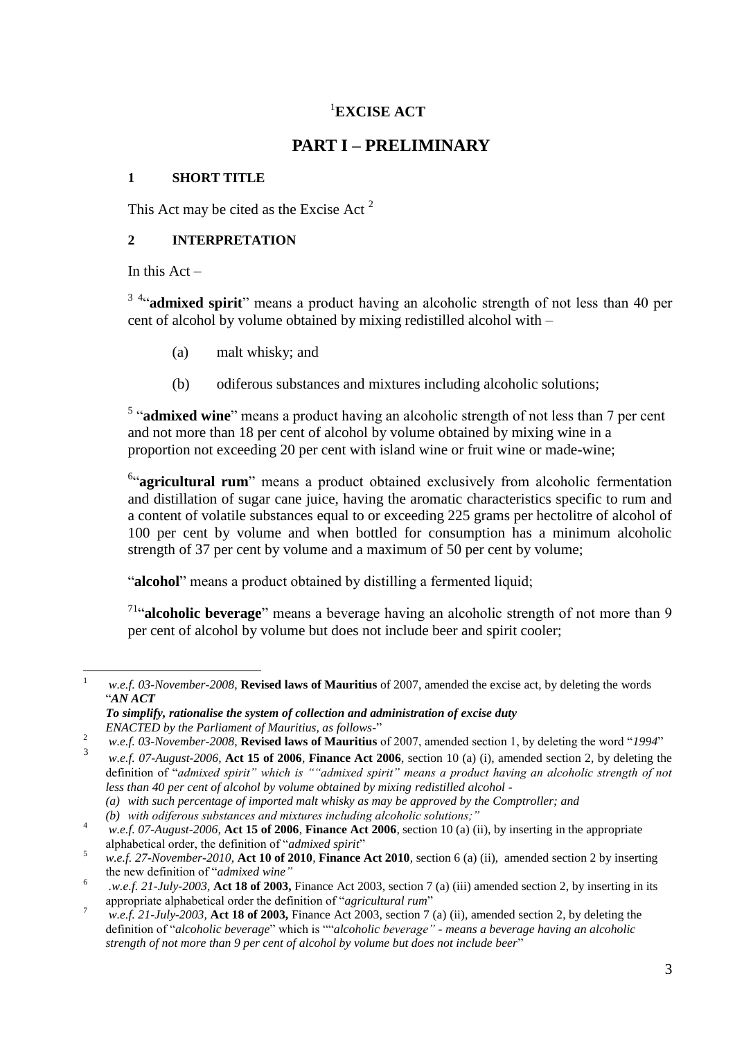# [1]EXCISE ACT

## PART I – PRELIMINARY

### 1 SHORT TITLE

This Act may be cited as the Excise Act [2]

### 2 INTERPRETATION

In this Act –

[3] [4]"**admixed spirit**" means a product having an alcoholic strength of not less than 40 per cent of alcohol by volume obtained by mixing redistilled alcohol with –

(a) malt whisky; and

(b) odiferous substances and mixtures including alcoholic solutions;

[5] "**admixed wine**" means a product having an alcoholic strength of not less than 7 per cent and not more than 18 per cent of alcohol by volume obtained by mixing wine in a proportion not exceeding 20 per cent with island wine or fruit wine or made-wine;

[6]"**agricultural rum**" means a product obtained exclusively from alcoholic fermentation and distillation of sugar cane juice, having the aromatic characteristics specific to rum and a content of volatile substances equal to or exceeding 225 grams per hectolitre of alcohol of 100 per cent by volume and when bottled for consumption has a minimum alcoholic strength of 37 per cent by volume and a maximum of 50 per cent by volume;

"**alcohol**" means a product obtained by distilling a fermented liquid;

[71]"**alcoholic beverage**" means a beverage having an alcoholic strength of not more than 9 per cent of alcohol by volume but does not include beer and spirit cooler;

---

[1] *w.e.f. 03-November-2008*, **Revised laws of Mauritius** of 2007, amended the excise act, by deleting the words "***AN ACT***
***To simplify, rationalise the system of collection and administration of excise duty***
*ENACTED by the Parliament of Mauritius, as follows-*"

[2] *w.e.f. 03-November-2008*, **Revised laws of Mauritius** of 2007, amended section 1, by deleting the word "*1994*"

[3] *w.e.f. 07-August-2006*, **Act 15 of 2006**, **Finance Act 2006**, section 10 (a) (i), amended section 2, by deleting the definition of "*admixed spirit" which is ""admixed spirit" means a product having an alcoholic strength of not less than 40 per cent of alcohol by volume obtained by mixing redistilled alcohol -*
*(a) with such percentage of imported malt whisky as may be approved by the Comptroller; and*
*(b) with odiferous substances and mixtures including alcoholic solutions;"*

[4] *w.e.f. 07-August-2006*, **Act 15 of 2006**, **Finance Act 2006**, section 10 (a) (ii), by inserting in the appropriate alphabetical order, the definition of "*admixed spirit*"

[5] *w.e.f. 27-November-2010*, **Act 10 of 2010**, **Finance Act 2010**, section 6 (a) (ii), amended section 2 by inserting the new definition of "*admixed wine"*

[6] .*w.e.f. 21-July-2003*, **Act 18 of 2003,** Finance Act 2003, section 7 (a) (iii) amended section 2, by inserting in its appropriate alphabetical order the definition of "*agricultural rum*"

[7] *w.e.f. 21-July-2003*, **Act 18 of 2003,** Finance Act 2003, section 7 (a) (ii), amended section 2, by deleting the definition of "*alcoholic beverage*" which is ""*alcoholic beverage" - means a beverage having an alcoholic strength of not more than 9 per cent of alcohol by volume but does not include beer*"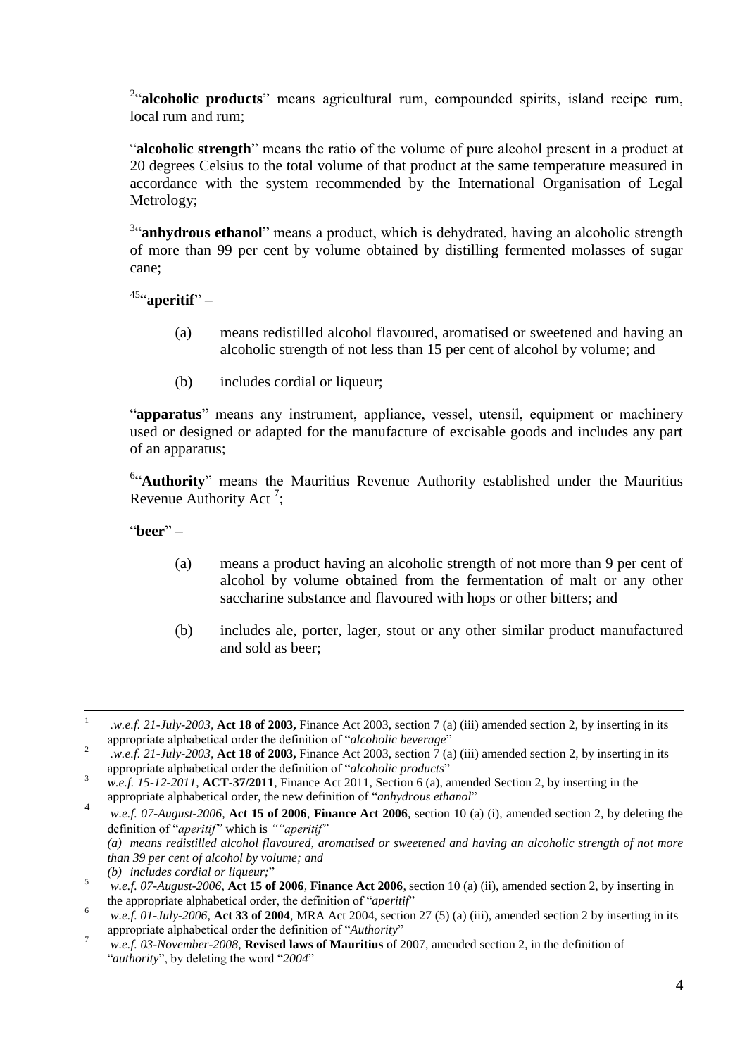[2]"**alcoholic products**" means agricultural rum, compounded spirits, island recipe rum, local rum and rum;

"**alcoholic strength**" means the ratio of the volume of pure alcohol present in a product at 20 degrees Celsius to the total volume of that product at the same temperature measured in accordance with the system recommended by the International Organisation of Legal Metrology;

[3]"**anhydrous ethanol**" means a product, which is dehydrated, having an alcoholic strength of more than 99 per cent by volume obtained by distilling fermented molasses of sugar cane;

[45]"**aperitif**" –

(a) means redistilled alcohol flavoured, aromatised or sweetened and having an alcoholic strength of not less than 15 per cent of alcohol by volume; and

(b) includes cordial or liqueur;

"**apparatus**" means any instrument, appliance, vessel, utensil, equipment or machinery used or designed or adapted for the manufacture of excisable goods and includes any part of an apparatus;

[6]"**Authority**" means the Mauritius Revenue Authority established under the Mauritius Revenue Authority Act [7];

"**beer**" –

(a) means a product having an alcoholic strength of not more than 9 per cent of alcohol by volume obtained from the fermentation of malt or any other saccharine substance and flavoured with hops or other bitters; and

(b) includes ale, porter, lager, stout or any other similar product manufactured and sold as beer;

---

[1] .*w.e.f. 21-July-2003*, **Act 18 of 2003,** Finance Act 2003, section 7 (a) (iii) amended section 2, by inserting in its appropriate alphabetical order the definition of "*alcoholic beverage*"

[2] .*w.e.f. 21-July-2003*, **Act 18 of 2003,** Finance Act 2003, section 7 (a) (iii) amended section 2, by inserting in its appropriate alphabetical order the definition of "*alcoholic products*"

[3] *w.e.f. 15-12-2011*, **ACT-37/2011**, Finance Act 2011, Section 6 (a), amended Section 2, by inserting in the appropriate alphabetical order, the new definition of "*anhydrous ethanol*"

[4] *w.e.f. 07-August-2006,* **Act 15 of 2006**, **Finance Act 2006**, section 10 (a) (i), amended section 2, by deleting the definition of "*aperitif"* which is *""aperitif"*
*(a) means redistilled alcohol flavoured, aromatised or sweetened and having an alcoholic strength of not more than 39 per cent of alcohol by volume; and*
*(b) includes cordial or liqueur;*"

[5] *w.e.f. 07-August-2006,* **Act 15 of 2006**, **Finance Act 2006**, section 10 (a) (ii), amended section 2, by inserting in the appropriate alphabetical order, the definition of "*aperitif*"

[6] *w.e.f. 01-July-2006,* **Act 33 of 2004**, MRA Act 2004, section 27 (5) (a) (iii), amended section 2 by inserting in its appropriate alphabetical order the definition of "*Authority*"

[7] *w.e.f. 03-November-2008*, **Revised laws of Mauritius** of 2007, amended section 2, in the definition of "*authority*", by deleting the word "*2004*"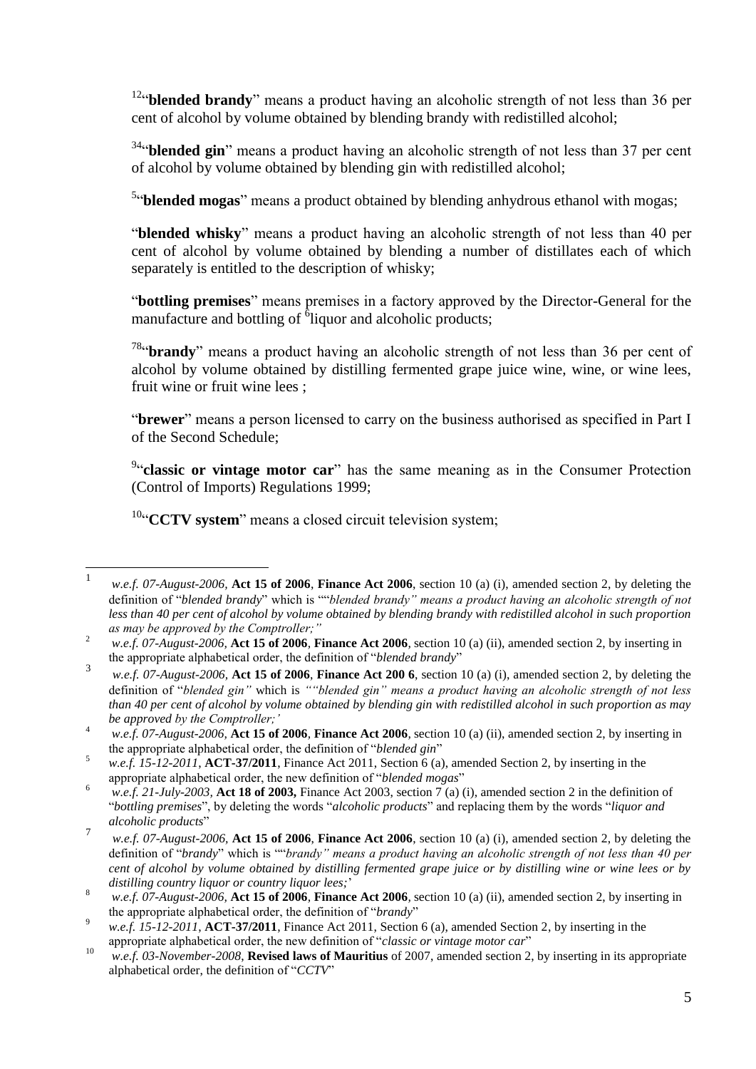[1][2]"**blended brandy**" means a product having an alcoholic strength of not less than 36 per cent of alcohol by volume obtained by blending brandy with redistilled alcohol;

[3][4]"**blended gin**" means a product having an alcoholic strength of not less than 37 per cent of alcohol by volume obtained by blending gin with redistilled alcohol;

[5]"**blended mogas**" means a product obtained by blending anhydrous ethanol with mogas;

"**blended whisky**" means a product having an alcoholic strength of not less than 40 per cent of alcohol by volume obtained by blending a number of distillates each of which separately is entitled to the description of whisky;

"**bottling premises**" means premises in a factory approved by the Director-General for the manufacture and bottling of [6]liquor and alcoholic products;

[7][8]"**brandy**" means a product having an alcoholic strength of not less than 36 per cent of alcohol by volume obtained by distilling fermented grape juice wine, wine, or wine lees, fruit wine or fruit wine lees ;

"**brewer**" means a person licensed to carry on the business authorised as specified in Part I of the Second Schedule;

[9]"**classic or vintage motor car**" has the same meaning as in the Consumer Protection (Control of Imports) Regulations 1999;

[10]"**CCTV system**" means a closed circuit television system;

---

[1] *w.e.f. 07-August-2006,* **Act 15 of 2006**, **Finance Act 2006**, section 10 (a) (i), amended section 2, by deleting the definition of "*blended brandy*" which is ""*blended brandy" means a product having an alcoholic strength of not less than 40 per cent of alcohol by volume obtained by blending brandy with redistilled alcohol in such proportion as may be approved by the Comptroller;"*

[2] *w.e.f. 07-August-2006,* **Act 15 of 2006**, **Finance Act 2006**, section 10 (a) (ii), amended section 2, by inserting in the appropriate alphabetical order, the definition of "*blended brandy*"

[3] *w.e.f. 07-August-2006,* **Act 15 of 2006**, **Finance Act 200 6**, section 10 (a) (i), amended section 2, by deleting the definition of "*blended gin"* which is *""blended gin" means a product having an alcoholic strength of not less than 40 per cent of alcohol by volume obtained by blending gin with redistilled alcohol in such proportion as may be approved by the Comptroller;'*

[4] *w.e.f. 07-August-2006,* **Act 15 of 2006**, **Finance Act 2006**, section 10 (a) (ii), amended section 2, by inserting in the appropriate alphabetical order, the definition of "*blended gin*"

[5] *w.e.f. 15-12-2011*, **ACT-37/2011**, Finance Act 2011, Section 6 (a), amended Section 2, by inserting in the appropriate alphabetical order, the new definition of "*blended mogas*"

[6] *w.e.f. 21-July-2003,* **Act 18 of 2003,** Finance Act 2003, section 7 (a) (i), amended section 2 in the definition of "*bottling premises*", by deleting the words "*alcoholic products*" and replacing them by the words "*liquor and alcoholic products*"

[7] *w.e.f. 07-August-2006,* **Act 15 of 2006**, **Finance Act 2006**, section 10 (a) (i), amended section 2, by deleting the definition of "*brandy*" which is ""*brandy" means a product having an alcoholic strength of not less than 40 per cent of alcohol by volume obtained by distilling fermented grape juice or by distilling wine or wine lees or by distilling country liquor or country liquor lees;*'

[8] *w.e.f. 07-August-2006,* **Act 15 of 2006**, **Finance Act 2006**, section 10 (a) (ii), amended section 2, by inserting in the appropriate alphabetical order, the definition of "*brandy*"

[9] *w.e.f. 15-12-2011*, **ACT-37/2011**, Finance Act 2011, Section 6 (a), amended Section 2, by inserting in the appropriate alphabetical order, the new definition of "*classic or vintage motor car*"

[10] *w.e.f. 03-November-2008*, **Revised laws of Mauritius** of 2007, amended section 2, by inserting in its appropriate alphabetical order, the definition of "*CCTV*"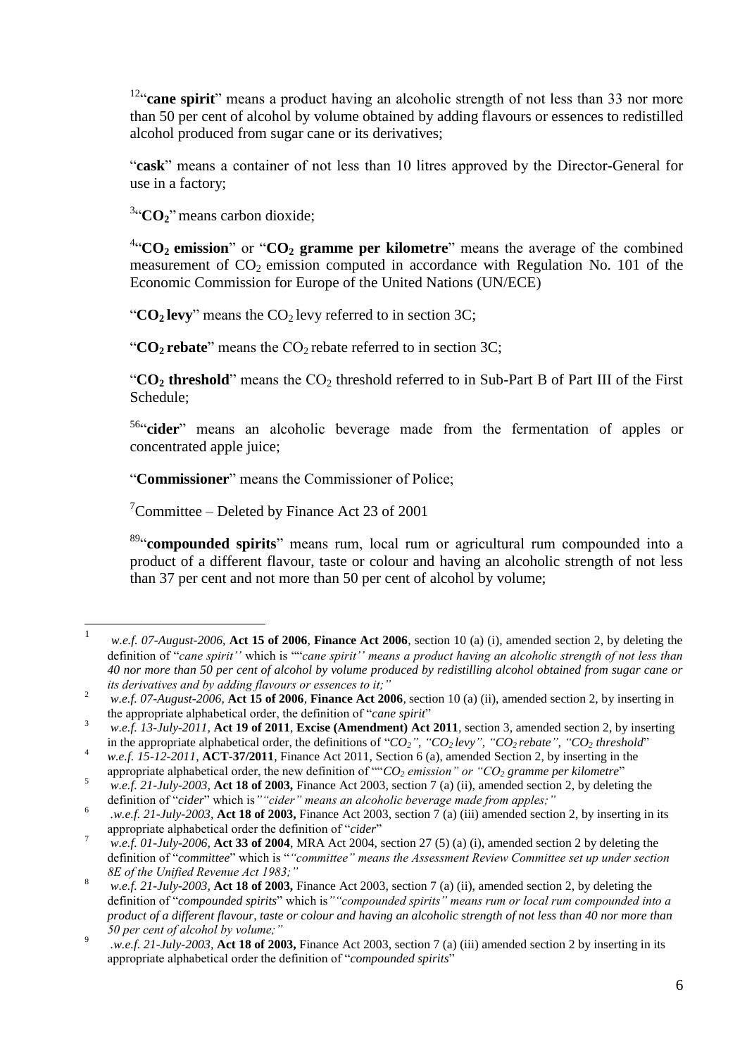[1][2]"**cane spirit**" means a product having an alcoholic strength of not less than 33 nor more than 50 per cent of alcohol by volume obtained by adding flavours or essences to redistilled alcohol produced from sugar cane or its derivatives;

"**cask**" means a container of not less than 10 litres approved by the Director-General for use in a factory;

[3]"**$CO_2$**" means carbon dioxide;

[4]"**$CO_2$ emission**" or "**$CO_2$ gramme per kilometre**" means the average of the combined measurement of $CO_2$ emission computed in accordance with Regulation No. 101 of the Economic Commission for Europe of the United Nations (UN/ECE)

"**$CO_2$ levy**" means the $CO_2$ levy referred to in section 3C;

"**$CO_2$ rebate**" means the $CO_2$ rebate referred to in section 3C;

"**$CO_2$ threshold**" means the $CO_2$ threshold referred to in Sub-Part B of Part III of the First Schedule;

[5][6]"**cider**" means an alcoholic beverage made from the fermentation of apples or concentrated apple juice;

"**Commissioner**" means the Commissioner of Police;

[7]Committee – Deleted by Finance Act 23 of 2001

[8][9]"**compounded spirits**" means rum, local rum or agricultural rum compounded into a product of a different flavour, taste or colour and having an alcoholic strength of not less than 37 per cent and not more than 50 per cent of alcohol by volume;

---

[1] *w.e.f. 07-August-2006*, **Act 15 of 2006**, **Finance Act 2006**, section 10 (a) (i), amended section 2, by deleting the definition of "*cane spirit''* which is ""*cane spirit'' means a product having an alcoholic strength of not less than 40 nor more than 50 per cent of alcohol by volume produced by redistilling alcohol obtained from sugar cane or its derivatives and by adding flavours or essences to it;"*

[2] *w.e.f. 07-August-2006*, **Act 15 of 2006**, **Finance Act 2006**, section 10 (a) (ii), amended section 2, by inserting in the appropriate alphabetical order, the definition of "*cane spirit*"

[3] *w.e.f. 13-July-2011*, **Act 19 of 2011**, **Excise (Amendment) Act 2011**, section 3, amended section 2, by inserting in the appropriate alphabetical order, the definitions of "*$CO_2$", "$CO_2$ levy", "$CO_2$ rebate", "$CO_2$ threshold*"

[4] *w.e.f. 15-12-2011*, **ACT-37/2011**, Finance Act 2011, Section 6 (a), amended Section 2, by inserting in the appropriate alphabetical order, the new definition of ""*$CO_2$ emission" or "$CO_2$ gramme per kilometre*"

[5] *w.e.f. 21-July-2003*, **Act 18 of 2003,** Finance Act 2003, section 7 (a) (ii), amended section 2, by deleting the definition of "*cider*" which is*""cider" means an alcoholic beverage made from apples;"*

[6] *.w.e.f. 21-July-2003*, **Act 18 of 2003,** Finance Act 2003, section 7 (a) (iii) amended section 2, by inserting in its appropriate alphabetical order the definition of "*cider*"

[7] *w.e.f. 01-July-2006*, **Act 33 of 2004**, MRA Act 2004, section 27 (5) (a) (i), amended section 2 by deleting the definition of "*committee*" which is "*"committee" means the Assessment Review Committee set up under section 8E of the Unified Revenue Act 1983;"*

[8] *w.e.f. 21-July-2003*, **Act 18 of 2003,** Finance Act 2003, section 7 (a) (ii), amended section 2, by deleting the definition of "*compounded spirits*" which is*""compounded spirits" means rum or local rum compounded into a product of a different flavour, taste or colour and having an alcoholic strength of not less than 40 nor more than 50 per cent of alcohol by volume;"*

[9] *.w.e.f. 21-July-2003*, **Act 18 of 2003,** Finance Act 2003, section 7 (a) (iii) amended section 2 by inserting in its appropriate alphabetical order the definition of "*compounded spirits*"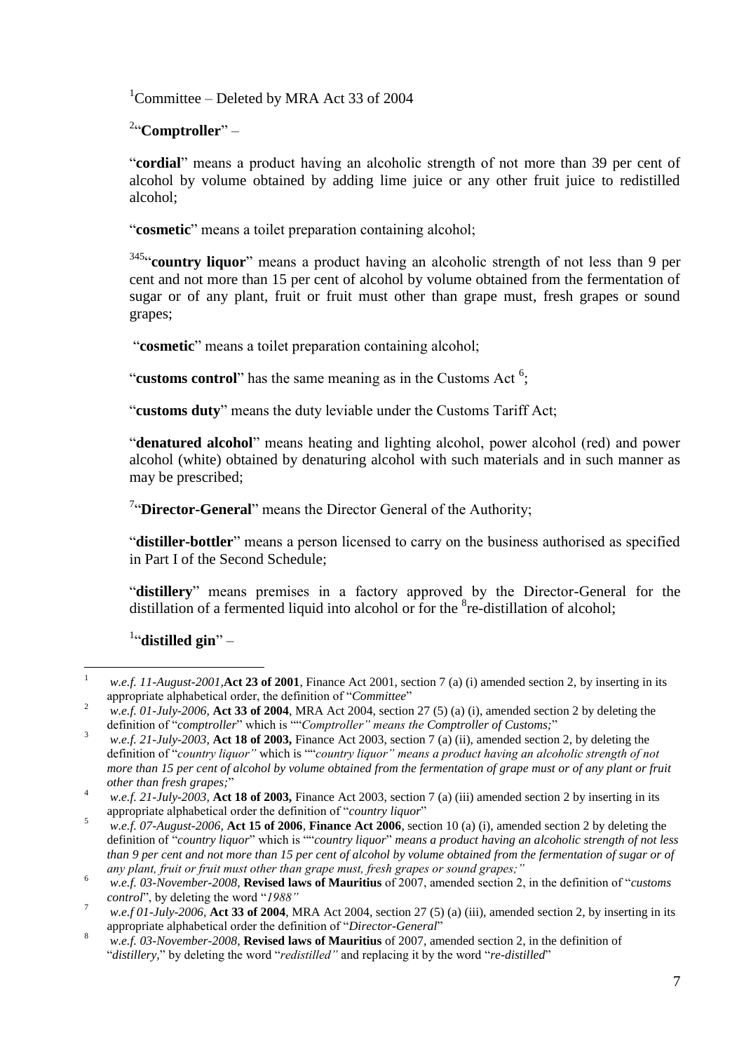[1]Committee – Deleted by MRA Act 33 of 2004

[2]"**Comptroller**" –

"**cordial**" means a product having an alcoholic strength of not more than 39 per cent of alcohol by volume obtained by adding lime juice or any other fruit juice to redistilled alcohol;

"**cosmetic**" means a toilet preparation containing alcohol;

[345]"**country liquor**" means a product having an alcoholic strength of not less than 9 per cent and not more than 15 per cent of alcohol by volume obtained from the fermentation of sugar or of any plant, fruit or fruit must other than grape must, fresh grapes or sound grapes;

"**cosmetic**" means a toilet preparation containing alcohol;

"**customs control**" has the same meaning as in the Customs Act [6];

"**customs duty**" means the duty leviable under the Customs Tariff Act;

"**denatured alcohol**" means heating and lighting alcohol, power alcohol (red) and power alcohol (white) obtained by denaturing alcohol with such materials and in such manner as may be prescribed;

[7]"**Director-General**" means the Director General of the Authority;

"**distiller-bottler**" means a person licensed to carry on the business authorised as specified in Part I of the Second Schedule;

"**distillery**" means premises in a factory approved by the Director-General for the distillation of a fermented liquid into alcohol or for the [8]re-distillation of alcohol;

[1]"**distilled gin**" –

---

[1] *w.e.f. 11-August-2001,* **Act 23 of 2001**, Finance Act 2001, section 7 (a) (i) amended section 2, by inserting in its appropriate alphabetical order, the definition of "*Committee*"

[2] *w.e.f. 01-July-2006,* **Act 33 of 2004**, MRA Act 2004, section 27 (5) (a) (i), amended section 2 by deleting the definition of "*comptroller*" which is ""*Comptroller" means the Comptroller of Customs;*"

[3] *w.e.f. 21-July-2003,* **Act 18 of 2003,** Finance Act 2003, section 7 (a) (ii), amended section 2, by deleting the definition of "*country liquor"* which is ""*country liquor" means a product having an alcoholic strength of not more than 15 per cent of alcohol by volume obtained from the fermentation of grape must or of any plant or fruit other than fresh grapes;*"

[4] *w.e.f. 21-July-2003,* **Act 18 of 2003,** Finance Act 2003, section 7 (a) (iii) amended section 2 by inserting in its appropriate alphabetical order the definition of "*country liquor*"

[5] *w.e.f. 07-August-2006,* **Act 15 of 2006**, **Finance Act 2006**, section 10 (a) (i), amended section 2 by deleting the definition of "*country liquor*" which is ""*country liquor*" *means a product having an alcoholic strength of not less than 9 per cent and not more than 15 per cent of alcohol by volume obtained from the fermentation of sugar or of any plant, fruit or fruit must other than grape must, fresh grapes or sound grapes;"*

[6] *w.e.f. 03-November-2008*, **Revised laws of Mauritius** of 2007, amended section 2, in the definition of "*customs control*", by deleting the word "*1988"*

[7] *w.e.f 01-July-2006,* **Act 33 of 2004**, MRA Act 2004, section 27 (5) (a) (iii), amended section 2, by inserting in its appropriate alphabetical order the definition of "*Director-General*"

[8] *w.e.f. 03-November-2008*, **Revised laws of Mauritius** of 2007, amended section 2, in the definition of "*distillery,*" by deleting the word "*redistilled"* and replacing it by the word "*re-distilled*"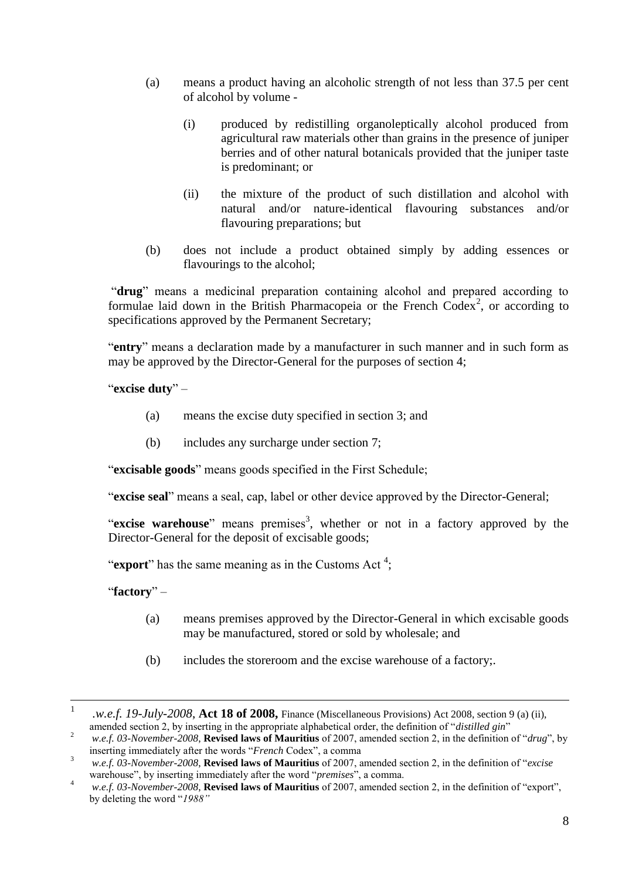(a) means a product having an alcoholic strength of not less than 37.5 per cent of alcohol by volume -

   (i) produced by redistilling organoleptically alcohol produced from agricultural raw materials other than grains in the presence of juniper berries and of other natural botanicals provided that the juniper taste is predominant; or

   (ii) the mixture of the product of such distillation and alcohol with natural and/or nature-identical flavouring substances and/or flavouring preparations; but

(b) does not include a product obtained simply by adding essences or flavourings to the alcohol;

"**drug**" means a medicinal preparation containing alcohol and prepared according to formulae laid down in the British Pharmacopeia or the French Codex[2], or according to specifications approved by the Permanent Secretary;

"**entry**" means a declaration made by a manufacturer in such manner and in such form as may be approved by the Director-General for the purposes of section 4;

"**excise duty**" –

(a) means the excise duty specified in section 3; and

(b) includes any surcharge under section 7;

"**excisable goods**" means goods specified in the First Schedule;

"**excise seal**" means a seal, cap, label or other device approved by the Director-General;

"**excise warehouse**" means premises[3], whether or not in a factory approved by the Director-General for the deposit of excisable goods;

"**export**" has the same meaning as in the Customs Act [4];

"**factory**" –

(a) means premises approved by the Director-General in which excisable goods may be manufactured, stored or sold by wholesale; and

(b) includes the storeroom and the excise warehouse of a factory;.

---

[1] *.w.e.f. 19-July-2008*, **Act 18 of 2008,** Finance (Miscellaneous Provisions) Act 2008, section 9 (a) (ii), amended section 2, by inserting in the appropriate alphabetical order, the definition of "*distilled gin*"

[2] *w.e.f. 03-November-2008*, **Revised laws of Mauritius** of 2007, amended section 2, in the definition of "*drug*", by inserting immediately after the words "*French* Codex", a comma

[3] *w.e.f. 03-November-2008*, **Revised laws of Mauritius** of 2007, amended section 2, in the definition of "*excise* warehouse", by inserting immediately after the word "*premises*", a comma.

[4] *w.e.f. 03-November-2008*, **Revised laws of Mauritius** of 2007, amended section 2, in the definition of "export", by deleting the word "*1988"*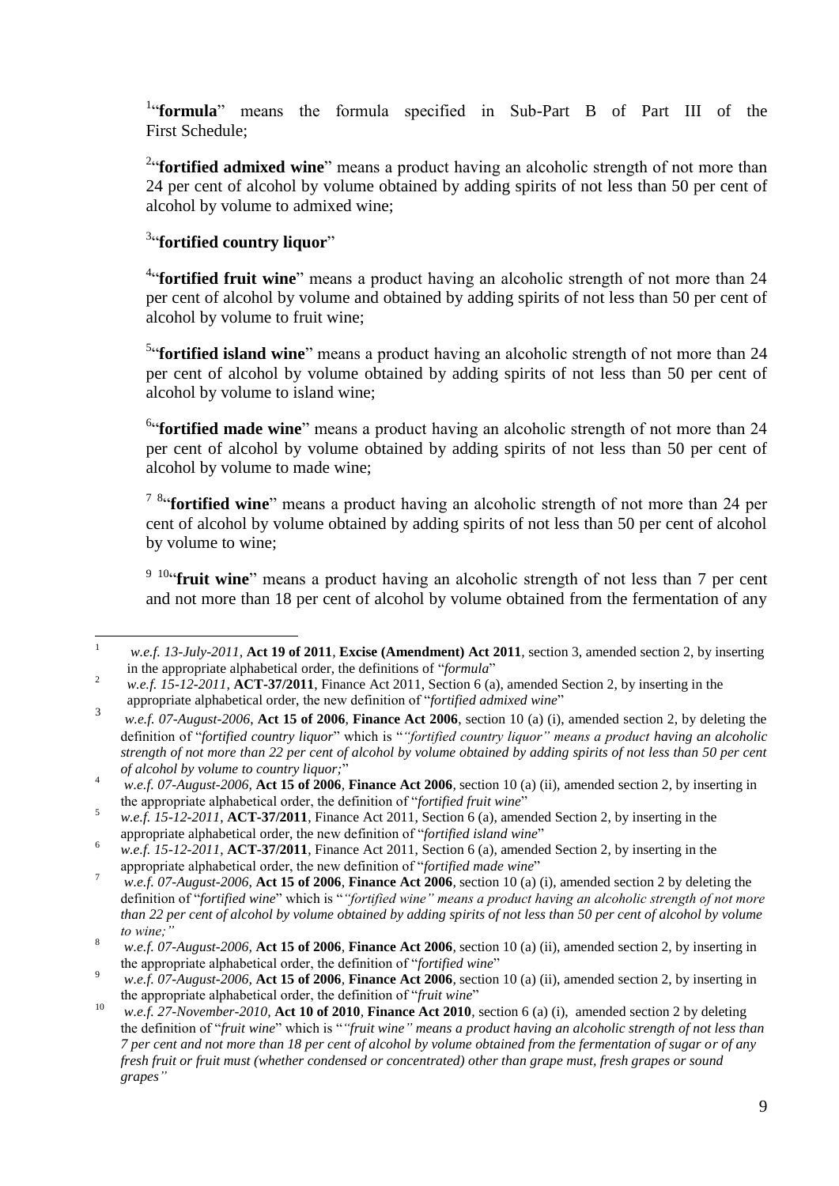[1]"**formula**" means the formula specified in Sub-Part B of Part III of the First Schedule;

[2]"**fortified admixed wine**" means a product having an alcoholic strength of not more than 24 per cent of alcohol by volume obtained by adding spirits of not less than 50 per cent of alcohol by volume to admixed wine;

[3]"**fortified country liquor**"

[4]"**fortified fruit wine**" means a product having an alcoholic strength of not more than 24 per cent of alcohol by volume and obtained by adding spirits of not less than 50 per cent of alcohol by volume to fruit wine;

[5]"**fortified island wine**" means a product having an alcoholic strength of not more than 24 per cent of alcohol by volume obtained by adding spirits of not less than 50 per cent of alcohol by volume to island wine;

[6]"**fortified made wine**" means a product having an alcoholic strength of not more than 24 per cent of alcohol by volume obtained by adding spirits of not less than 50 per cent of alcohol by volume to made wine;

[7] [8]"**fortified wine**" means a product having an alcoholic strength of not more than 24 per cent of alcohol by volume obtained by adding spirits of not less than 50 per cent of alcohol by volume to wine;

[9] [10]"**fruit wine**" means a product having an alcoholic strength of not less than 7 per cent and not more than 18 per cent of alcohol by volume obtained from the fermentation of any

---

[1] *w.e.f. 13-July-2011*, **Act 19 of 2011**, **Excise (Amendment) Act 2011**, section 3, amended section 2, by inserting in the appropriate alphabetical order, the definitions of "*formula*"

[2] *w.e.f. 15-12-2011*, **ACT-37/2011**, Finance Act 2011, Section 6 (a), amended Section 2, by inserting in the appropriate alphabetical order, the new definition of "*fortified admixed wine*"

[3] *w.e.f. 07-August-2006*, **Act 15 of 2006**, **Finance Act 2006**, section 10 (a) (i), amended section 2, by deleting the definition of "*fortified country liquor*" which is "*"fortified country liquor" means a product having an alcoholic strength of not more than 22 per cent of alcohol by volume obtained by adding spirits of not less than 50 per cent of alcohol by volume to country liquor;*"

[4] *w.e.f. 07-August-2006*, **Act 15 of 2006**, **Finance Act 2006**, section 10 (a) (ii), amended section 2, by inserting in the appropriate alphabetical order, the definition of "*fortified fruit wine*"

[5] *w.e.f. 15-12-2011*, **ACT-37/2011**, Finance Act 2011, Section 6 (a), amended Section 2, by inserting in the appropriate alphabetical order, the new definition of "*fortified island wine*"

[6] *w.e.f. 15-12-2011*, **ACT-37/2011**, Finance Act 2011, Section 6 (a), amended Section 2, by inserting in the appropriate alphabetical order, the new definition of "*fortified made wine*"

[7] *w.e.f. 07-August-2006*, **Act 15 of 2006**, **Finance Act 2006**, section 10 (a) (i), amended section 2 by deleting the definition of "*fortified wine*" which is "*"fortified wine" means a product having an alcoholic strength of not more than 22 per cent of alcohol by volume obtained by adding spirits of not less than 50 per cent of alcohol by volume to wine;"*

[8] *w.e.f. 07-August-2006*, **Act 15 of 2006**, **Finance Act 2006**, section 10 (a) (ii), amended section 2, by inserting in the appropriate alphabetical order, the definition of "*fortified wine*"

[9] *w.e.f. 07-August-2006*, **Act 15 of 2006**, **Finance Act 2006**, section 10 (a) (ii), amended section 2, by inserting in the appropriate alphabetical order, the definition of "*fruit wine*"

[10] *w.e.f. 27-November-2010*, **Act 10 of 2010**, **Finance Act 2010**, section 6 (a) (i), amended section 2 by deleting the definition of "*fruit wine*" which is "*"fruit wine" means a product having an alcoholic strength of not less than 7 per cent and not more than 18 per cent of alcohol by volume obtained from the fermentation of sugar or of any fresh fruit or fruit must (whether condensed or concentrated) other than grape must, fresh grapes or sound grapes"*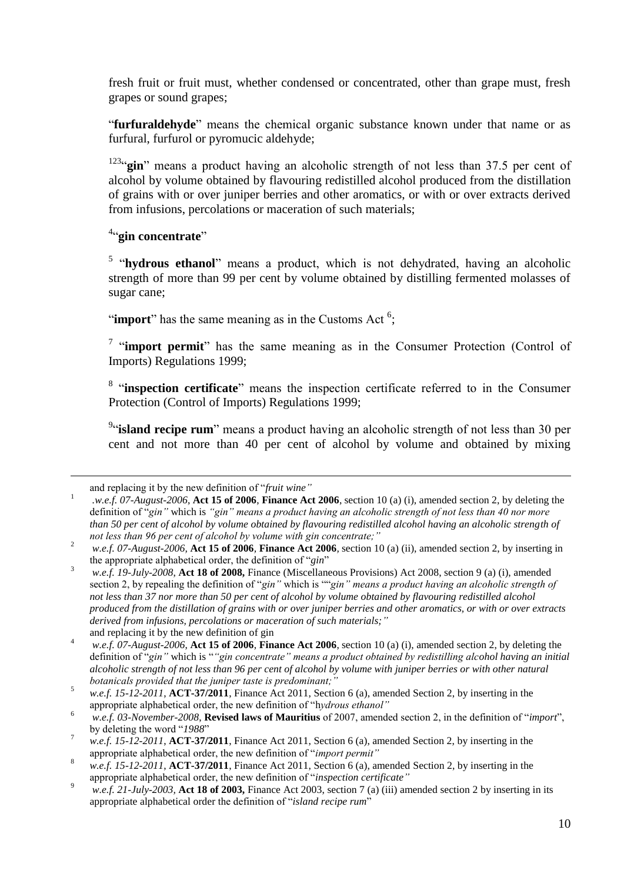fresh fruit or fruit must, whether condensed or concentrated, other than grape must, fresh grapes or sound grapes;

"**furfuraldehyde**" means the chemical organic substance known under that name or as furfural, furfurol or pyromucic aldehyde;

[1][2][3]"**gin**" means a product having an alcoholic strength of not less than 37.5 per cent of alcohol by volume obtained by flavouring redistilled alcohol produced from the distillation of grains with or over juniper berries and other aromatics, or with or over extracts derived from infusions, percolations or maceration of such materials;

[4]"**gin concentrate**"

[5] "**hydrous ethanol**" means a product, which is not dehydrated, having an alcoholic strength of more than 99 per cent by volume obtained by distilling fermented molasses of sugar cane;

"**import**" has the same meaning as in the Customs Act [6];

[7] "**import permit**" has the same meaning as in the Consumer Protection (Control of Imports) Regulations 1999;

[8] "**inspection certificate**" means the inspection certificate referred to in the Consumer Protection (Control of Imports) Regulations 1999;

[9]"**island recipe rum**" means a product having an alcoholic strength of not less than 30 per cent and not more than 40 per cent of alcohol by volume and obtained by mixing

---

and replacing it by the new definition of "*fruit wine"*

[1] .*w.e.f. 07-August-2006*, **Act 15 of 2006**, **Finance Act 2006**, section 10 (a) (i), amended section 2, by deleting the definition of "*gin"* which is *"gin" means a product having an alcoholic strength of not less than 40 nor more than 50 per cent of alcohol by volume obtained by flavouring redistilled alcohol having an alcoholic strength of not less than 96 per cent of alcohol by volume with gin concentrate;"*

[2] *w.e.f. 07-August-2006*, **Act 15 of 2006**, **Finance Act 2006**, section 10 (a) (ii), amended section 2, by inserting in the appropriate alphabetical order, the definition of "*gin*"

[3] *w.e.f. 19-July-2008*, **Act 18 of 2008,** Finance (Miscellaneous Provisions) Act 2008, section 9 (a) (i), amended section 2, by repealing the definition of "*gin"* which is ""*gin" means a product having an alcoholic strength of not less than 37 nor more than 50 per cent of alcohol by volume obtained by flavouring redistilled alcohol produced from the distillation of grains with or over juniper berries and other aromatics, or with or over extracts derived from infusions, percolations or maceration of such materials;"*
and replacing it by the new definition of gin

[4] *w.e.f. 07-August-2006*, **Act 15 of 2006**, **Finance Act 2006**, section 10 (a) (i), amended section 2, by deleting the definition of "*gin"* which is "*"gin concentrate" means a product obtained by redistilling alcohol having an initial alcoholic strength of not less than 96 per cent of alcohol by volume with juniper berries or with other natural botanicals provided that the juniper taste is predominant;"*

[5] *w.e.f. 15-12-2011*, **ACT-37/2011**, Finance Act 2011, Section 6 (a), amended Section 2, by inserting in the appropriate alphabetical order, the new definition of "h*ydrous ethanol"*

[6] *w.e.f. 03-November-2008*, **Revised laws of Mauritius** of 2007, amended section 2, in the definition of "*import*", by deleting the word "*1988*"

[7] *w.e.f. 15-12-2011*, **ACT-37/2011**, Finance Act 2011, Section 6 (a), amended Section 2, by inserting in the appropriate alphabetical order, the new definition of "*import permit"*

[8] *w.e.f. 15-12-2011*, **ACT-37/2011**, Finance Act 2011, Section 6 (a), amended Section 2, by inserting in the appropriate alphabetical order, the new definition of "*inspection certificate"*

[9] *w.e.f. 21-July-2003*, **Act 18 of 2003,** Finance Act 2003, section 7 (a) (iii) amended section 2 by inserting in its appropriate alphabetical order the definition of "*island recipe rum*"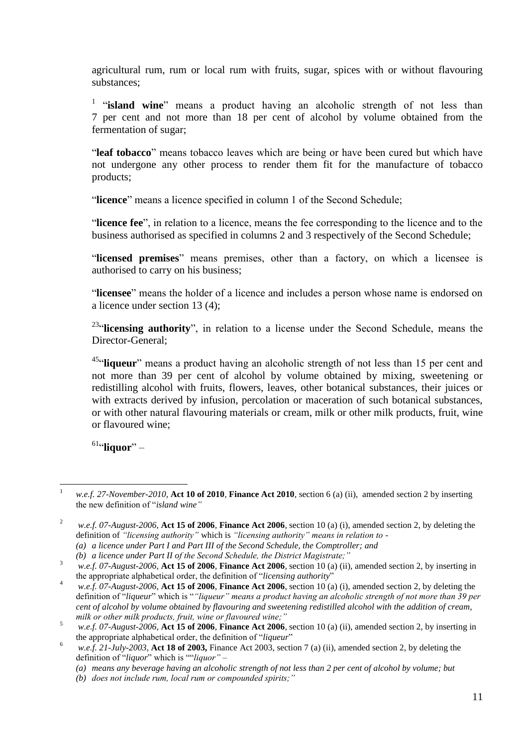agricultural rum, rum or local rum with fruits, sugar, spices with or without flavouring substances;

[1] "**island wine**" means a product having an alcoholic strength of not less than 7 per cent and not more than 18 per cent of alcohol by volume obtained from the fermentation of sugar;

"**leaf tobacco**" means tobacco leaves which are being or have been cured but which have not undergone any other process to render them fit for the manufacture of tobacco products;

"**licence**" means a licence specified in column 1 of the Second Schedule;

"**licence fee**", in relation to a licence, means the fee corresponding to the licence and to the business authorised as specified in columns 2 and 3 respectively of the Second Schedule;

"**licensed premises**" means premises, other than a factory, on which a licensee is authorised to carry on his business;

"**licensee**" means the holder of a licence and includes a person whose name is endorsed on a licence under section 13 (4);

[2,3]"**licensing authority**", in relation to a license under the Second Schedule, means the Director-General;

[4,5]"**liqueur**" means a product having an alcoholic strength of not less than 15 per cent and not more than 39 per cent of alcohol by volume obtained by mixing, sweetening or redistilling alcohol with fruits, flowers, leaves, other botanical substances, their juices or with extracts derived by infusion, percolation or maceration of such botanical substances, or with other natural flavouring materials or cream, milk or other milk products, fruit, wine or flavoured wine;

[6]"**liquor**" –

---

[1] *w.e.f. 27-November-2010*, **Act 10 of 2010**, **Finance Act 2010**, section 6 (a) (ii), amended section 2 by inserting the new definition of "*island wine"*

[2] *w.e.f. 07-August-2006*, **Act 15 of 2006**, **Finance Act 2006**, section 10 (a) (i), amended section 2, by deleting the definition of *"licensing authority"* which is *"licensing authority" means in relation to -*
*(a) a licence under Part I and Part III of the Second Schedule, the Comptroller; and*
*(b) a licence under Part II of the Second Schedule, the District Magistrate;"*

[3] *w.e.f. 07-August-2006*, **Act 15 of 2006**, **Finance Act 2006**, section 10 (a) (ii), amended section 2, by inserting in the appropriate alphabetical order, the definition of "*licensing authority*"

[4] *w.e.f. 07-August-2006*, **Act 15 of 2006**, **Finance Act 2006**, section 10 (a) (i), amended section 2, by deleting the definition of "*liqueur*" which is "*"liqueur" means a product having an alcoholic strength of not more than 39 per cent of alcohol by volume obtained by flavouring and sweetening redistilled alcohol with the addition of cream, milk or other milk products, fruit, wine or flavoured wine;"*

[5] *w.e.f. 07-August-2006*, **Act 15 of 2006**, **Finance Act 2006**, section 10 (a) (ii), amended section 2, by inserting in the appropriate alphabetical order, the definition of "*liqueur*"

[6] *w.e.f. 21-July-2003*, **Act 18 of 2003,** Finance Act 2003, section 7 (a) (ii), amended section 2, by deleting the definition of "*liquor*" which is ""*liquor"* –
*(a) means any beverage having an alcoholic strength of not less than 2 per cent of alcohol by volume; but*
*(b) does not include rum, local rum or compounded spirits;"*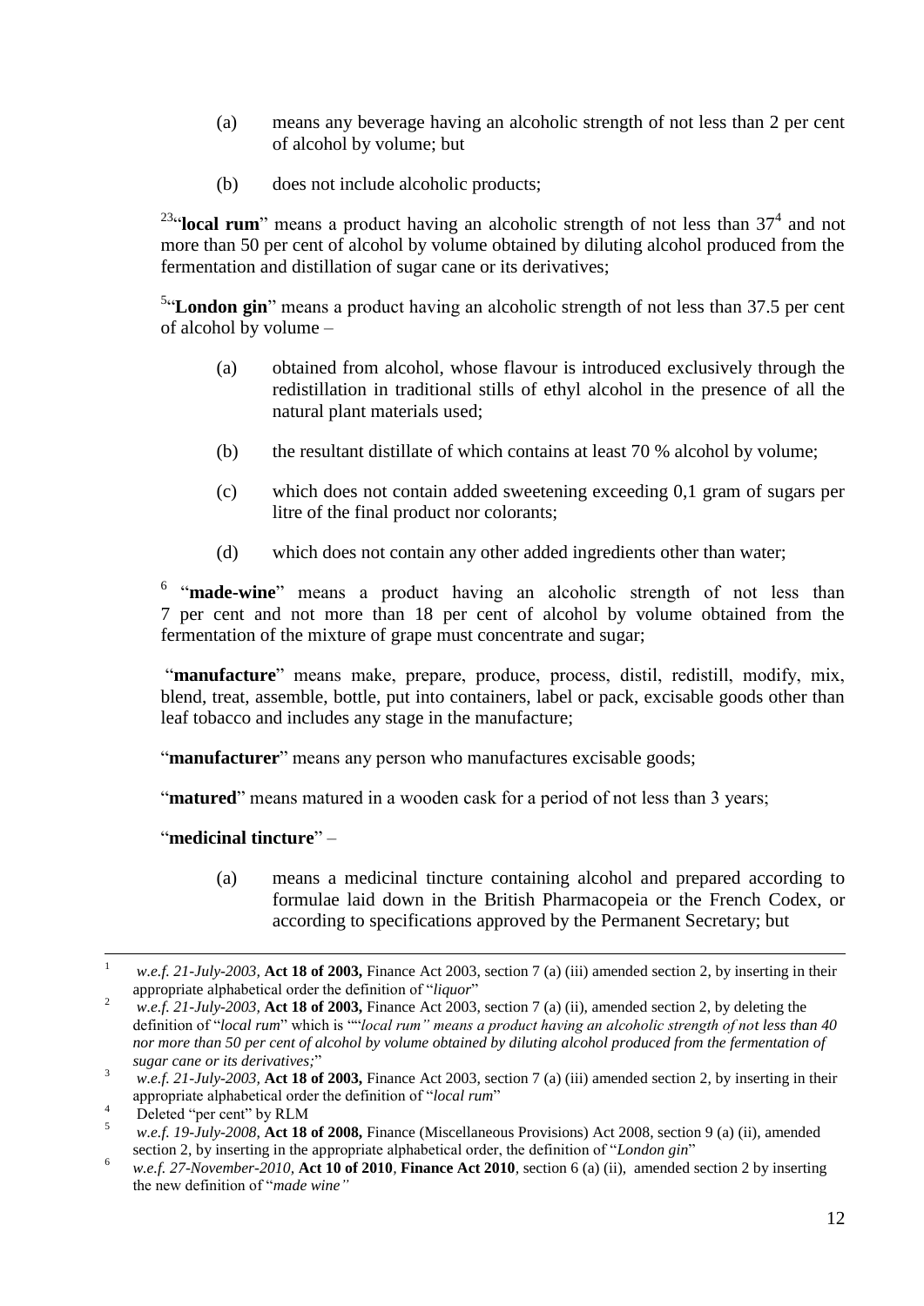(a) means any beverage having an alcoholic strength of not less than 2 per cent of alcohol by volume; but

(b) does not include alcoholic products;

[2][3]"**local rum**" means a product having an alcoholic strength of not less than 37[4] and not more than 50 per cent of alcohol by volume obtained by diluting alcohol produced from the fermentation and distillation of sugar cane or its derivatives;

[5]"**London gin**" means a product having an alcoholic strength of not less than 37.5 per cent of alcohol by volume –

(a) obtained from alcohol, whose flavour is introduced exclusively through the redistillation in traditional stills of ethyl alcohol in the presence of all the natural plant materials used;

(b) the resultant distillate of which contains at least 70 % alcohol by volume;

(c) which does not contain added sweetening exceeding 0,1 gram of sugars per litre of the final product nor colorants;

(d) which does not contain any other added ingredients other than water;

[6] "**made-wine**" means a product having an alcoholic strength of not less than 7 per cent and not more than 18 per cent of alcohol by volume obtained from the fermentation of the mixture of grape must concentrate and sugar;

"**manufacture**" means make, prepare, produce, process, distil, redistill, modify, mix, blend, treat, assemble, bottle, put into containers, label or pack, excisable goods other than leaf tobacco and includes any stage in the manufacture;

"**manufacturer**" means any person who manufactures excisable goods;

"**matured**" means matured in a wooden cask for a period of not less than 3 years;

"**medicinal tincture**" –

(a) means a medicinal tincture containing alcohol and prepared according to formulae laid down in the British Pharmacopeia or the French Codex, or according to specifications approved by the Permanent Secretary; but

---

[1] *w.e.f. 21-July-2003*, **Act 18 of 2003,** Finance Act 2003, section 7 (a) (iii) amended section 2, by inserting in their appropriate alphabetical order the definition of "*liquor*"

[2] *w.e.f. 21-July-2003*, **Act 18 of 2003,** Finance Act 2003, section 7 (a) (ii), amended section 2, by deleting the definition of "*local rum*" which is ""*local rum" means a product having an alcoholic strength of not less than 40 nor more than 50 per cent of alcohol by volume obtained by diluting alcohol produced from the fermentation of sugar cane or its derivatives;*"

[3] *w.e.f. 21-July-2003*, **Act 18 of 2003,** Finance Act 2003, section 7 (a) (iii) amended section 2, by inserting in their appropriate alphabetical order the definition of "*local rum*"

[4] Deleted "per cent" by RLM

[5] *w.e.f. 19-July-2008*, **Act 18 of 2008,** Finance (Miscellaneous Provisions) Act 2008, section 9 (a) (ii), amended section 2, by inserting in the appropriate alphabetical order, the definition of "*London gin*"

[6] *w.e.f. 27-November-2010*, **Act 10 of 2010**, **Finance Act 2010**, section 6 (a) (ii), amended section 2 by inserting the new definition of "*made wine"*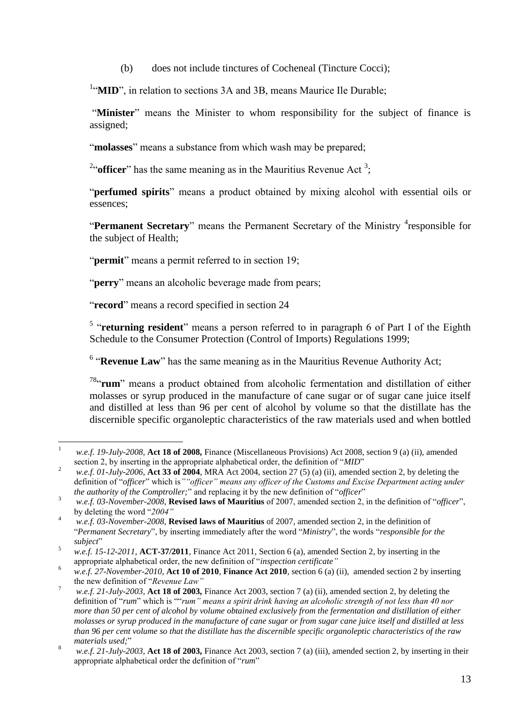(b) does not include tinctures of Cocheneal (Tincture Cocci);

[1]"**MID**", in relation to sections 3A and 3B, means Maurice Ile Durable;

"**Minister**" means the Minister to whom responsibility for the subject of finance is assigned;

"**molasses**" means a substance from which wash may be prepared;

[2]"**officer**" has the same meaning as in the Mauritius Revenue Act [3];

"**perfumed spirits**" means a product obtained by mixing alcohol with essential oils or essences;

"**Permanent Secretary**" means the Permanent Secretary of the Ministry [4]responsible for the subject of Health;

"**permit**" means a permit referred to in section 19;

"**perry**" means an alcoholic beverage made from pears;

"**record**" means a record specified in section 24

[5] "**returning resident**" means a person referred to in paragraph 6 of Part I of the Eighth Schedule to the Consumer Protection (Control of Imports) Regulations 1999;

[6] "**Revenue Law**" has the same meaning as in the Mauritius Revenue Authority Act;

[7][8]"**rum**" means a product obtained from alcoholic fermentation and distillation of either molasses or syrup produced in the manufacture of cane sugar or of sugar cane juice itself and distilled at less than 96 per cent of alcohol by volume so that the distillate has the discernible specific organoleptic characteristics of the raw materials used and when bottled

---

[1] *w.e.f. 19-July-2008*, **Act 18 of 2008,** Finance (Miscellaneous Provisions) Act 2008, section 9 (a) (ii), amended section 2, by inserting in the appropriate alphabetical order, the definition of "*MID*"

[2] *w.e.f. 01-July-2006*, **Act 33 of 2004**, MRA Act 2004, section 27 (5) (a) (ii), amended section 2, by deleting the definition of "*officer*" which is*""officer" means any officer of the Customs and Excise Department acting under the authority of the Comptroller;*" and replacing it by the new definition of "*officer*"

[3] *w.e.f. 03-November-2008*, **Revised laws of Mauritius** of 2007, amended section 2, in the definition of "*officer*", by deleting the word "*2004"*

[4] *w.e.f. 03-November-2008*, **Revised laws of Mauritius** of 2007, amended section 2, in the definition of "*Permanent Secretary*", by inserting immediately after the word "*Ministry*", the words "*responsible for the subject*"

[5] *w.e.f. 15-12-2011*, **ACT-37/2011**, Finance Act 2011, Section 6 (a), amended Section 2, by inserting in the appropriate alphabetical order, the new definition of "*inspection certificate"*

[6] *w.e.f. 27-November-2010*, **Act 10 of 2010**, **Finance Act 2010**, section 6 (a) (ii), amended section 2 by inserting the new definition of "*Revenue Law"*

[7] *w.e.f. 21-July-2003*, **Act 18 of 2003,** Finance Act 2003, section 7 (a) (ii), amended section 2, by deleting the definition of "*rum*" which is ""*rum" means a spirit drink having an alcoholic strength of not less than 40 nor more than 50 per cent of alcohol by volume obtained exclusively from the fermentation and distillation of either molasses or syrup produced in the manufacture of cane sugar or from sugar cane juice itself and distilled at less than 96 per cent volume so that the distillate has the discernible specific organoleptic characteristics of the raw materials used;*"

[8] *w.e.f. 21-July-2003*, **Act 18 of 2003,** Finance Act 2003, section 7 (a) (iii), amended section 2, by inserting in their appropriate alphabetical order the definition of "*rum*"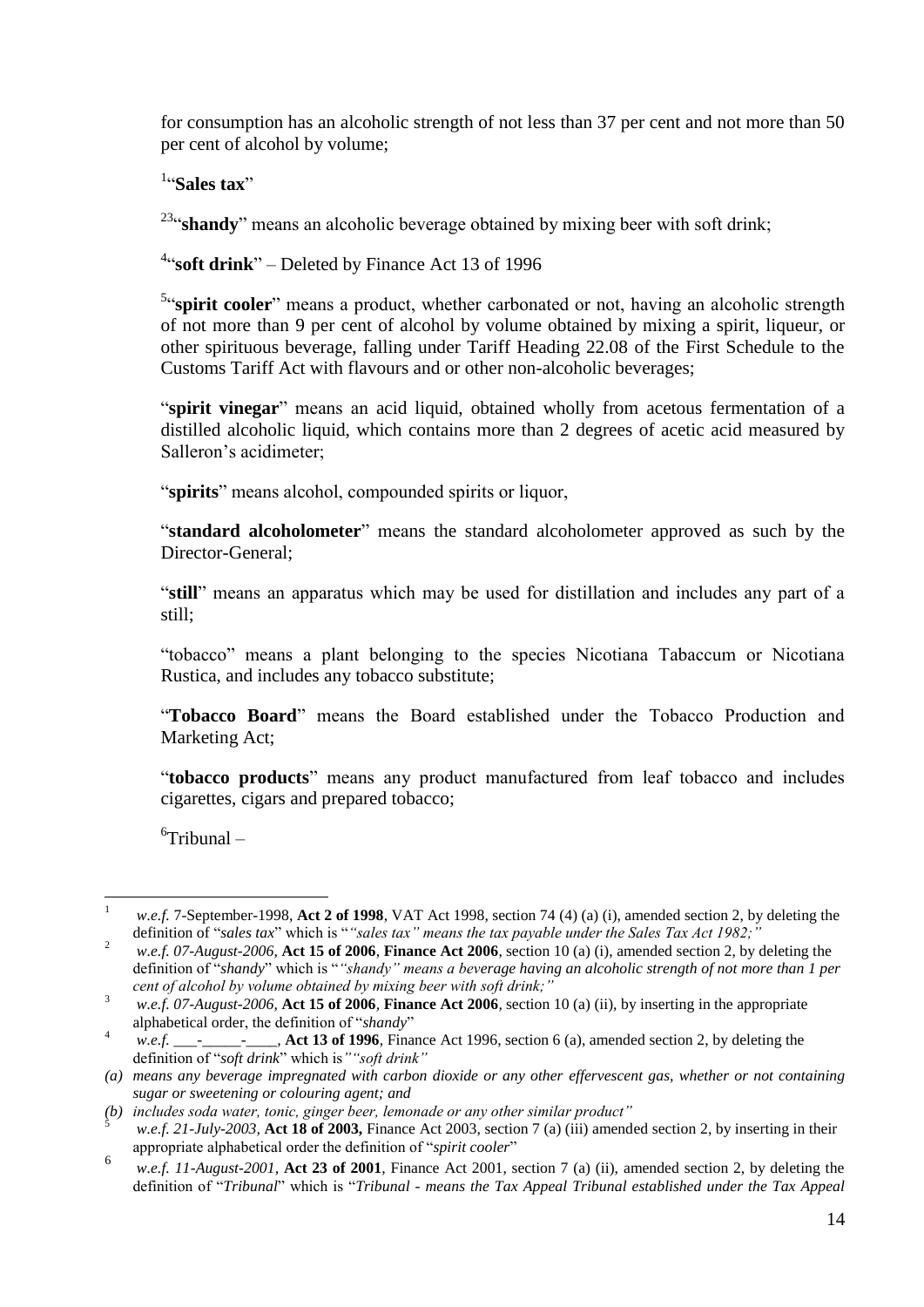for consumption has an alcoholic strength of not less than 37 per cent and not more than 50 per cent of alcohol by volume;

[1]"**Sales tax**"

[23]"**shandy**" means an alcoholic beverage obtained by mixing beer with soft drink;

[4]"**soft drink**" – Deleted by Finance Act 13 of 1996

[5]"**spirit cooler**" means a product, whether carbonated or not, having an alcoholic strength of not more than 9 per cent of alcohol by volume obtained by mixing a spirit, liqueur, or other spirituous beverage, falling under Tariff Heading 22.08 of the First Schedule to the Customs Tariff Act with flavours and or other non-alcoholic beverages;

"**spirit vinegar**" means an acid liquid, obtained wholly from acetous fermentation of a distilled alcoholic liquid, which contains more than 2 degrees of acetic acid measured by Salleron's acidimeter;

"**spirits**" means alcohol, compounded spirits or liquor,

"**standard alcoholometer**" means the standard alcoholometer approved as such by the Director-General;

"**still**" means an apparatus which may be used for distillation and includes any part of a still;

"tobacco" means a plant belonging to the species Nicotiana Tabaccum or Nicotiana Rustica, and includes any tobacco substitute;

"**Tobacco Board**" means the Board established under the Tobacco Production and Marketing Act;

"**tobacco products**" means any product manufactured from leaf tobacco and includes cigarettes, cigars and prepared tobacco;

[6]Tribunal –

---

[1] *w.e.f.* 7-September-1998, **Act 2 of 1998**, VAT Act 1998, section 74 (4) (a) (i), amended section 2, by deleting the definition of "*sales tax*" which is "*"sales tax" means the tax payable under the Sales Tax Act 1982;"*

[2] *w.e.f. 07-August-2006*, **Act 15 of 2006**, **Finance Act 2006**, section 10 (a) (i), amended section 2, by deleting the definition of "*shandy*" which is "*"shandy" means a beverage having an alcoholic strength of not more than 1 per cent of alcohol by volume obtained by mixing beer with soft drink;"*

[3] *w.e.f. 07-August-2006*, **Act 15 of 2006**, **Finance Act 2006**, section 10 (a) (ii), by inserting in the appropriate alphabetical order, the definition of "*shandy*"

[4] *w.e.f.* \_\_\_-\_\_\_\_\_-\_\_\_\_, **Act 13 of 1996**, Finance Act 1996, section 6 (a), amended section 2, by deleting the definition of "*soft drink*" which is*""soft drink"*

*(a) means any beverage impregnated with carbon dioxide or any other effervescent gas, whether or not containing sugar or sweetening or colouring agent; and*

*(b) includes soda water, tonic, ginger beer, lemonade or any other similar product"*

[5] *w.e.f. 21-July-2003*, **Act 18 of 2003,** Finance Act 2003, section 7 (a) (iii) amended section 2, by inserting in their appropriate alphabetical order the definition of "*spirit cooler*"

[6] *w.e.f. 11-August-2001*, **Act 23 of 2001**, Finance Act 2001, section 7 (a) (ii), amended section 2, by deleting the definition of "*Tribunal*" which is "*Tribunal - means the Tax Appeal Tribunal established under the Tax Appeal*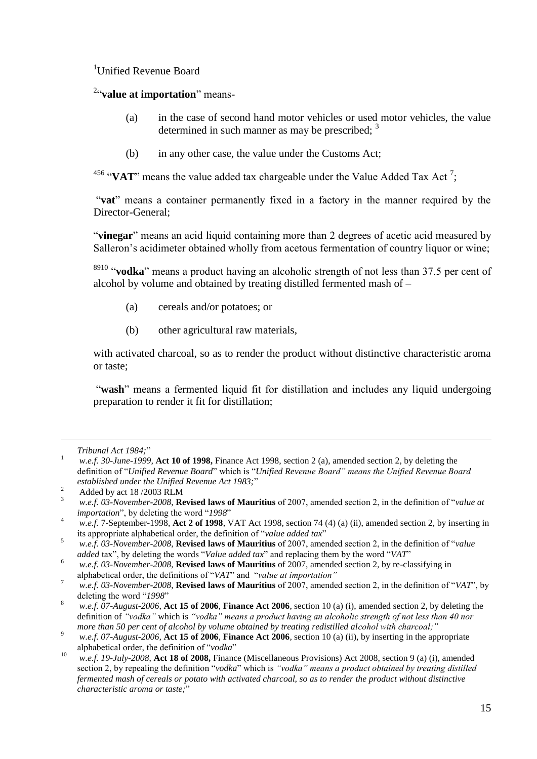[1]Unified Revenue Board

[2]"**value at importation**" means-

(a) in the case of second hand motor vehicles or used motor vehicles, the value determined in such manner as may be prescribed; [3]

(b) in any other case, the value under the Customs Act;

[4][5][6] "**VAT**" means the value added tax chargeable under the Value Added Tax Act [7];

"**vat**" means a container permanently fixed in a factory in the manner required by the Director-General;

"**vinegar**" means an acid liquid containing more than 2 degrees of acetic acid measured by Salleron's acidimeter obtained wholly from acetous fermentation of country liquor or wine;

[8][9][10] "**vodka**" means a product having an alcoholic strength of not less than 37.5 per cent of alcohol by volume and obtained by treating distilled fermented mash of –

(a) cereals and/or potatoes; or

(b) other agricultural raw materials,

with activated charcoal, so as to render the product without distinctive characteristic aroma or taste;

"**wash**" means a fermented liquid fit for distillation and includes any liquid undergoing preparation to render it fit for distillation;

---

*Tribunal Act 1984;*"

[1] *w.e.f. 30-June-1999,* **Act 10 of 1998,** Finance Act 1998, section 2 (a), amended section 2, by deleting the definition of "*Unified Revenue Board*" which is "*Unified Revenue Board" means the Unified Revenue Board established under the Unified Revenue Act 1983;*"

[2] Added by act 18 /2003 RLM

[3] *w.e.f. 03-November-2008*, **Revised laws of Mauritius** of 2007, amended section 2, in the definition of "*value at importation*", by deleting the word "*1998*"

[4] *w.e.f.* 7-September-1998, **Act 2 of 1998**, VAT Act 1998, section 74 (4) (a) (ii), amended section 2, by inserting in its appropriate alphabetical order, the definition of "*value added tax*"

[5] *w.e.f. 03-November-2008*, **Revised laws of Mauritius** of 2007, amended section 2, in the definition of "*value added* tax", by deleting the words "*Value added tax*" and replacing them by the word "*VAT*"

[6] *w.e.f. 03-November-2008*, **Revised laws of Mauritius** of 2007, amended section 2, by re-classifying in alphabetical order, the definitions of "*VAT*" and "*value at importation"*

[7] *w.e.f. 03-November-2008*, **Revised laws of Mauritius** of 2007, amended section 2, in the definition of "*VAT*", by deleting the word "*1998*"

[8] *w.e.f. 07-August-2006,* **Act 15 of 2006**, **Finance Act 2006**, section 10 (a) (i), amended section 2, by deleting the definition of *"vodka"* which is *"vodka" means a product having an alcoholic strength of not less than 40 nor more than 50 per cent of alcohol by volume obtained by treating redistilled alcohol with charcoal;"*

[9] *w.e.f. 07-August-2006,* **Act 15 of 2006**, **Finance Act 2006**, section 10 (a) (ii), by inserting in the appropriate alphabetical order, the definition of "*vodka*"

[10] *w.e.f. 19-July-2008,* **Act 18 of 2008,** Finance (Miscellaneous Provisions) Act 2008, section 9 (a) (i), amended section 2, by repealing the definition "*vodka*" which is *"vodka" means a product obtained by treating distilled fermented mash of cereals or potato with activated charcoal, so as to render the product without distinctive characteristic aroma or taste;*"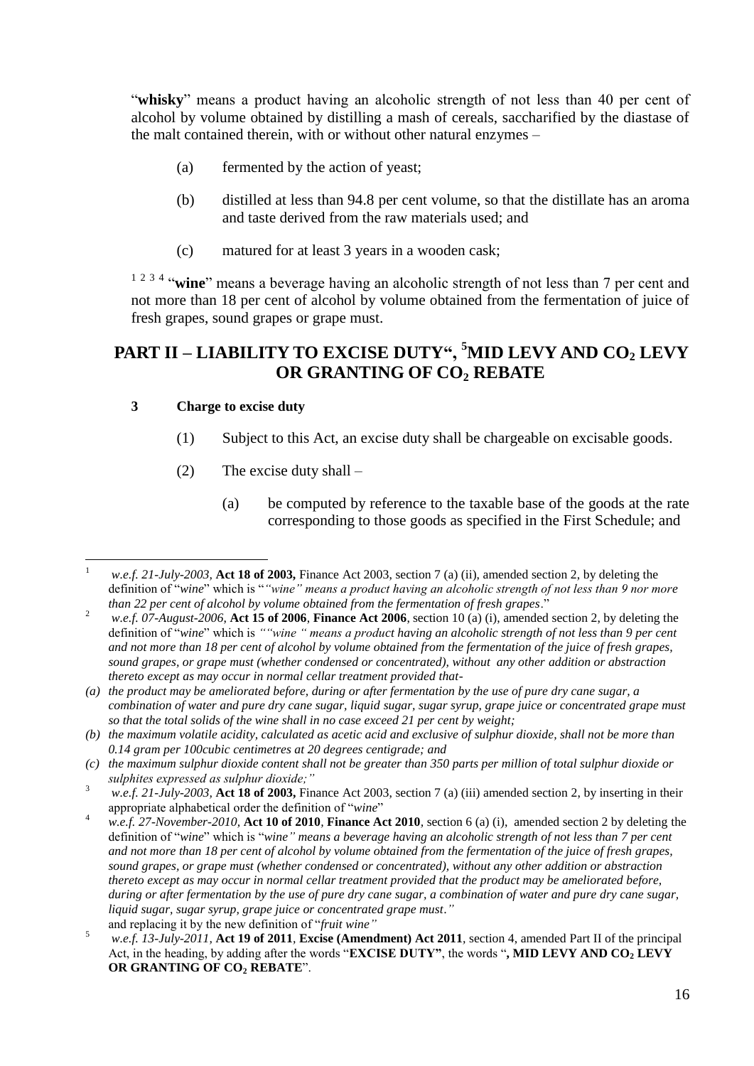"**whisky**" means a product having an alcoholic strength of not less than 40 per cent of alcohol by volume obtained by distilling a mash of cereals, saccharified by the diastase of the malt contained therein, with or without other natural enzymes –

(a) fermented by the action of yeast;

(b) distilled at less than 94.8 per cent volume, so that the distillate has an aroma and taste derived from the raw materials used; and

(c) matured for at least 3 years in a wooden cask;

[1] [2] [3] [4] "**wine**" means a beverage having an alcoholic strength of not less than 7 per cent and not more than 18 per cent of alcohol by volume obtained from the fermentation of juice of fresh grapes, sound grapes or grape must.

## PART II – LIABILITY TO EXCISE DUTY", [5]MID LEVY AND $CO_2$ LEVY OR GRANTING OF $CO_2$ REBATE

**3 Charge to excise duty**

(1) Subject to this Act, an excise duty shall be chargeable on excisable goods.

(2) The excise duty shall –

(a) be computed by reference to the taxable base of the goods at the rate corresponding to those goods as specified in the First Schedule; and

---

[1] *w.e.f. 21-July-2003,* **Act 18 of 2003,** Finance Act 2003, section 7 (a) (ii), amended section 2, by deleting the definition of "*wine*" which is "*"wine" means a product having an alcoholic strength of not less than 9 nor more than 22 per cent of alcohol by volume obtained from the fermentation of fresh grapes*."

[2] *w.e.f. 07-August-2006,* **Act 15 of 2006**, **Finance Act 2006**, section 10 (a) (i), amended section 2, by deleting the definition of "*wine*" which is *""wine " means a product having an alcoholic strength of not less than 9 per cent and not more than 18 per cent of alcohol by volume obtained from the fermentation of the juice of fresh grapes, sound grapes, or grape must (whether condensed or concentrated), without any other addition or abstraction thereto except as may occur in normal cellar treatment provided that-*

*(a) the product may be ameliorated before, during or after fermentation by the use of pure dry cane sugar, a combination of water and pure dry cane sugar, liquid sugar, sugar syrup, grape juice or concentrated grape must so that the total solids of the wine shall in no case exceed 21 per cent by weight;*

*(b) the maximum volatile acidity, calculated as acetic acid and exclusive of sulphur dioxide, shall not be more than 0.14 gram per 100cubic centimetres at 20 degrees centigrade; and*

*(c) the maximum sulphur dioxide content shall not be greater than 350 parts per million of total sulphur dioxide or sulphites expressed as sulphur dioxide;"*

[3] *w.e.f. 21-July-2003,* **Act 18 of 2003,** Finance Act 2003, section 7 (a) (iii) amended section 2, by inserting in their appropriate alphabetical order the definition of "*wine*"

[4] *w.e.f. 27-November-2010,* **Act 10 of 2010**, **Finance Act 2010**, section 6 (a) (i), amended section 2 by deleting the definition of "*wine*" which is "*wine" means a beverage having an alcoholic strength of not less than 7 per cent and not more than 18 per cent of alcohol by volume obtained from the fermentation of the juice of fresh grapes, sound grapes, or grape must (whether condensed or concentrated), without any other addition or abstraction thereto except as may occur in normal cellar treatment provided that the product may be ameliorated before, during or after fermentation by the use of pure dry cane sugar, a combination of water and pure dry cane sugar, liquid sugar, sugar syrup, grape juice or concentrated grape must."* and replacing it by the new definition of "*fruit wine"*

[5] *w.e.f. 13-July-2011,* **Act 19 of 2011**, **Excise (Amendment) Act 2011**, section 4, amended Part II of the principal Act, in the heading, by adding after the words "**EXCISE DUTY"**, the words "**, MID LEVY AND $CO_2$ LEVY OR GRANTING OF $CO_2$ REBATE**".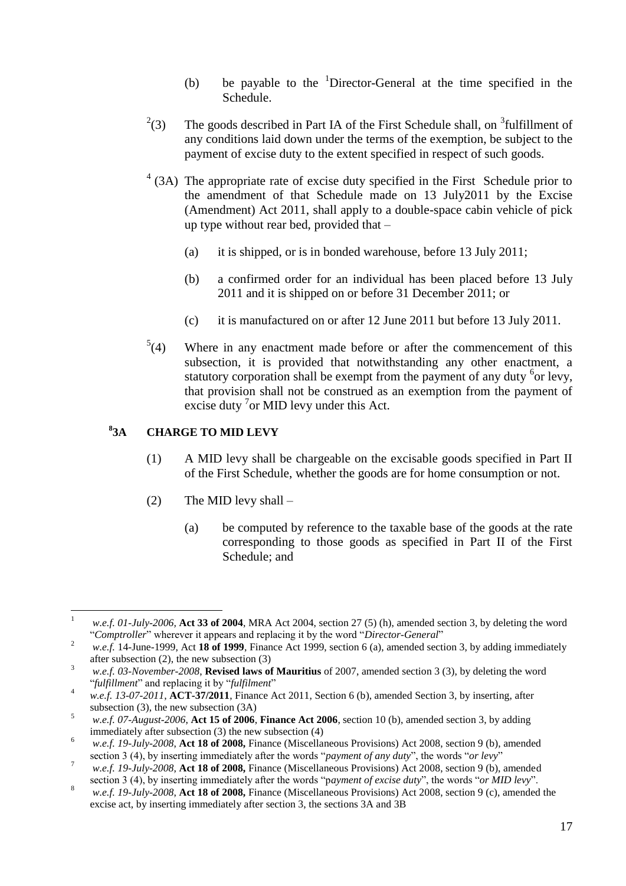(b) be payable to the [1]Director-General at the time specified in the Schedule.

[2](3) The goods described in Part IA of the First Schedule shall, on [3]fulfillment of any conditions laid down under the terms of the exemption, be subject to the payment of excise duty to the extent specified in respect of such goods.

[4] (3A) The appropriate rate of excise duty specified in the First Schedule prior to the amendment of that Schedule made on 13 July2011 by the Excise (Amendment) Act 2011, shall apply to a double-space cabin vehicle of pick up type without rear bed, provided that –

(a) it is shipped, or is in bonded warehouse, before 13 July 2011;

(b) a confirmed order for an individual has been placed before 13 July 2011 and it is shipped on or before 31 December 2011; or

(c) it is manufactured on or after 12 June 2011 but before 13 July 2011.

[5](4) Where in any enactment made before or after the commencement of this subsection, it is provided that notwithstanding any other enactment, a statutory corporation shall be exempt from the payment of any duty [6]or levy, that provision shall not be construed as an exemption from the payment of excise duty [7]or MID levy under this Act.

### [8]3A CHARGE TO MID LEVY

(1) A MID levy shall be chargeable on the excisable goods specified in Part II of the First Schedule, whether the goods are for home consumption or not.

(2) The MID levy shall –

(a) be computed by reference to the taxable base of the goods at the rate corresponding to those goods as specified in Part II of the First Schedule; and

---

[1] *w.e.f. 01-July-2006*, **Act 33 of 2004**, MRA Act 2004, section 27 (5) (h), amended section 3, by deleting the word "*Comptroller*" wherever it appears and replacing it by the word "*Director-General*"

[2] *w.e.f.* 14-June-1999, Act **18 of 1999**, Finance Act 1999, section 6 (a), amended section 3, by adding immediately after subsection (2), the new subsection (3)

[3] *w.e.f. 03-November-2008*, **Revised laws of Mauritius** of 2007, amended section 3 (3), by deleting the word "*fulfillment*" and replacing it by "*fulfilment*"

[4] *w.e.f. 13-07-2011*, **ACT-37/2011**, Finance Act 2011, Section 6 (b), amended Section 3, by inserting, after subsection (3), the new subsection (3A)

[5] *w.e.f. 07-August-2006*, **Act 15 of 2006**, **Finance Act 2006**, section 10 (b), amended section 3, by adding immediately after subsection (3) the new subsection (4)

[6] *w.e.f. 19-July-2008*, **Act 18 of 2008,** Finance (Miscellaneous Provisions) Act 2008, section 9 (b), amended section 3 (4), by inserting immediately after the words "*payment of any duty*", the words "*or levy*"

[7] *w.e.f. 19-July-2008*, **Act 18 of 2008,** Finance (Miscellaneous Provisions) Act 2008, section 9 (b), amended section 3 (4), by inserting immediately after the words "*payment of excise duty*", the words "*or MID levy*".

[8] *w.e.f. 19-July-2008*, **Act 18 of 2008,** Finance (Miscellaneous Provisions) Act 2008, section 9 (c), amended the excise act, by inserting immediately after section 3, the sections 3A and 3B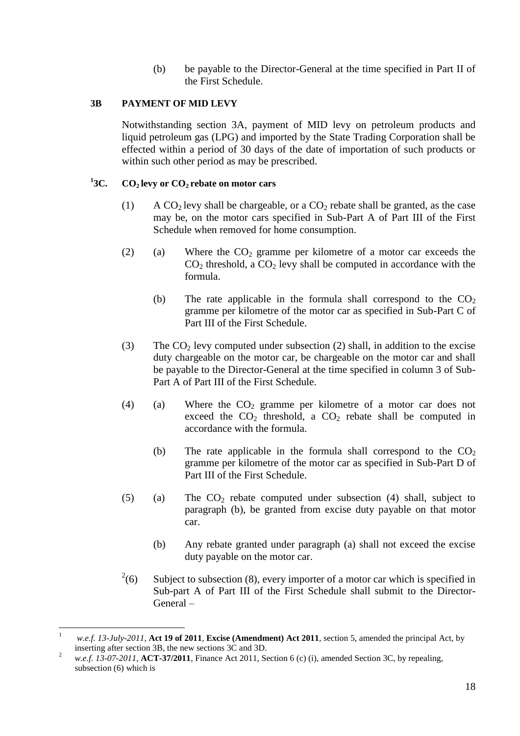(b) be payable to the Director-General at the time specified in Part II of the First Schedule.

**3B PAYMENT OF MID LEVY**

Notwithstanding section 3A, payment of MID levy on petroleum products and liquid petroleum gas (LPG) and imported by the State Trading Corporation shall be effected within a period of 30 days of the date of importation of such products or within such other period as may be prescribed.

**[1]3C. $CO_2$ levy or $CO_2$ rebate on motor cars**

(1) A $CO_2$ levy shall be chargeable, or a $CO_2$ rebate shall be granted, as the case may be, on the motor cars specified in Sub-Part A of Part III of the First Schedule when removed for home consumption.

(2) (a) Where the $CO_2$ gramme per kilometre of a motor car exceeds the $CO_2$ threshold, a $CO_2$ levy shall be computed in accordance with the formula.

(b) The rate applicable in the formula shall correspond to the $CO_2$ gramme per kilometre of the motor car as specified in Sub-Part C of Part III of the First Schedule.

(3) The $CO_2$ levy computed under subsection (2) shall, in addition to the excise duty chargeable on the motor car, be chargeable on the motor car and shall be payable to the Director-General at the time specified in column 3 of Sub-Part A of Part III of the First Schedule.

(4) (a) Where the $CO_2$ gramme per kilometre of a motor car does not exceed the $CO_2$ threshold, a $CO_2$ rebate shall be computed in accordance with the formula.

(b) The rate applicable in the formula shall correspond to the $CO_2$ gramme per kilometre of the motor car as specified in Sub-Part D of Part III of the First Schedule.

(5) (a) The $CO_2$ rebate computed under subsection (4) shall, subject to paragraph (b), be granted from excise duty payable on that motor car.

(b) Any rebate granted under paragraph (a) shall not exceed the excise duty payable on the motor car.

[2](6) Subject to subsection (8), every importer of a motor car which is specified in Sub-part A of Part III of the First Schedule shall submit to the Director-General –

---

[1] *w.e.f. 13-July-2011*, **Act 19 of 2011**, **Excise (Amendment) Act 2011**, section 5, amended the principal Act, by inserting after section 3B, the new sections 3C and 3D.

[2] *w.e.f. 13-07-2011*, **ACT-37/2011**, Finance Act 2011, Section 6 (c) (i), amended Section 3C, by repealing, subsection (6) which is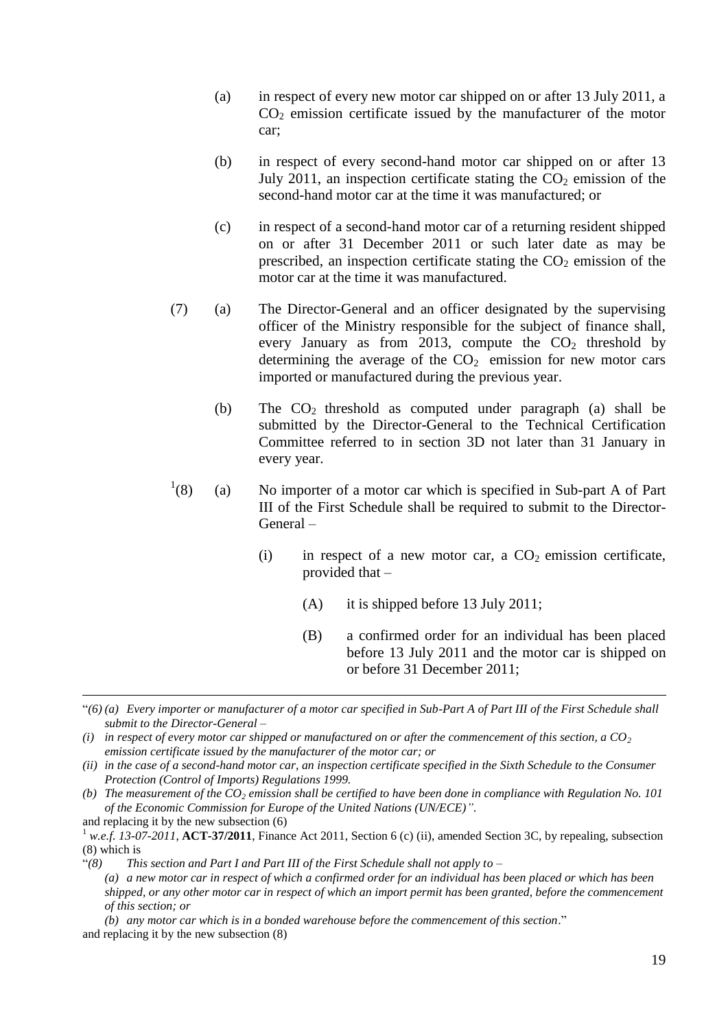(a) in respect of every new motor car shipped on or after 13 July 2011, a $CO_2$ emission certificate issued by the manufacturer of the motor car;

(b) in respect of every second-hand motor car shipped on or after 13 July 2011, an inspection certificate stating the $CO_2$ emission of the second-hand motor car at the time it was manufactured; or

(c) in respect of a second-hand motor car of a returning resident shipped on or after 31 December 2011 or such later date as may be prescribed, an inspection certificate stating the $CO_2$ emission of the motor car at the time it was manufactured.

(7) (a) The Director-General and an officer designated by the supervising officer of the Ministry responsible for the subject of finance shall, every January as from 2013, compute the $CO_2$ threshold by determining the average of the $CO_2$ emission for new motor cars imported or manufactured during the previous year.

(b) The $CO_2$ threshold as computed under paragraph (a) shall be submitted by the Director-General to the Technical Certification Committee referred to in section 3D not later than 31 January in every year.

[1](8) (a) No importer of a motor car which is specified in Sub-part A of Part III of the First Schedule shall be required to submit to the Director-General –

(i) in respect of a new motor car, a $CO_2$ emission certificate, provided that –

(A) it is shipped before 13 July 2011;

(B) a confirmed order for an individual has been placed before 13 July 2011 and the motor car is shipped on or before 31 December 2011;

---

"*(6) (a) Every importer or manufacturer of a motor car specified in Sub-Part A of Part III of the First Schedule shall submit to the Director-General –*

*(i) in respect of every motor car shipped or manufactured on or after the commencement of this section, a $CO_2$ emission certificate issued by the manufacturer of the motor car; or*

*(ii) in the case of a second-hand motor car, an inspection certificate specified in the Sixth Schedule to the Consumer Protection (Control of Imports) Regulations 1999.*

*(b) The measurement of the $CO_2$ emission shall be certified to have been done in compliance with Regulation No. 101 of the Economic Commission for Europe of the United Nations (UN/ECE)".*

and replacing it by the new subsection (6)

[1] *w.e.f. 13-07-2011*, **ACT-37/2011**, Finance Act 2011, Section 6 (c) (ii), amended Section 3C, by repealing, subsection (8) which is

"*(8) This section and Part I and Part III of the First Schedule shall not apply to –*

*(a) a new motor car in respect of which a confirmed order for an individual has been placed or which has been shipped, or any other motor car in respect of which an import permit has been granted, before the commencement of this section; or*

*(b) any motor car which is in a bonded warehouse before the commencement of this section*."

and replacing it by the new subsection (8)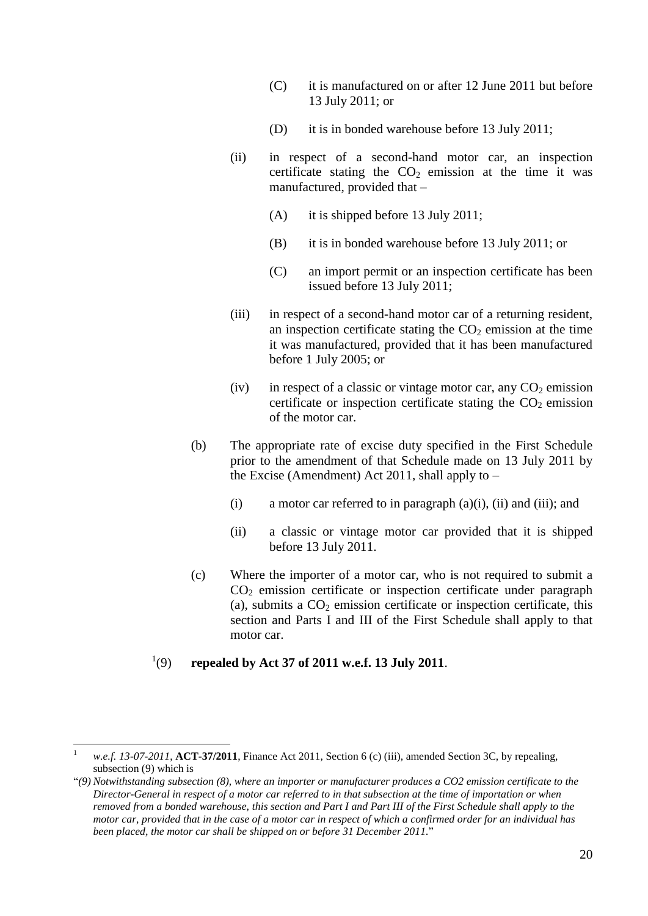(C) it is manufactured on or after 12 June 2011 but before 13 July 2011; or

(D) it is in bonded warehouse before 13 July 2011;

(ii) in respect of a second-hand motor car, an inspection certificate stating the $CO_2$ emission at the time it was manufactured, provided that –

(A) it is shipped before 13 July 2011;

(B) it is in bonded warehouse before 13 July 2011; or

(C) an import permit or an inspection certificate has been issued before 13 July 2011;

(iii) in respect of a second-hand motor car of a returning resident, an inspection certificate stating the $CO_2$ emission at the time it was manufactured, provided that it has been manufactured before 1 July 2005; or

(iv) in respect of a classic or vintage motor car, any $CO_2$ emission certificate or inspection certificate stating the $CO_2$ emission of the motor car.

(b) The appropriate rate of excise duty specified in the First Schedule prior to the amendment of that Schedule made on 13 July 2011 by the Excise (Amendment) Act 2011, shall apply to –

(i) a motor car referred to in paragraph (a)(i), (ii) and (iii); and

(ii) a classic or vintage motor car provided that it is shipped before 13 July 2011.

(c) Where the importer of a motor car, who is not required to submit a $CO_2$ emission certificate or inspection certificate under paragraph (a), submits a $CO_2$ emission certificate or inspection certificate, this section and Parts I and III of the First Schedule shall apply to that motor car.

[1](9) **repealed by Act 37 of 2011 w.e.f. 13 July 2011**.

---

[1] *w.e.f. 13-07-2011*, **ACT-37/2011**, Finance Act 2011, Section 6 (c) (iii), amended Section 3C, by repealing, subsection (9) which is

"*(9) Notwithstanding subsection (8), where an importer or manufacturer produces a CO2 emission certificate to the Director-General in respect of a motor car referred to in that subsection at the time of importation or when removed from a bonded warehouse, this section and Part I and Part III of the First Schedule shall apply to the motor car, provided that in the case of a motor car in respect of which a confirmed order for an individual has been placed, the motor car shall be shipped on or before 31 December 2011.*"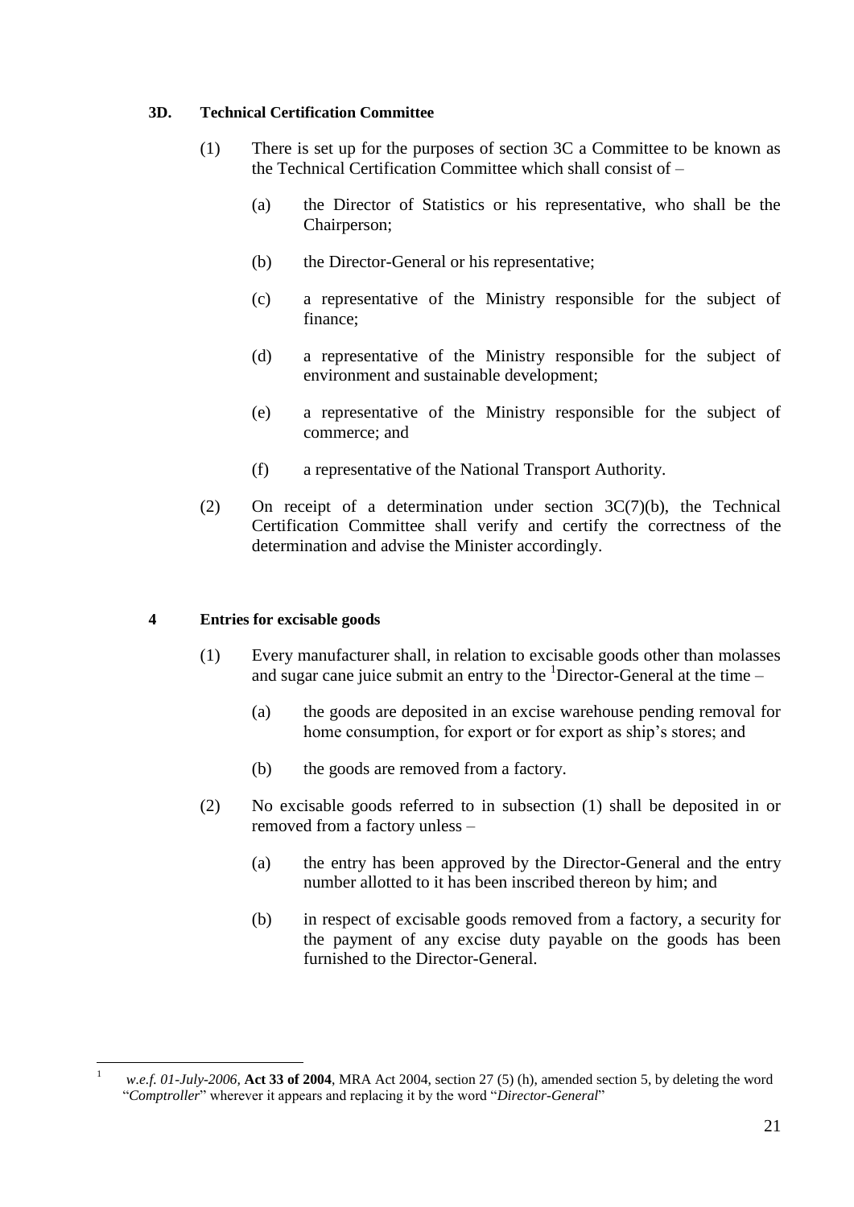**3D. Technical Certification Committee**

(1) There is set up for the purposes of section 3C a Committee to be known as the Technical Certification Committee which shall consist of –

(a) the Director of Statistics or his representative, who shall be the Chairperson;

(b) the Director-General or his representative;

(c) a representative of the Ministry responsible for the subject of finance;

(d) a representative of the Ministry responsible for the subject of environment and sustainable development;

(e) a representative of the Ministry responsible for the subject of commerce; and

(f) a representative of the National Transport Authority.

(2) On receipt of a determination under section 3C(7)(b), the Technical Certification Committee shall verify and certify the correctness of the determination and advise the Minister accordingly.

**4 Entries for excisable goods**

(1) Every manufacturer shall, in relation to excisable goods other than molasses and sugar cane juice submit an entry to the [1]Director-General at the time –

(a) the goods are deposited in an excise warehouse pending removal for home consumption, for export or for export as ship's stores; and

(b) the goods are removed from a factory.

(2) No excisable goods referred to in subsection (1) shall be deposited in or removed from a factory unless –

(a) the entry has been approved by the Director-General and the entry number allotted to it has been inscribed thereon by him; and

(b) in respect of excisable goods removed from a factory, a security for the payment of any excise duty payable on the goods has been furnished to the Director-General.

---

[1] *w.e.f. 01-July-2006*, **Act 33 of 2004**, MRA Act 2004, section 27 (5) (h), amended section 5, by deleting the word "*Comptroller*" wherever it appears and replacing it by the word "*Director-General*"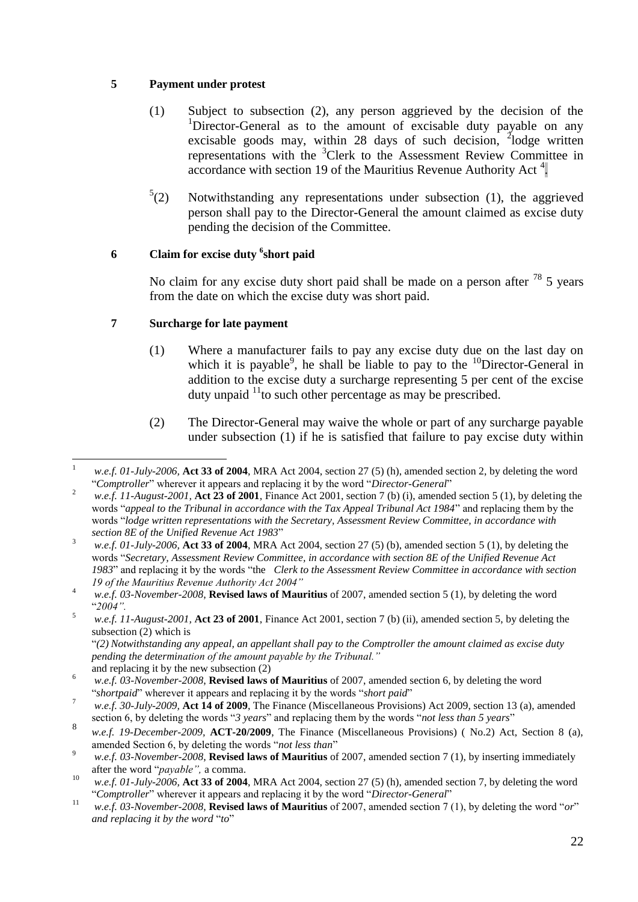**5 Payment under protest**

(1) Subject to subsection (2), any person aggrieved by the decision of the [1]Director-General as to the amount of excisable duty payable on any excisable goods may, within 28 days of such decision, [2]lodge written representations with the [3]Clerk to the Assessment Review Committee in accordance with section 19 of the Mauritius Revenue Authority Act [4].

[5](2) Notwithstanding any representations under subsection (1), the aggrieved person shall pay to the Director-General the amount claimed as excise duty pending the decision of the Committee.

**6 Claim for excise duty [6]short paid**

No claim for any excise duty short paid shall be made on a person after [7][8] 5 years from the date on which the excise duty was short paid.

**7 Surcharge for late payment**

(1) Where a manufacturer fails to pay any excise duty due on the last day on which it is payable[9], he shall be liable to pay to the [10]Director-General in addition to the excise duty a surcharge representing 5 per cent of the excise duty unpaid [11]to such other percentage as may be prescribed.

(2) The Director-General may waive the whole or part of any surcharge payable under subsection (1) if he is satisfied that failure to pay excise duty within

---

[1] *w.e.f. 01-July-2006*, **Act 33 of 2004**, MRA Act 2004, section 27 (5) (h), amended section 2, by deleting the word "*Comptroller*" wherever it appears and replacing it by the word "*Director-General*"

[2] *w.e.f. 11-August-2001*, **Act 23 of 2001**, Finance Act 2001, section 7 (b) (i), amended section 5 (1), by deleting the words "*appeal to the Tribunal in accordance with the Tax Appeal Tribunal Act 1984*" and replacing them by the words "*lodge written representations with the Secretary, Assessment Review Committee, in accordance with section 8E of the Unified Revenue Act 1983*"

[3] *w.e.f. 01-July-2006*, **Act 33 of 2004**, MRA Act 2004, section 27 (5) (b), amended section 5 (1), by deleting the words "*Secretary, Assessment Review Committee, in accordance with section 8E of the Unified Revenue Act 1983*" and replacing it by the words "the *Clerk to the Assessment Review Committee in accordance with section 19 of the Mauritius Revenue Authority Act 2004*"

[4] *w.e.f. 03-November-2008*, **Revised laws of Mauritius** of 2007, amended section 5 (1), by deleting the word "*2004*".

[5] *w.e.f. 11-August-2001*, **Act 23 of 2001**, Finance Act 2001, section 7 (b) (ii), amended section 5, by deleting the subsection (2) which is
"*(2) Notwithstanding any appeal, an appellant shall pay to the Comptroller the amount claimed as excise duty pending the determination of the amount payable by the Tribunal.*"
and replacing it by the new subsection (2)

[6] *w.e.f. 03-November-2008*, **Revised laws of Mauritius** of 2007, amended section 6, by deleting the word "*shortpaid*" wherever it appears and replacing it by the words "*short paid*"

[7] *w.e.f. 30-July-2009*, **Act 14 of 2009**, The Finance (Miscellaneous Provisions) Act 2009, section 13 (a), amended section 6, by deleting the words "*3 years*" and replacing them by the words "*not less than 5 years*"

[8] *w.e.f. 19-December-2009*, **ACT-20/2009**, The Finance (Miscellaneous Provisions) ( No.2) Act, Section 8 (a), amended Section 6, by deleting the words "*not less than*"

[9] *w.e.f. 03-November-2008*, **Revised laws of Mauritius** of 2007, amended section 7 (1), by inserting immediately after the word "*payable",* a comma.

[10] *w.e.f. 01-July-2006*, **Act 33 of 2004**, MRA Act 2004, section 27 (5) (h), amended section 7, by deleting the word "*Comptroller*" wherever it appears and replacing it by the word "*Director-General*"

[11] *w.e.f. 03-November-2008*, **Revised laws of Mauritius** of 2007, amended section 7 (1), by deleting the word "*or*" *and replacing it by the word* "*to*"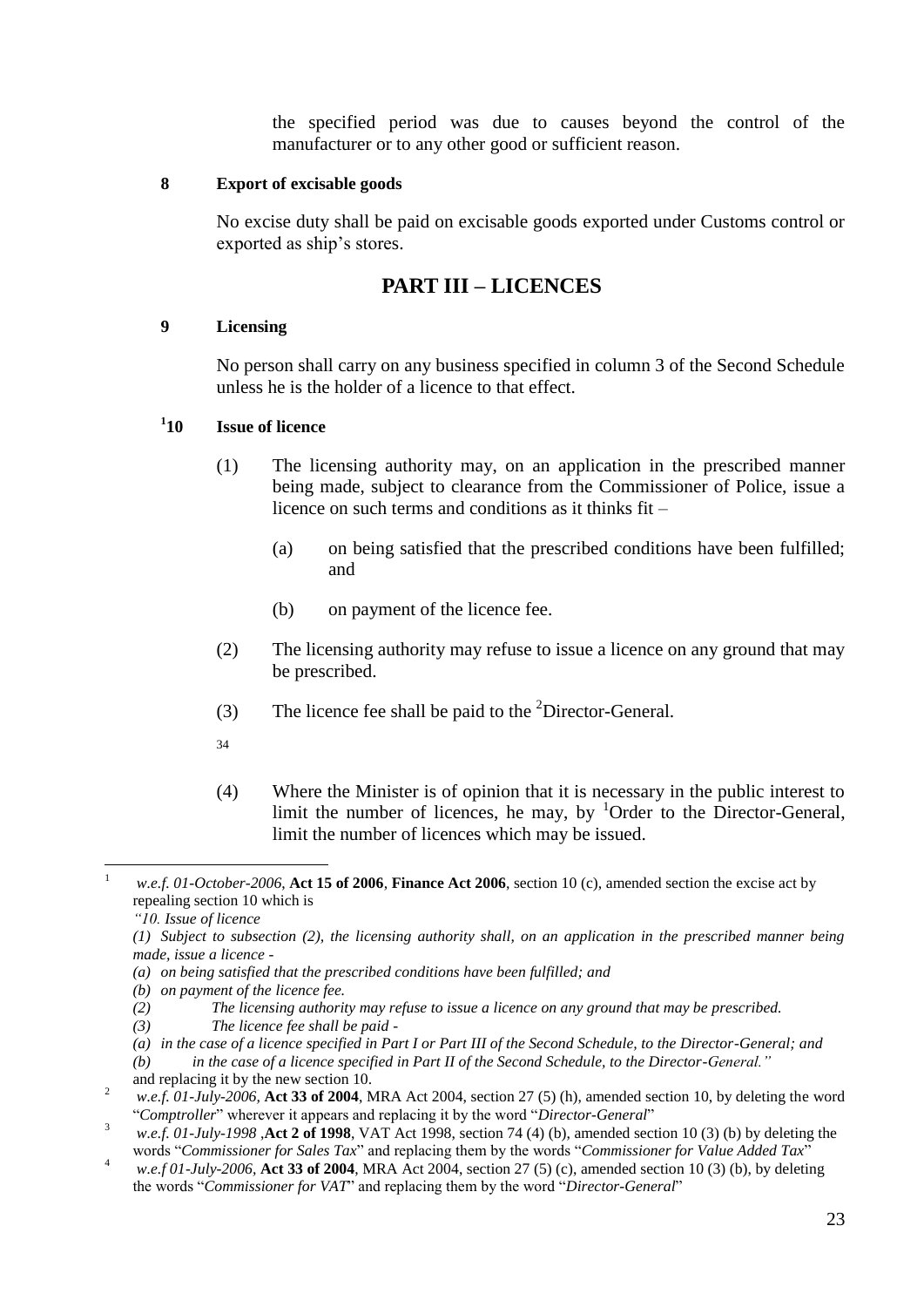the specified period was due to causes beyond the control of the manufacturer or to any other good or sufficient reason.

**8 Export of excisable goods**

No excise duty shall be paid on excisable goods exported under Customs control or exported as ship's stores.

## PART III – LICENCES

**9 Licensing**

No person shall carry on any business specified in column 3 of the Second Schedule unless he is the holder of a licence to that effect.

**[1]10 Issue of licence**

(1) The licensing authority may, on an application in the prescribed manner being made, subject to clearance from the Commissioner of Police, issue a licence on such terms and conditions as it thinks fit –

(a) on being satisfied that the prescribed conditions have been fulfilled; and

(b) on payment of the licence fee.

(2) The licensing authority may refuse to issue a licence on any ground that may be prescribed.

(3) The licence fee shall be paid to the [2]Director-General.

34

(4) Where the Minister is of opinion that it is necessary in the public interest to limit the number of licences, he may, by [1]Order to the Director-General, limit the number of licences which may be issued.

---

[1] *w.e.f. 01-October-2006*, **Act 15 of 2006**, **Finance Act 2006**, section 10 (c), amended section the excise act by repealing section 10 which is

*"10. Issue of licence*

*(1) Subject to subsection (2), the licensing authority shall, on an application in the prescribed manner being made, issue a licence -*

*(a) on being satisfied that the prescribed conditions have been fulfilled; and*

*(b) on payment of the licence fee.*

*(2) The licensing authority may refuse to issue a licence on any ground that may be prescribed.*

*(3) The licence fee shall be paid -*

*(a) in the case of a licence specified in Part I or Part III of the Second Schedule, to the Director-General; and*

*(b) in the case of a licence specified in Part II of the Second Schedule, to the Director-General."*

and replacing it by the new section 10.

[2] *w.e.f. 01-July-2006*, **Act 33 of 2004**, MRA Act 2004, section 27 (5) (h), amended section 10, by deleting the word "*Comptroller*" wherever it appears and replacing it by the word "*Director-General*"

[3] *w.e.f. 01-July-1998* ,**Act 2 of 1998**, VAT Act 1998, section 74 (4) (b), amended section 10 (3) (b) by deleting the words "*Commissioner for Sales Tax*" and replacing them by the words "*Commissioner for Value Added Tax*"

[4] *w.e.f 01-July-2006*, **Act 33 of 2004**, MRA Act 2004, section 27 (5) (c), amended section 10 (3) (b), by deleting the words "*Commissioner for VAT*" and replacing them by the word "*Director-General*"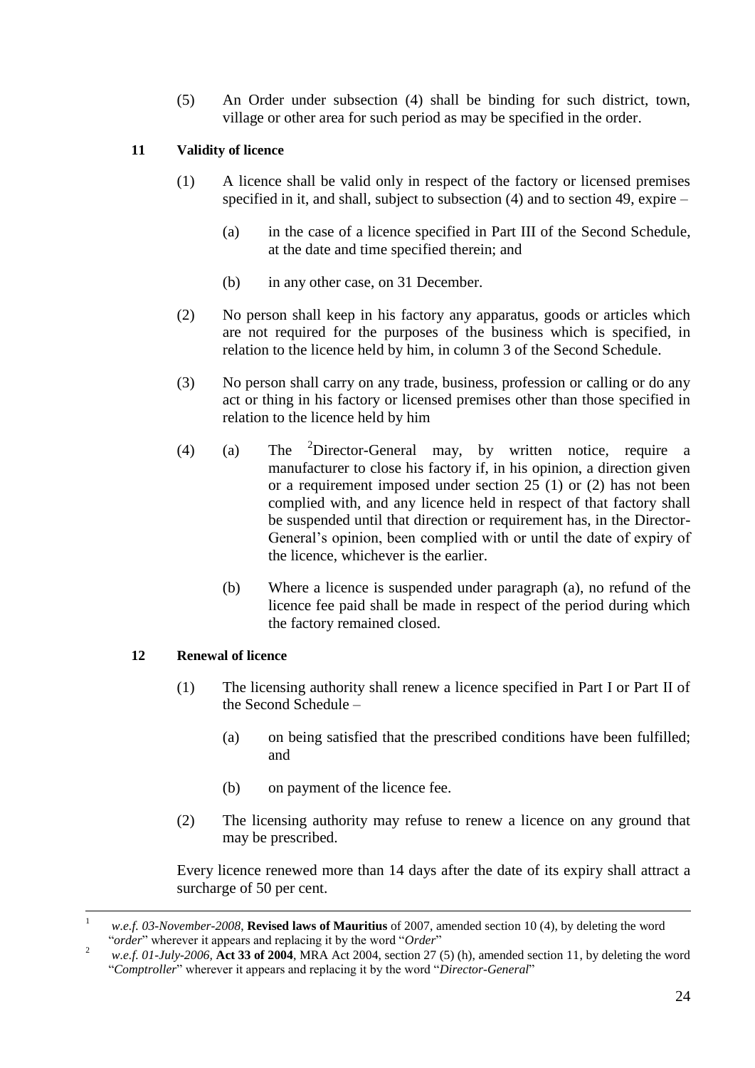(5) An Order under subsection (4) shall be binding for such district, town, village or other area for such period as may be specified in the order.

### 11 Validity of licence

(1) A licence shall be valid only in respect of the factory or licensed premises specified in it, and shall, subject to subsection (4) and to section 49, expire –

(a) in the case of a licence specified in Part III of the Second Schedule, at the date and time specified therein; and

(b) in any other case, on 31 December.

(2) No person shall keep in his factory any apparatus, goods or articles which are not required for the purposes of the business which is specified, in relation to the licence held by him, in column 3 of the Second Schedule.

(3) No person shall carry on any trade, business, profession or calling or do any act or thing in his factory or licensed premises other than those specified in relation to the licence held by him

(4) (a) The [2]Director-General may, by written notice, require a manufacturer to close his factory if, in his opinion, a direction given or a requirement imposed under section 25 (1) or (2) has not been complied with, and any licence held in respect of that factory shall be suspended until that direction or requirement has, in the Director-General's opinion, been complied with or until the date of expiry of the licence, whichever is the earlier.

(b) Where a licence is suspended under paragraph (a), no refund of the licence fee paid shall be made in respect of the period during which the factory remained closed.

### 12 Renewal of licence

(1) The licensing authority shall renew a licence specified in Part I or Part II of the Second Schedule –

(a) on being satisfied that the prescribed conditions have been fulfilled; and

(b) on payment of the licence fee.

(2) The licensing authority may refuse to renew a licence on any ground that may be prescribed.

Every licence renewed more than 14 days after the date of its expiry shall attract a surcharge of 50 per cent.

---

[1] *w.e.f. 03-November-2008*, **Revised laws of Mauritius** of 2007, amended section 10 (4), by deleting the word "*order*" wherever it appears and replacing it by the word "*Order*"

[2] *w.e.f. 01-July-2006*, **Act 33 of 2004**, MRA Act 2004, section 27 (5) (h), amended section 11, by deleting the word "*Comptroller*" wherever it appears and replacing it by the word "*Director-General*"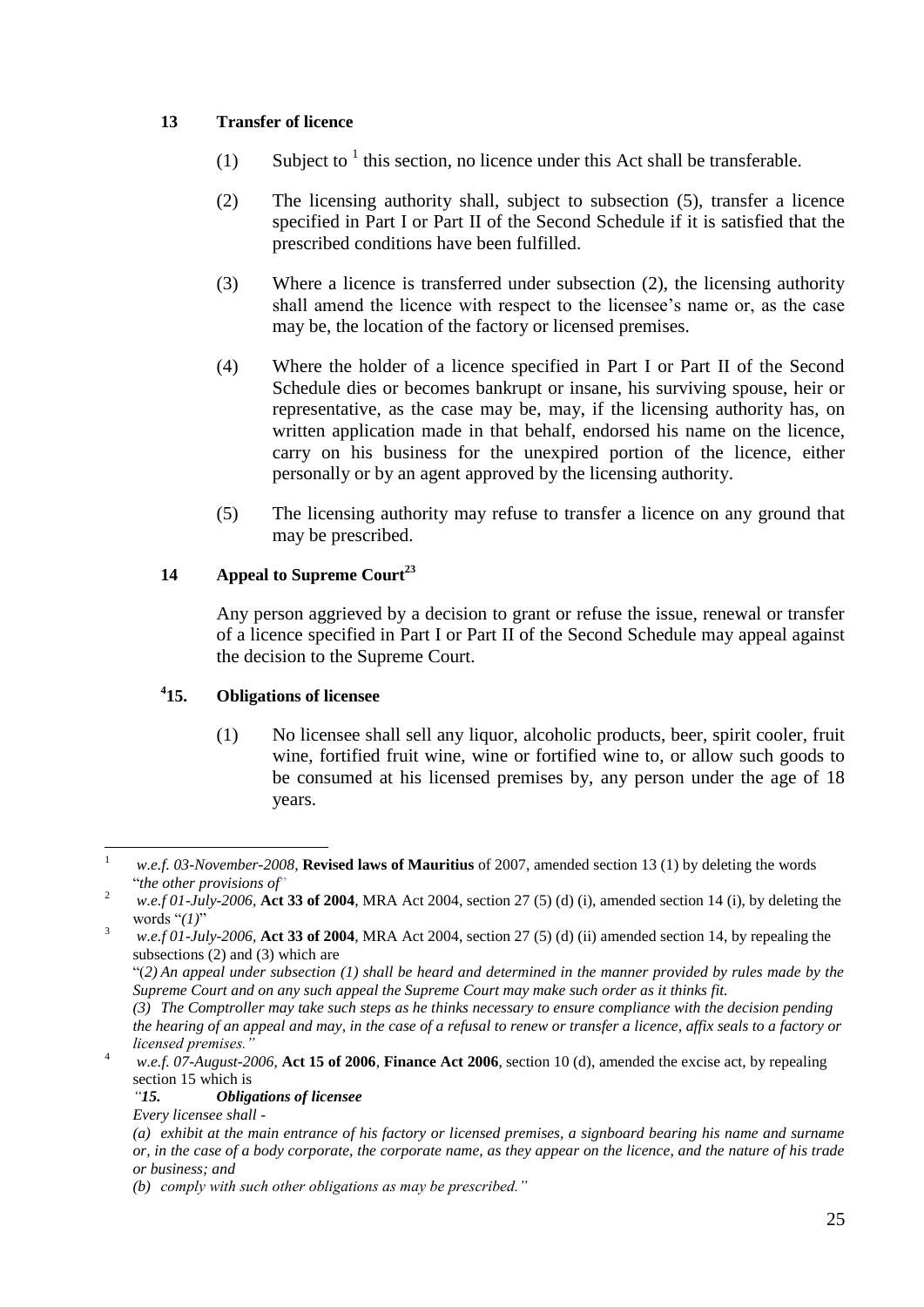**13 Transfer of licence**

(1) Subject to [1] this section, no licence under this Act shall be transferable.

(2) The licensing authority shall, subject to subsection (5), transfer a licence specified in Part I or Part II of the Second Schedule if it is satisfied that the prescribed conditions have been fulfilled.

(3) Where a licence is transferred under subsection (2), the licensing authority shall amend the licence with respect to the licensee's name or, as the case may be, the location of the factory or licensed premises.

(4) Where the holder of a licence specified in Part I or Part II of the Second Schedule dies or becomes bankrupt or insane, his surviving spouse, heir or representative, as the case may be, may, if the licensing authority has, on written application made in that behalf, endorsed his name on the licence, carry on his business for the unexpired portion of the licence, either personally or by an agent approved by the licensing authority.

(5) The licensing authority may refuse to transfer a licence on any ground that may be prescribed.

**14 Appeal to Supreme Court[2][3]**

Any person aggrieved by a decision to grant or refuse the issue, renewal or transfer of a licence specified in Part I or Part II of the Second Schedule may appeal against the decision to the Supreme Court.

**[4]15. Obligations of licensee**

(1) No licensee shall sell any liquor, alcoholic products, beer, spirit cooler, fruit wine, fortified fruit wine, wine or fortified wine to, or allow such goods to be consumed at his licensed premises by, any person under the age of 18 years.

---

[1] *w.e.f. 03-November-2008*, **Revised laws of Mauritius** of 2007, amended section 13 (1) by deleting the words "*the other provisions of*"

[2] *w.e.f 01-July-2006*, **Act 33 of 2004**, MRA Act 2004, section 27 (5) (d) (i), amended section 14 (i), by deleting the words "*(1)*"

[3] *w.e.f 01-July-2006*, **Act 33 of 2004**, MRA Act 2004, section 27 (5) (d) (ii) amended section 14, by repealing the subsections (2) and (3) which are
"*(2) An appeal under subsection (1) shall be heard and determined in the manner provided by rules made by the Supreme Court and on any such appeal the Supreme Court may make such order as it thinks fit.*
*(3) The Comptroller may take such steps as he thinks necessary to ensure compliance with the decision pending the hearing of an appeal and may, in the case of a refusal to renew or transfer a licence, affix seals to a factory or licensed premises.*"

[4] *w.e.f. 07-August-2006*, **Act 15 of 2006**, **Finance Act 2006**, section 10 (d), amended the excise act, by repealing section 15 which is
*"15. Obligations of licensee*
*Every licensee shall -*
*(a) exhibit at the main entrance of his factory or licensed premises, a signboard bearing his name and surname or, in the case of a body corporate, the corporate name, as they appear on the licence, and the nature of his trade or business; and*
*(b) comply with such other obligations as may be prescribed."*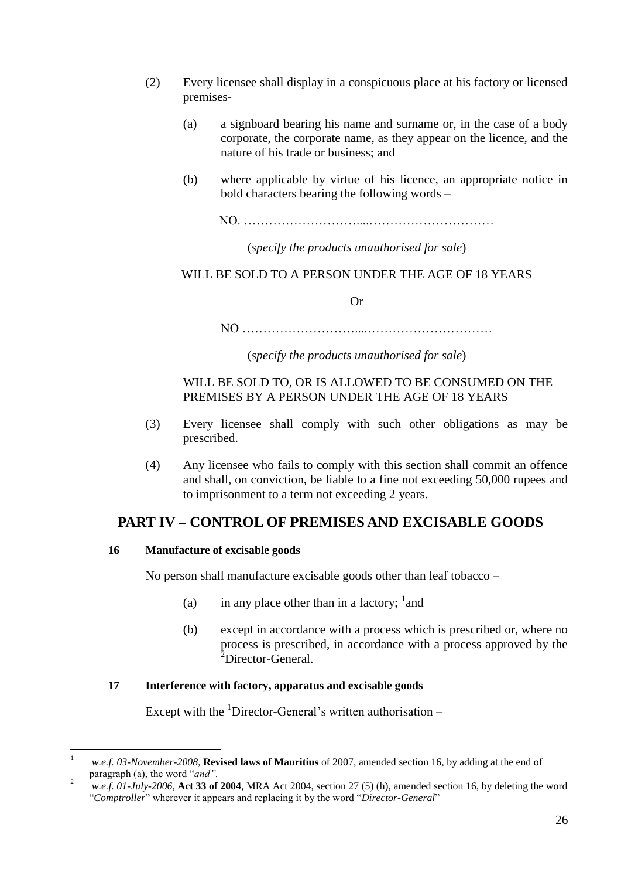(2) Every licensee shall display in a conspicuous place at his factory or licensed premises-

(a) a signboard bearing his name and surname or, in the case of a body corporate, the corporate name, as they appear on the licence, and the nature of his trade or business; and

(b) where applicable by virtue of his licence, an appropriate notice in bold characters bearing the following words –

NO. …………………………....…………………………

(*specify the products unauthorised for sale*)

WILL BE SOLD TO A PERSON UNDER THE AGE OF 18 YEARS

Or

NO …………………………....…………………………

(*specify the products unauthorised for sale*)

WILL BE SOLD TO, OR IS ALLOWED TO BE CONSUMED ON THE PREMISES BY A PERSON UNDER THE AGE OF 18 YEARS

(3) Every licensee shall comply with such other obligations as may be prescribed.

(4) Any licensee who fails to comply with this section shall commit an offence and shall, on conviction, be liable to a fine not exceeding 50,000 rupees and to imprisonment to a term not exceeding 2 years.

## PART IV – CONTROL OF PREMISES AND EXCISABLE GOODS

**16 Manufacture of excisable goods**

No person shall manufacture excisable goods other than leaf tobacco –

(a) in any place other than in a factory; [1]and

(b) except in accordance with a process which is prescribed or, where no process is prescribed, in accordance with a process approved by the [2]Director-General.

**17 Interference with factory, apparatus and excisable goods**

Except with the [1]Director-General's written authorisation –

---

[1] *w.e.f. 03-November-2008*, **Revised laws of Mauritius** of 2007, amended section 16, by adding at the end of paragraph (a), the word "*and".*

[2] *w.e.f. 01-July-2006*, **Act 33 of 2004**, MRA Act 2004, section 27 (5) (h), amended section 16, by deleting the word "*Comptroller*" wherever it appears and replacing it by the word "*Director-General*"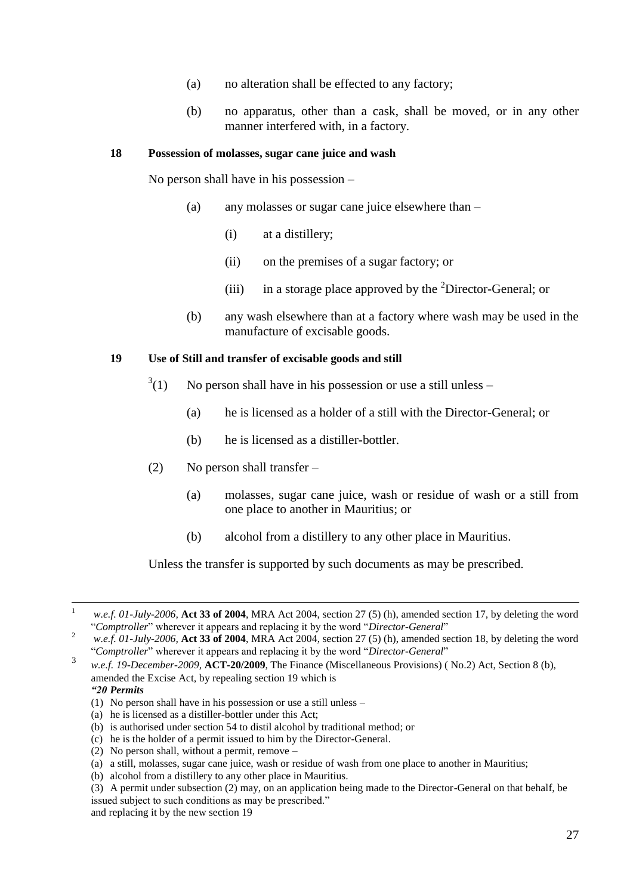(a) no alteration shall be effected to any factory;

(b) no apparatus, other than a cask, shall be moved, or in any other manner interfered with, in a factory.

**18 Possession of molasses, sugar cane juice and wash**

No person shall have in his possession –

(a) any molasses or sugar cane juice elsewhere than –

(i) at a distillery;

(ii) on the premises of a sugar factory; or

(iii) in a storage place approved by the [2]Director-General; or

(b) any wash elsewhere than at a factory where wash may be used in the manufacture of excisable goods.

**19 Use of Still and transfer of excisable goods and still**

[3](1) No person shall have in his possession or use a still unless –

(a) he is licensed as a holder of a still with the Director-General; or

(b) he is licensed as a distiller-bottler.

(2) No person shall transfer –

(a) molasses, sugar cane juice, wash or residue of wash or a still from one place to another in Mauritius; or

(b) alcohol from a distillery to any other place in Mauritius.

Unless the transfer is supported by such documents as may be prescribed.

---

[1] *w.e.f. 01-July-2006,* **Act 33 of 2004**, MRA Act 2004, section 27 (5) (h), amended section 17, by deleting the word "*Comptroller*" wherever it appears and replacing it by the word "*Director-General*"

[2] *w.e.f. 01-July-2006,* **Act 33 of 2004**, MRA Act 2004, section 27 (5) (h), amended section 18, by deleting the word "*Comptroller*" wherever it appears and replacing it by the word "*Director-General*"

[3] *w.e.f. 19-December-2009,* **ACT-20/2009**, The Finance (Miscellaneous Provisions) ( No.2) Act, Section 8 (b), amended the Excise Act, by repealing section 19 which is

***"20 Permits***

(1) No person shall have in his possession or use a still unless –

(a) he is licensed as a distiller-bottler under this Act;

(b) is authorised under section 54 to distil alcohol by traditional method; or

(c) he is the holder of a permit issued to him by the Director-General.

(2) No person shall, without a permit, remove –

(a) a still, molasses, sugar cane juice, wash or residue of wash from one place to another in Mauritius;

(b) alcohol from a distillery to any other place in Mauritius.

(3) A permit under subsection (2) may, on an application being made to the Director-General on that behalf, be issued subject to such conditions as may be prescribed."

and replacing it by the new section 19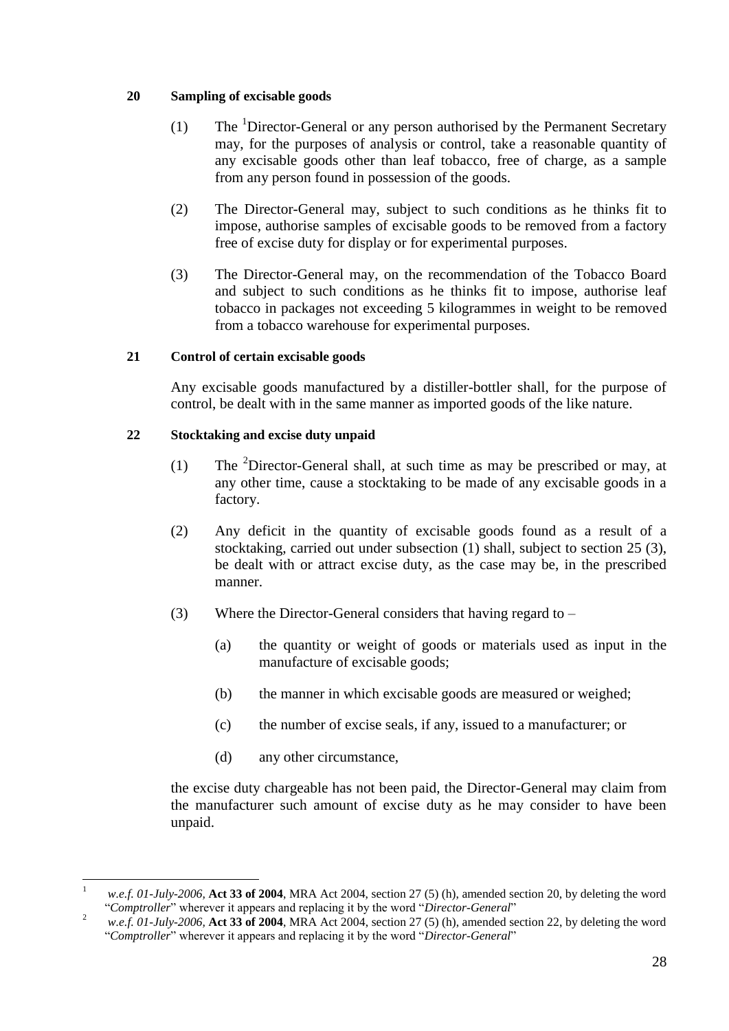**20 Sampling of excisable goods**

(1) The [1]Director-General or any person authorised by the Permanent Secretary may, for the purposes of analysis or control, take a reasonable quantity of any excisable goods other than leaf tobacco, free of charge, as a sample from any person found in possession of the goods.

(2) The Director-General may, subject to such conditions as he thinks fit to impose, authorise samples of excisable goods to be removed from a factory free of excise duty for display or for experimental purposes.

(3) The Director-General may, on the recommendation of the Tobacco Board and subject to such conditions as he thinks fit to impose, authorise leaf tobacco in packages not exceeding 5 kilogrammes in weight to be removed from a tobacco warehouse for experimental purposes.

**21 Control of certain excisable goods**

Any excisable goods manufactured by a distiller-bottler shall, for the purpose of control, be dealt with in the same manner as imported goods of the like nature.

**22 Stocktaking and excise duty unpaid**

(1) The [2]Director-General shall, at such time as may be prescribed or may, at any other time, cause a stocktaking to be made of any excisable goods in a factory.

(2) Any deficit in the quantity of excisable goods found as a result of a stocktaking, carried out under subsection (1) shall, subject to section 25 (3), be dealt with or attract excise duty, as the case may be, in the prescribed manner.

(3) Where the Director-General considers that having regard to –

(a) the quantity or weight of goods or materials used as input in the manufacture of excisable goods;

(b) the manner in which excisable goods are measured or weighed;

(c) the number of excise seals, if any, issued to a manufacturer; or

(d) any other circumstance,

the excise duty chargeable has not been paid, the Director-General may claim from the manufacturer such amount of excise duty as he may consider to have been unpaid.

---

[1] *w.e.f. 01-July-2006*, **Act 33 of 2004**, MRA Act 2004, section 27 (5) (h), amended section 20, by deleting the word "*Comptroller*" wherever it appears and replacing it by the word "*Director-General*"

[2] *w.e.f. 01-July-2006*, **Act 33 of 2004**, MRA Act 2004, section 27 (5) (h), amended section 22, by deleting the word "*Comptroller*" wherever it appears and replacing it by the word "*Director-General*"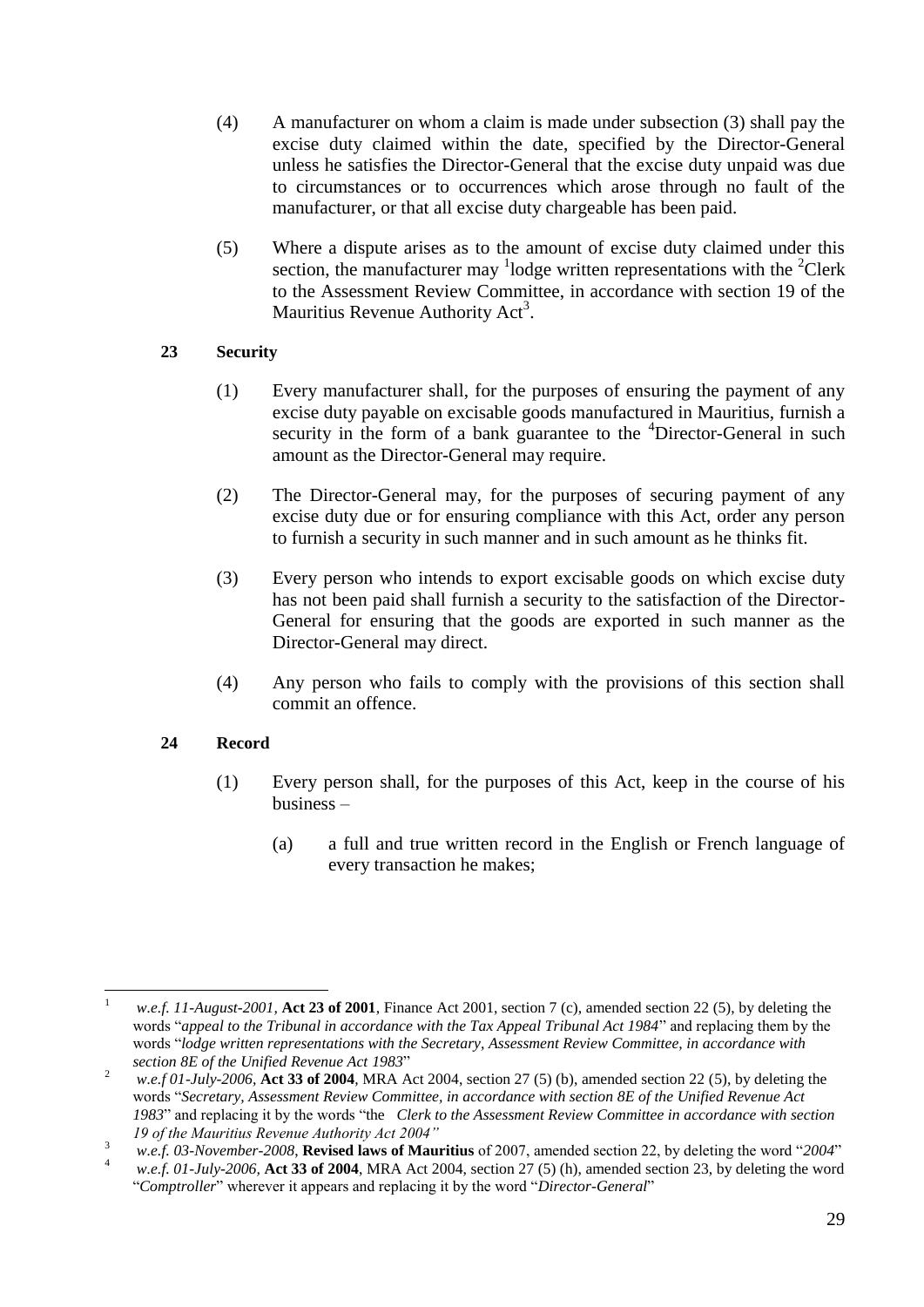(4) A manufacturer on whom a claim is made under subsection (3) shall pay the excise duty claimed within the date, specified by the Director-General unless he satisfies the Director-General that the excise duty unpaid was due to circumstances or to occurrences which arose through no fault of the manufacturer, or that all excise duty chargeable has been paid.

(5) Where a dispute arises as to the amount of excise duty claimed under this section, the manufacturer may [1]lodge written representations with the [2]Clerk to the Assessment Review Committee, in accordance with section 19 of the Mauritius Revenue Authority Act[3].

**23 Security**

(1) Every manufacturer shall, for the purposes of ensuring the payment of any excise duty payable on excisable goods manufactured in Mauritius, furnish a security in the form of a bank guarantee to the [4]Director-General in such amount as the Director-General may require.

(2) The Director-General may, for the purposes of securing payment of any excise duty due or for ensuring compliance with this Act, order any person to furnish a security in such manner and in such amount as he thinks fit.

(3) Every person who intends to export excisable goods on which excise duty has not been paid shall furnish a security to the satisfaction of the Director-General for ensuring that the goods are exported in such manner as the Director-General may direct.

(4) Any person who fails to comply with the provisions of this section shall commit an offence.

**24 Record**

(1) Every person shall, for the purposes of this Act, keep in the course of his business –

(a) a full and true written record in the English or French language of every transaction he makes;

---

[1] *w.e.f. 11-August-2001*, **Act 23 of 2001**, Finance Act 2001, section 7 (c), amended section 22 (5), by deleting the words "*appeal to the Tribunal in accordance with the Tax Appeal Tribunal Act 1984*" and replacing them by the words "*lodge written representations with the Secretary, Assessment Review Committee, in accordance with section 8E of the Unified Revenue Act 1983*"

[2] *w.e.f 01-July-2006*, **Act 33 of 2004**, MRA Act 2004, section 27 (5) (b), amended section 22 (5), by deleting the words "*Secretary, Assessment Review Committee, in accordance with section 8E of the Unified Revenue Act 1983*" and replacing it by the words "the *Clerk to the Assessment Review Committee in accordance with section 19 of the Mauritius Revenue Authority Act 2004"*

[3] *w.e.f. 03-November-2008*, **Revised laws of Mauritius** of 2007, amended section 22, by deleting the word "*2004*"

[4] *w.e.f. 01-July-2006*, **Act 33 of 2004**, MRA Act 2004, section 27 (5) (h), amended section 23, by deleting the word "*Comptroller*" wherever it appears and replacing it by the word "*Director-General*"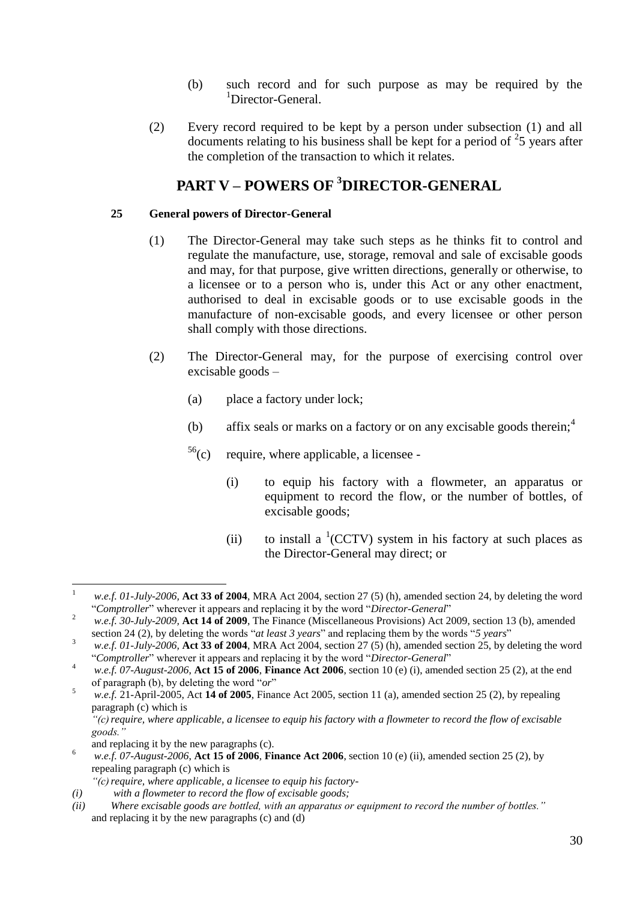(b) such record and for such purpose as may be required by the [1]Director-General.

(2) Every record required to be kept by a person under subsection (1) and all documents relating to his business shall be kept for a period of [2]5 years after the completion of the transaction to which it relates.

# PART V – POWERS OF [3]DIRECTOR-GENERAL

**25 General powers of Director-General**

(1) The Director-General may take such steps as he thinks fit to control and regulate the manufacture, use, storage, removal and sale of excisable goods and may, for that purpose, give written directions, generally or otherwise, to a licensee or to a person who is, under this Act or any other enactment, authorised to deal in excisable goods or to use excisable goods in the manufacture of non-excisable goods, and every licensee or other person shall comply with those directions.

(2) The Director-General may, for the purpose of exercising control over excisable goods –

(a) place a factory under lock;

(b) affix seals or marks on a factory or on any excisable goods therein;[4]

[5][6](c) require, where applicable, a licensee -

(i) to equip his factory with a flowmeter, an apparatus or equipment to record the flow, or the number of bottles, of excisable goods;

(ii) to install a [1](CCTV) system in his factory at such places as the Director-General may direct; or

---

1. *w.e.f. 01-July-2006,* **Act 33 of 2004**, MRA Act 2004, section 27 (5) (h), amended section 24, by deleting the word "*Comptroller*" wherever it appears and replacing it by the word "*Director-General*"

2. *w.e.f. 30-July-2009,* **Act 14 of 2009**, The Finance (Miscellaneous Provisions) Act 2009, section 13 (b), amended section 24 (2), by deleting the words "*at least 3 years*" and replacing them by the words "*5 years*"

3. *w.e.f. 01-July-2006,* **Act 33 of 2004**, MRA Act 2004, section 27 (5) (h), amended section 25, by deleting the word "*Comptroller*" wherever it appears and replacing it by the word "*Director-General*"

4. *w.e.f. 07-August-2006,* **Act 15 of 2006**, **Finance Act 2006**, section 10 (e) (i), amended section 25 (2), at the end of paragraph (b), by deleting the word "*or*"

5. *w.e.f.* 21-April-2005, Act **14 of 2005**, Finance Act 2005, section 11 (a), amended section 25 (2), by repealing paragraph (c) which is
*"(c) require, where applicable, a licensee to equip his factory with a flowmeter to record the flow of excisable goods."*
and replacing it by the new paragraphs (c).

6. *w.e.f. 07-August-2006,* **Act 15 of 2006**, **Finance Act 2006**, section 10 (e) (ii), amended section 25 (2), by repealing paragraph (c) which is
*"(c) require, where applicable, a licensee to equip his factory-*
*(i) with a flowmeter to record the flow of excisable goods;*
*(ii) Where excisable goods are bottled, with an apparatus or equipment to record the number of bottles."*
and replacing it by the new paragraphs (c) and (d)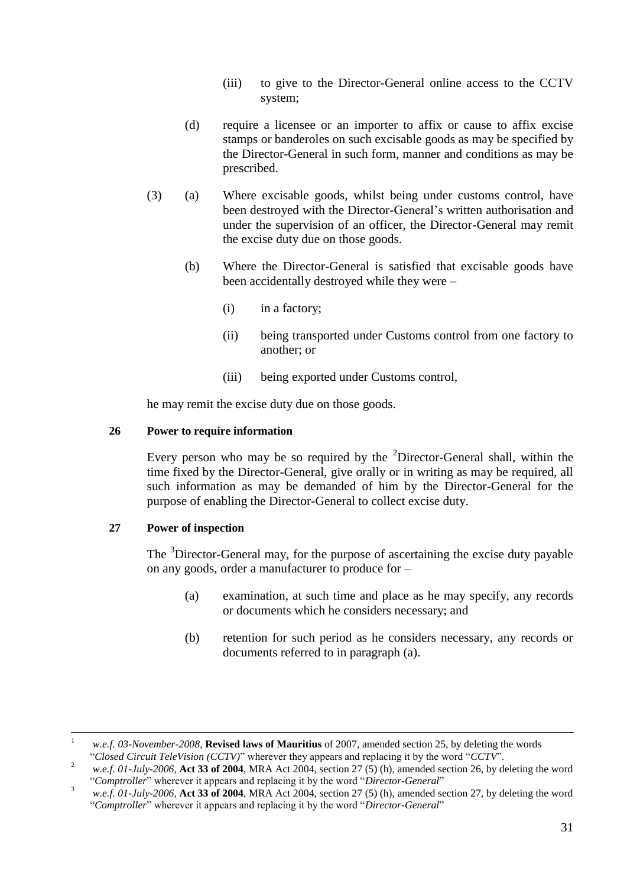(iii) to give to the Director-General online access to the CCTV system;

(d) require a licensee or an importer to affix or cause to affix excise stamps or banderoles on such excisable goods as may be specified by the Director-General in such form, manner and conditions as may be prescribed.

(3) (a) Where excisable goods, whilst being under customs control, have been destroyed with the Director-General's written authorisation and under the supervision of an officer, the Director-General may remit the excise duty due on those goods.

(b) Where the Director-General is satisfied that excisable goods have been accidentally destroyed while they were –

(i) in a factory;

(ii) being transported under Customs control from one factory to another; or

(iii) being exported under Customs control,

he may remit the excise duty due on those goods.

**26 Power to require information**

Every person who may be so required by the [2]Director-General shall, within the time fixed by the Director-General, give orally or in writing as may be required, all such information as may be demanded of him by the Director-General for the purpose of enabling the Director-General to collect excise duty.

**27 Power of inspection**

The [3]Director-General may, for the purpose of ascertaining the excise duty payable on any goods, order a manufacturer to produce for –

(a) examination, at such time and place as he may specify, any records or documents which he considers necessary; and

(b) retention for such period as he considers necessary, any records or documents referred to in paragraph (a).

---

[1] *w.e.f. 03-November-2008*, **Revised laws of Mauritius** of 2007, amended section 25, by deleting the words "*Closed Circuit TeleVision (CCTV)*" wherever they appears and replacing it by the word "*CCTV*".

[2] *w.e.f. 01-July-2006*, **Act 33 of 2004**, MRA Act 2004, section 27 (5) (h), amended section 26, by deleting the word "*Comptroller*" wherever it appears and replacing it by the word "*Director-General*"

[3] *w.e.f. 01-July-2006*, **Act 33 of 2004**, MRA Act 2004, section 27 (5) (h), amended section 27, by deleting the word "*Comptroller*" wherever it appears and replacing it by the word "*Director-General*"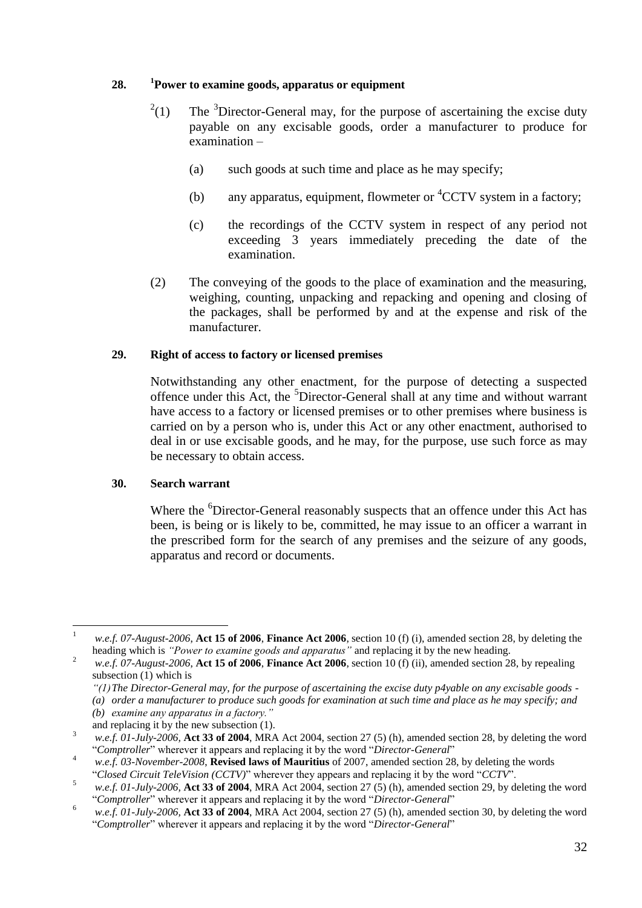**28. [1]Power to examine goods, apparatus or equipment**

[2](1) The [3]Director-General may, for the purpose of ascertaining the excise duty payable on any excisable goods, order a manufacturer to produce for examination –

(a) such goods at such time and place as he may specify;

(b) any apparatus, equipment, flowmeter or [4]CCTV system in a factory;

(c) the recordings of the CCTV system in respect of any period not exceeding 3 years immediately preceding the date of the examination.

(2) The conveying of the goods to the place of examination and the measuring, weighing, counting, unpacking and repacking and opening and closing of the packages, shall be performed by and at the expense and risk of the manufacturer.

**29. Right of access to factory or licensed premises**

Notwithstanding any other enactment, for the purpose of detecting a suspected offence under this Act, the [5]Director-General shall at any time and without warrant have access to a factory or licensed premises or to other premises where business is carried on by a person who is, under this Act or any other enactment, authorised to deal in or use excisable goods, and he may, for the purpose, use such force as may be necessary to obtain access.

**30. Search warrant**

Where the [6]Director-General reasonably suspects that an offence under this Act has been, is being or is likely to be, committed, he may issue to an officer a warrant in the prescribed form for the search of any premises and the seizure of any goods, apparatus and record or documents.

---

[1] *w.e.f. 07-August-2006*, **Act 15 of 2006**, **Finance Act 2006**, section 10 (f) (i), amended section 28, by deleting the heading which is *"Power to examine goods and apparatus"* and replacing it by the new heading.

[2] *w.e.f. 07-August-2006*, **Act 15 of 2006**, **Finance Act 2006**, section 10 (f) (ii), amended section 28, by repealing subsection (1) which is
*"(1) The Director-General may, for the purpose of ascertaining the excise duty p4yable on any excisable goods -*
*(a) order a manufacturer to produce such goods for examination at such time and place as he may specify; and*
*(b) examine any apparatus in a factory."*
and replacing it by the new subsection (1).

[3] *w.e.f. 01-July-2006*, **Act 33 of 2004**, MRA Act 2004, section 27 (5) (h), amended section 28, by deleting the word "*Comptroller*" wherever it appears and replacing it by the word "*Director-General*"

[4] *w.e.f. 03-November-2008*, **Revised laws of Mauritius** of 2007, amended section 28, by deleting the words "*Closed Circuit TeleVision (CCTV)*" wherever they appears and replacing it by the word "*CCTV*".

[5] *w.e.f. 01-July-2006*, **Act 33 of 2004**, MRA Act 2004, section 27 (5) (h), amended section 29, by deleting the word "*Comptroller*" wherever it appears and replacing it by the word "*Director-General*"

[6] *w.e.f. 01-July-2006*, **Act 33 of 2004**, MRA Act 2004, section 27 (5) (h), amended section 30, by deleting the word "*Comptroller*" wherever it appears and replacing it by the word "*Director-General*"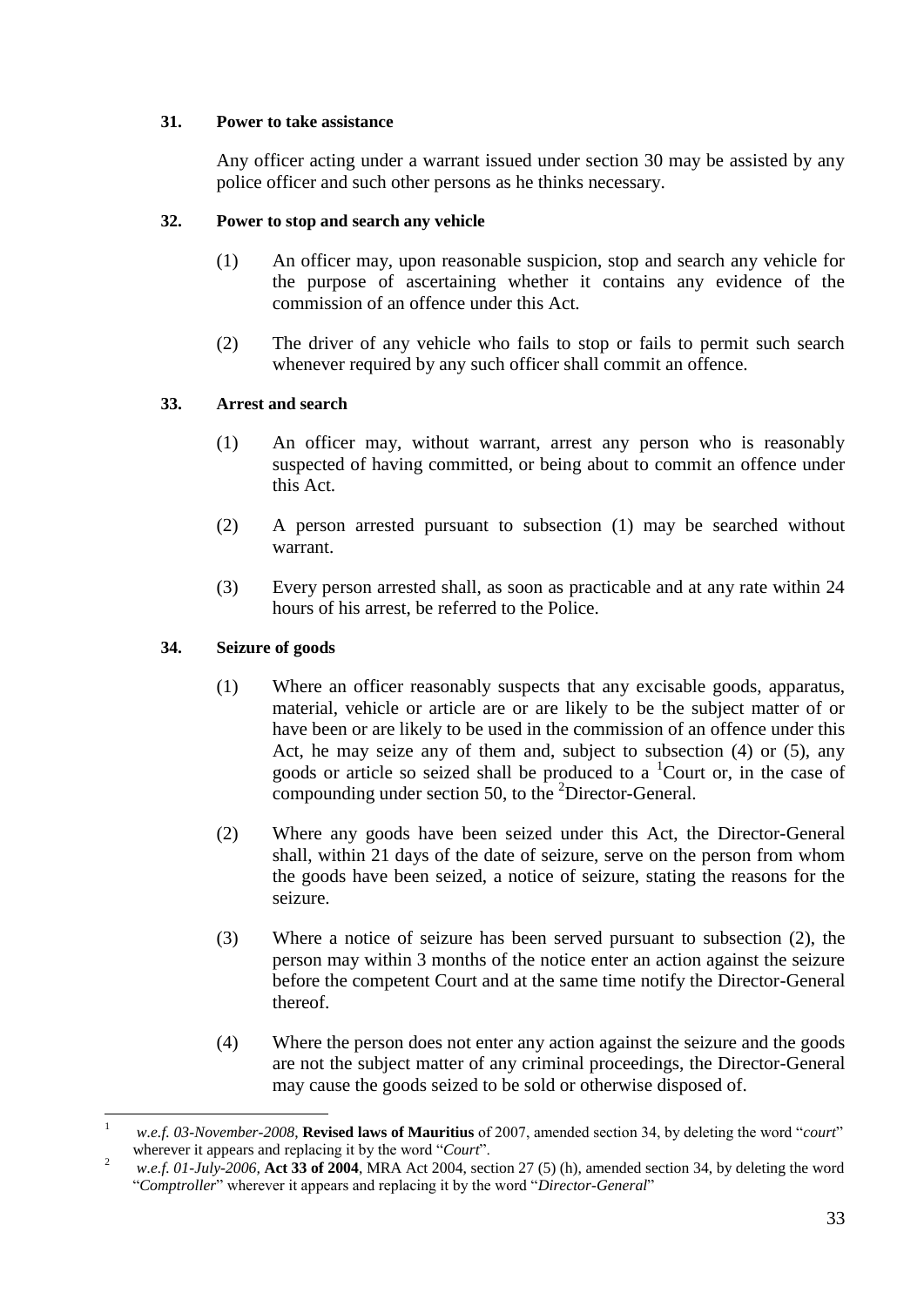**31. Power to take assistance**

Any officer acting under a warrant issued under section 30 may be assisted by any police officer and such other persons as he thinks necessary.

**32. Power to stop and search any vehicle**

(1) An officer may, upon reasonable suspicion, stop and search any vehicle for the purpose of ascertaining whether it contains any evidence of the commission of an offence under this Act.

(2) The driver of any vehicle who fails to stop or fails to permit such search whenever required by any such officer shall commit an offence.

**33. Arrest and search**

(1) An officer may, without warrant, arrest any person who is reasonably suspected of having committed, or being about to commit an offence under this Act.

(2) A person arrested pursuant to subsection (1) may be searched without warrant.

(3) Every person arrested shall, as soon as practicable and at any rate within 24 hours of his arrest, be referred to the Police.

**34. Seizure of goods**

(1) Where an officer reasonably suspects that any excisable goods, apparatus, material, vehicle or article are or are likely to be the subject matter of or have been or are likely to be used in the commission of an offence under this Act, he may seize any of them and, subject to subsection (4) or (5), any goods or article so seized shall be produced to a [1]Court or, in the case of compounding under section 50, to the [2]Director-General.

(2) Where any goods have been seized under this Act, the Director-General shall, within 21 days of the date of seizure, serve on the person from whom the goods have been seized, a notice of seizure, stating the reasons for the seizure.

(3) Where a notice of seizure has been served pursuant to subsection (2), the person may within 3 months of the notice enter an action against the seizure before the competent Court and at the same time notify the Director-General thereof.

(4) Where the person does not enter any action against the seizure and the goods are not the subject matter of any criminal proceedings, the Director-General may cause the goods seized to be sold or otherwise disposed of.

---

[1] *w.e.f. 03-November-2008*, **Revised laws of Mauritius** of 2007, amended section 34, by deleting the word "*court*" wherever it appears and replacing it by the word "*Court*".

[2] *w.e.f. 01-July-2006*, **Act 33 of 2004**, MRA Act 2004, section 27 (5) (h), amended section 34, by deleting the word "*Comptroller*" wherever it appears and replacing it by the word "*Director-General*"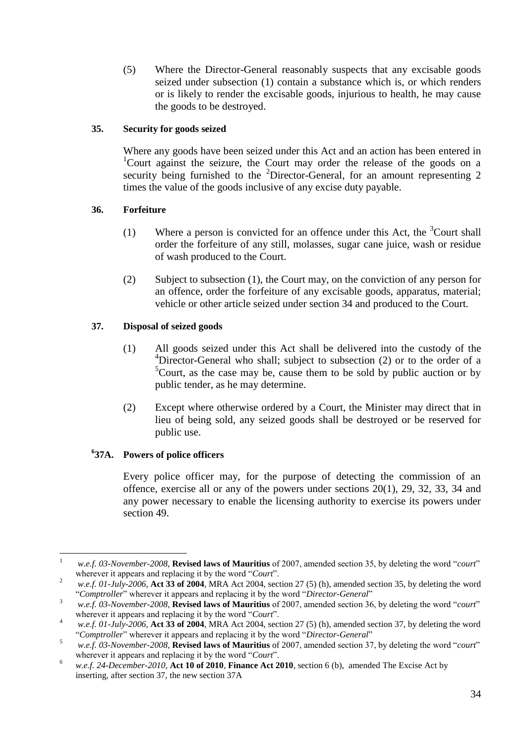(5) Where the Director-General reasonably suspects that any excisable goods seized under subsection (1) contain a substance which is, or which renders or is likely to render the excisable goods, injurious to health, he may cause the goods to be destroyed.

**35. Security for goods seized**

Where any goods have been seized under this Act and an action has been entered in [1]Court against the seizure, the Court may order the release of the goods on a security being furnished to the [2]Director-General, for an amount representing 2 times the value of the goods inclusive of any excise duty payable.

**36. Forfeiture**

(1) Where a person is convicted for an offence under this Act, the [3]Court shall order the forfeiture of any still, molasses, sugar cane juice, wash or residue of wash produced to the Court.

(2) Subject to subsection (1), the Court may, on the conviction of any person for an offence, order the forfeiture of any excisable goods, apparatus, material; vehicle or other article seized under section 34 and produced to the Court.

**37. Disposal of seized goods**

(1) All goods seized under this Act shall be delivered into the custody of the [4]Director-General who shall; subject to subsection (2) or to the order of a [5]Court, as the case may be, cause them to be sold by public auction or by public tender, as he may determine.

(2) Except where otherwise ordered by a Court, the Minister may direct that in lieu of being sold, any seized goods shall be destroyed or be reserved for public use.

**[6]37A. Powers of police officers**

Every police officer may, for the purpose of detecting the commission of an offence, exercise all or any of the powers under sections 20(1), 29, 32, 33, 34 and any power necessary to enable the licensing authority to exercise its powers under section 49.

---

[1] *w.e.f. 03-November-2008*, **Revised laws of Mauritius** of 2007, amended section 35, by deleting the word "*court*" wherever it appears and replacing it by the word "*Court*".

[2] *w.e.f. 01-July-2006,* **Act 33 of 2004**, MRA Act 2004, section 27 (5) (h), amended section 35, by deleting the word "*Comptroller*" wherever it appears and replacing it by the word "*Director-General*"

[3] *w.e.f. 03-November-2008*, **Revised laws of Mauritius** of 2007, amended section 36, by deleting the word "*court*" wherever it appears and replacing it by the word "*Court*".

[4] *w.e.f. 01-July-2006,* **Act 33 of 2004**, MRA Act 2004, section 27 (5) (h), amended section 37, by deleting the word "*Comptroller*" wherever it appears and replacing it by the word "*Director-General*"

[5] *w.e.f. 03-November-2008*, **Revised laws of Mauritius** of 2007, amended section 37, by deleting the word "*court*" wherever it appears and replacing it by the word "*Court*".

[6] *w.e.f. 24-December-2010*, **Act 10 of 2010**, **Finance Act 2010**, section 6 (b), amended The Excise Act by inserting, after section 37, the new section 37A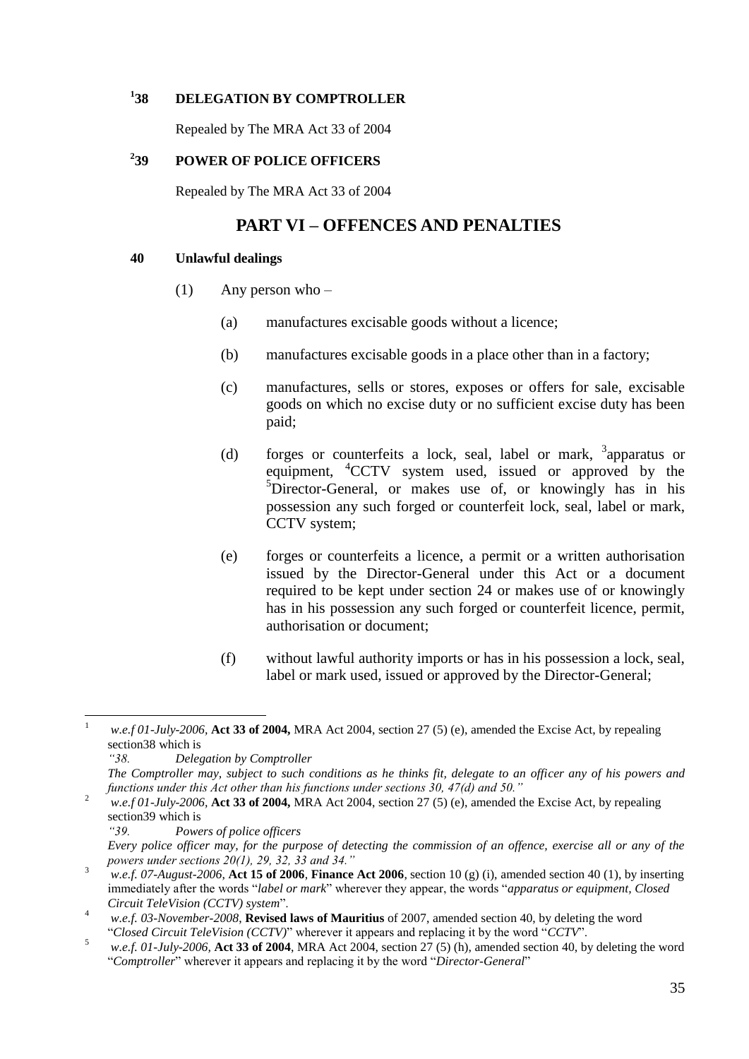### [1]38 DELEGATION BY COMPTROLLER

Repealed by The MRA Act 33 of 2004

### [2]39 POWER OF POLICE OFFICERS

Repealed by The MRA Act 33 of 2004

## PART VI – OFFENCES AND PENALTIES

### 40 Unlawful dealings

(1) Any person who –

(a) manufactures excisable goods without a licence;

(b) manufactures excisable goods in a place other than in a factory;

(c) manufactures, sells or stores, exposes or offers for sale, excisable goods on which no excise duty or no sufficient excise duty has been paid;

(d) forges or counterfeits a lock, seal, label or mark, [3]apparatus or equipment, [4]CCTV system used, issued or approved by the [5]Director-General, or makes use of, or knowingly has in his possession any such forged or counterfeit lock, seal, label or mark, CCTV system;

(e) forges or counterfeits a licence, a permit or a written authorisation issued by the Director-General under this Act or a document required to be kept under section 24 or makes use of or knowingly has in his possession any such forged or counterfeit licence, permit, authorisation or document;

(f) without lawful authority imports or has in his possession a lock, seal, label or mark used, issued or approved by the Director-General;

---

[1] *w.e.f 01-July-2006*, **Act 33 of 2004,** MRA Act 2004, section 27 (5) (e), amended the Excise Act, by repealing section38 which is

*"38. Delegation by Comptroller*

*The Comptroller may, subject to such conditions as he thinks fit, delegate to an officer any of his powers and functions under this Act other than his functions under sections 30, 47(d) and 50."*

[2] *w.e.f 01-July-2006*, **Act 33 of 2004,** MRA Act 2004, section 27 (5) (e), amended the Excise Act, by repealing section39 which is

*"39. Powers of police officers*

*Every police officer may, for the purpose of detecting the commission of an offence, exercise all or any of the powers under sections 20(1), 29, 32, 33 and 34."*

[3] *w.e.f. 07-August-2006*, **Act 15 of 2006**, **Finance Act 2006**, section 10 (g) (i), amended section 40 (1), by inserting immediately after the words "*label or mark*" wherever they appear, the words "*apparatus or equipment, Closed Circuit TeleVision (CCTV) system*".

[4] *w.e.f. 03-November-2008*, **Revised laws of Mauritius** of 2007, amended section 40, by deleting the word "*Closed Circuit TeleVision (CCTV)*" wherever it appears and replacing it by the word "*CCTV*".

[5] *w.e.f. 01-July-2006*, **Act 33 of 2004**, MRA Act 2004, section 27 (5) (h), amended section 40, by deleting the word "*Comptroller*" wherever it appears and replacing it by the word "*Director-General*"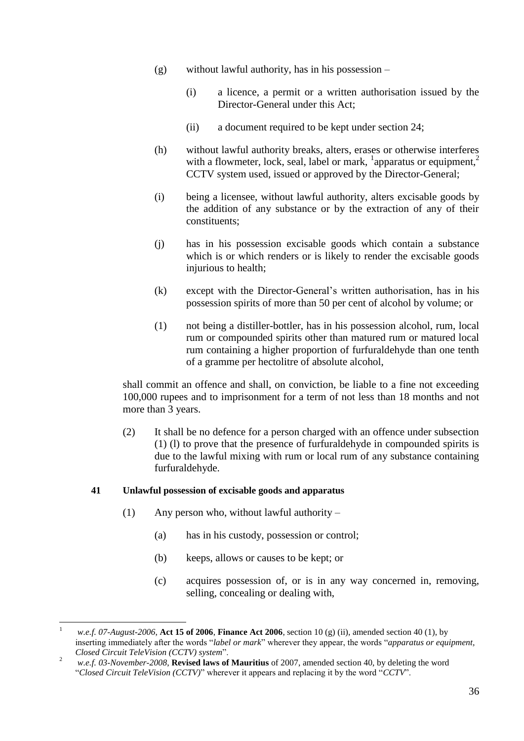(g) without lawful authority, has in his possession –

(i) a licence, a permit or a written authorisation issued by the Director-General under this Act;

(ii) a document required to be kept under section 24;

(h) without lawful authority breaks, alters, erases or otherwise interferes with a flowmeter, lock, seal, label or mark, [1]apparatus or equipment,[2] CCTV system used, issued or approved by the Director-General;

(i) being a licensee, without lawful authority, alters excisable goods by the addition of any substance or by the extraction of any of their constituents;

(j) has in his possession excisable goods which contain a substance which is or which renders or is likely to render the excisable goods injurious to health;

(k) except with the Director-General's written authorisation, has in his possession spirits of more than 50 per cent of alcohol by volume; or

(l) not being a distiller-bottler, has in his possession alcohol, rum, local rum or compounded spirits other than matured rum or matured local rum containing a higher proportion of furfuraldehyde than one tenth of a gramme per hectolitre of absolute alcohol,

shall commit an offence and shall, on conviction, be liable to a fine not exceeding 100,000 rupees and to imprisonment for a term of not less than 18 months and not more than 3 years.

(2) It shall be no defence for a person charged with an offence under subsection (1) (l) to prove that the presence of furfuraldehyde in compounded spirits is due to the lawful mixing with rum or local rum of any substance containing furfuraldehyde.

**41 Unlawful possession of excisable goods and apparatus**

(1) Any person who, without lawful authority –

(a) has in his custody, possession or control;

(b) keeps, allows or causes to be kept; or

(c) acquires possession of, or is in any way concerned in, removing, selling, concealing or dealing with,

---

[1] *w.e.f. 07-August-2006*, **Act 15 of 2006**, **Finance Act 2006**, section 10 (g) (ii), amended section 40 (1), by inserting immediately after the words "*label or mark*" wherever they appear, the words "*apparatus or equipment, Closed Circuit TeleVision (CCTV) system*".

[2] *w.e.f. 03-November-2008*, **Revised laws of Mauritius** of 2007, amended section 40, by deleting the word "*Closed Circuit TeleVision (CCTV)*" wherever it appears and replacing it by the word "*CCTV*".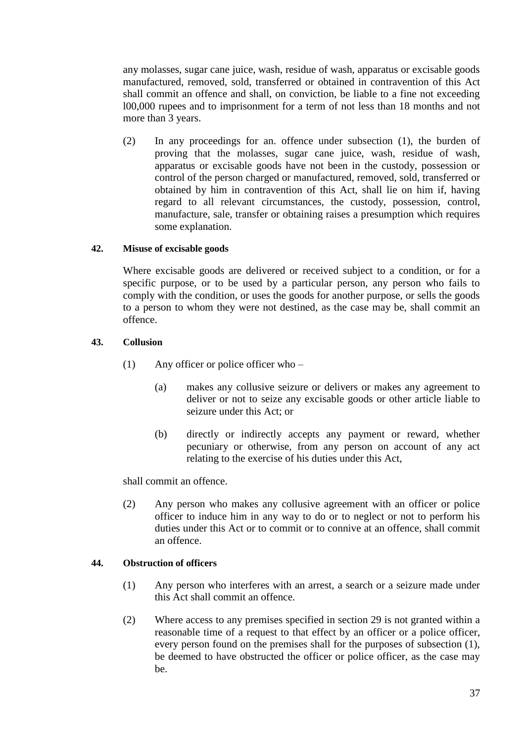any molasses, sugar cane juice, wash, residue of wash, apparatus or excisable goods manufactured, removed, sold, transferred or obtained in contravention of this Act shall commit an offence and shall, on conviction, be liable to a fine not exceeding l00,000 rupees and to imprisonment for a term of not less than 18 months and not more than 3 years.

(2) In any proceedings for an. offence under subsection (1), the burden of proving that the molasses, sugar cane juice, wash, residue of wash, apparatus or excisable goods have not been in the custody, possession or control of the person charged or manufactured, removed, sold, transferred or obtained by him in contravention of this Act, shall lie on him if, having regard to all relevant circumstances, the custody, possession, control, manufacture, sale, transfer or obtaining raises a presumption which requires some explanation.

**42. Misuse of excisable goods**

Where excisable goods are delivered or received subject to a condition, or for a specific purpose, or to be used by a particular person, any person who fails to comply with the condition, or uses the goods for another purpose, or sells the goods to a person to whom they were not destined, as the case may be, shall commit an offence.

**43. Collusion**

(1) Any officer or police officer who –

(a) makes any collusive seizure or delivers or makes any agreement to deliver or not to seize any excisable goods or other article liable to seizure under this Act; or

(b) directly or indirectly accepts any payment or reward, whether pecuniary or otherwise, from any person on account of any act relating to the exercise of his duties under this Act,

shall commit an offence.

(2) Any person who makes any collusive agreement with an officer or police officer to induce him in any way to do or to neglect or not to perform his duties under this Act or to commit or to connive at an offence, shall commit an offence.

**44. Obstruction of officers**

(1) Any person who interferes with an arrest, a search or a seizure made under this Act shall commit an offence.

(2) Where access to any premises specified in section 29 is not granted within a reasonable time of a request to that effect by an officer or a police officer, every person found on the premises shall for the purposes of subsection (1), be deemed to have obstructed the officer or police officer, as the case may be.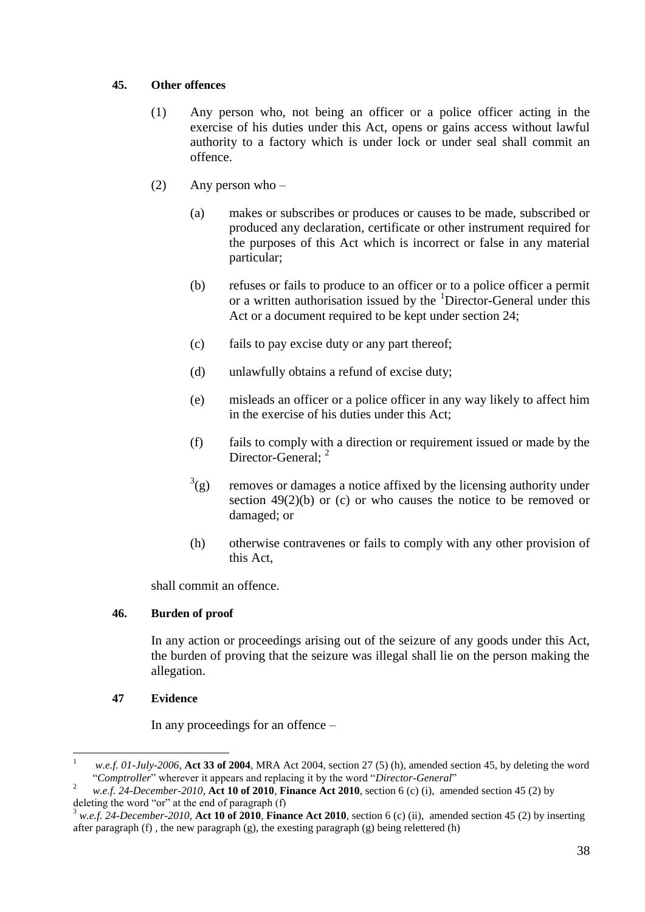### 45. Other offences

(1) Any person who, not being an officer or a police officer acting in the exercise of his duties under this Act, opens or gains access without lawful authority to a factory which is under lock or under seal shall commit an offence.

(2) Any person who –

(a) makes or subscribes or produces or causes to be made, subscribed or produced any declaration, certificate or other instrument required for the purposes of this Act which is incorrect or false in any material particular;

(b) refuses or fails to produce to an officer or to a police officer a permit or a written authorisation issued by the [1]Director-General under this Act or a document required to be kept under section 24;

(c) fails to pay excise duty or any part thereof;

(d) unlawfully obtains a refund of excise duty;

(e) misleads an officer or a police officer in any way likely to affect him in the exercise of his duties under this Act;

(f) fails to comply with a direction or requirement issued or made by the Director-General; [2]

[3](g) removes or damages a notice affixed by the licensing authority under section 49(2)(b) or (c) or who causes the notice to be removed or damaged; or

(h) otherwise contravenes or fails to comply with any other provision of this Act,

shall commit an offence.

### 46. Burden of proof

In any action or proceedings arising out of the seizure of any goods under this Act, the burden of proving that the seizure was illegal shall lie on the person making the allegation.

### 47 Evidence

In any proceedings for an offence –

---

[1] *w.e.f. 01-July-2006,* **Act 33 of 2004**, MRA Act 2004, section 27 (5) (h), amended section 45, by deleting the word "*Comptroller*" wherever it appears and replacing it by the word "*Director-General*"

[2] *w.e.f. 24-December-2010,* **Act 10 of 2010**, **Finance Act 2010**, section 6 (c) (i), amended section 45 (2) by deleting the word "or" at the end of paragraph (f)

[3] *w.e.f. 24-December-2010,* **Act 10 of 2010**, **Finance Act 2010**, section 6 (c) (ii), amended section 45 (2) by inserting after paragraph (f) , the new paragraph (g), the exesting paragraph (g) being relettered (h)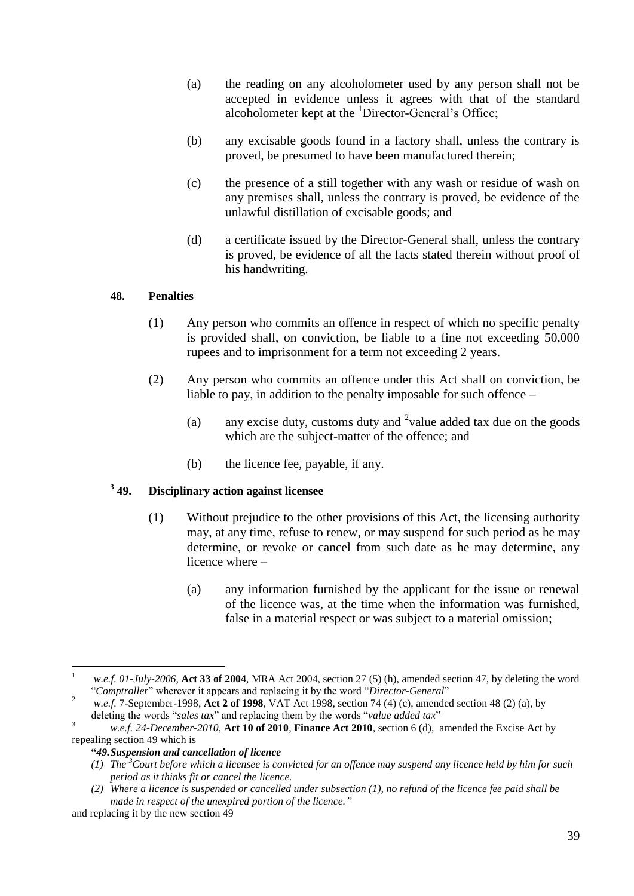(a) the reading on any alcoholometer used by any person shall not be accepted in evidence unless it agrees with that of the standard alcoholometer kept at the [1]Director-General's Office;

(b) any excisable goods found in a factory shall, unless the contrary is proved, be presumed to have been manufactured therein;

(c) the presence of a still together with any wash or residue of wash on any premises shall, unless the contrary is proved, be evidence of the unlawful distillation of excisable goods; and

(d) a certificate issued by the Director-General shall, unless the contrary is proved, be evidence of all the facts stated therein without proof of his handwriting.

**48. Penalties**

(1) Any person who commits an offence in respect of which no specific penalty is provided shall, on conviction, be liable to a fine not exceeding 50,000 rupees and to imprisonment for a term not exceeding 2 years.

(2) Any person who commits an offence under this Act shall on conviction, be liable to pay, in addition to the penalty imposable for such offence –

(a) any excise duty, customs duty and [2]value added tax due on the goods which are the subject-matter of the offence; and

(b) the licence fee, payable, if any.

**[3] 49. Disciplinary action against licensee**

(1) Without prejudice to the other provisions of this Act, the licensing authority may, at any time, refuse to renew, or may suspend for such period as he may determine, or revoke or cancel from such date as he may determine, any licence where –

(a) any information furnished by the applicant for the issue or renewal of the licence was, at the time when the information was furnished, false in a material respect or was subject to a material omission;

---

[1] *w.e.f. 01-July-2006*, **Act 33 of 2004**, MRA Act 2004, section 27 (5) (h), amended section 47, by deleting the word "*Comptroller*" wherever it appears and replacing it by the word "*Director-General*"

[2] *w.e.f.* 7-September-1998, **Act 2 of 1998**, VAT Act 1998, section 74 (4) (c), amended section 48 (2) (a), by deleting the words "*sales tax*" and replacing them by the words "*value added tax*"

[3] *w.e.f. 24-December-2010*, **Act 10 of 2010**, **Finance Act 2010**, section 6 (d), amended the Excise Act by repealing section 49 which is

**"*49. Suspension and cancellation of licence***

*(1) The [3]Court before which a licensee is convicted for an offence may suspend any licence held by him for such period as it thinks fit or cancel the licence.*

*(2) Where a licence is suspended or cancelled under subsection (1), no refund of the licence fee paid shall be made in respect of the unexpired portion of the licence."*

and replacing it by the new section 49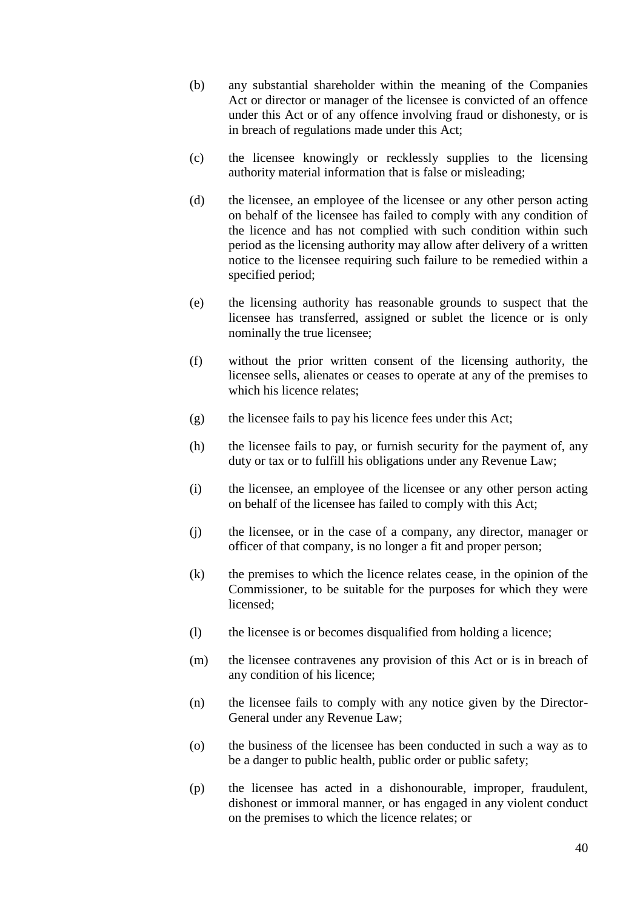(b) any substantial shareholder within the meaning of the Companies Act or director or manager of the licensee is convicted of an offence under this Act or of any offence involving fraud or dishonesty, or is in breach of regulations made under this Act;

(c) the licensee knowingly or recklessly supplies to the licensing authority material information that is false or misleading;

(d) the licensee, an employee of the licensee or any other person acting on behalf of the licensee has failed to comply with any condition of the licence and has not complied with such condition within such period as the licensing authority may allow after delivery of a written notice to the licensee requiring such failure to be remedied within a specified period;

(e) the licensing authority has reasonable grounds to suspect that the licensee has transferred, assigned or sublet the licence or is only nominally the true licensee;

(f) without the prior written consent of the licensing authority, the licensee sells, alienates or ceases to operate at any of the premises to which his licence relates;

(g) the licensee fails to pay his licence fees under this Act;

(h) the licensee fails to pay, or furnish security for the payment of, any duty or tax or to fulfill his obligations under any Revenue Law;

(i) the licensee, an employee of the licensee or any other person acting on behalf of the licensee has failed to comply with this Act;

(j) the licensee, or in the case of a company, any director, manager or officer of that company, is no longer a fit and proper person;

(k) the premises to which the licence relates cease, in the opinion of the Commissioner, to be suitable for the purposes for which they were licensed;

(l) the licensee is or becomes disqualified from holding a licence;

(m) the licensee contravenes any provision of this Act or is in breach of any condition of his licence;

(n) the licensee fails to comply with any notice given by the Director-General under any Revenue Law;

(o) the business of the licensee has been conducted in such a way as to be a danger to public health, public order or public safety;

(p) the licensee has acted in a dishonourable, improper, fraudulent, dishonest or immoral manner, or has engaged in any violent conduct on the premises to which the licence relates; or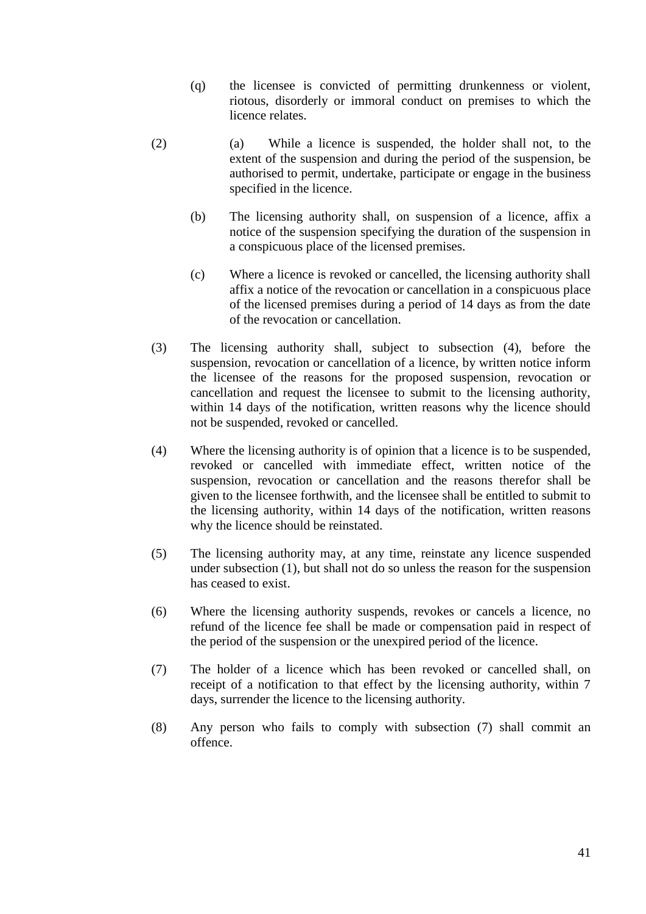(q) the licensee is convicted of permitting drunkenness or violent, riotous, disorderly or immoral conduct on premises to which the licence relates.

(2) (a) While a licence is suspended, the holder shall not, to the extent of the suspension and during the period of the suspension, be authorised to permit, undertake, participate or engage in the business specified in the licence.

(b) The licensing authority shall, on suspension of a licence, affix a notice of the suspension specifying the duration of the suspension in a conspicuous place of the licensed premises.

(c) Where a licence is revoked or cancelled, the licensing authority shall affix a notice of the revocation or cancellation in a conspicuous place of the licensed premises during a period of 14 days as from the date of the revocation or cancellation.

(3) The licensing authority shall, subject to subsection (4), before the suspension, revocation or cancellation of a licence, by written notice inform the licensee of the reasons for the proposed suspension, revocation or cancellation and request the licensee to submit to the licensing authority, within 14 days of the notification, written reasons why the licence should not be suspended, revoked or cancelled.

(4) Where the licensing authority is of opinion that a licence is to be suspended, revoked or cancelled with immediate effect, written notice of the suspension, revocation or cancellation and the reasons therefor shall be given to the licensee forthwith, and the licensee shall be entitled to submit to the licensing authority, within 14 days of the notification, written reasons why the licence should be reinstated.

(5) The licensing authority may, at any time, reinstate any licence suspended under subsection (1), but shall not do so unless the reason for the suspension has ceased to exist.

(6) Where the licensing authority suspends, revokes or cancels a licence, no refund of the licence fee shall be made or compensation paid in respect of the period of the suspension or the unexpired period of the licence.

(7) The holder of a licence which has been revoked or cancelled shall, on receipt of a notification to that effect by the licensing authority, within 7 days, surrender the licence to the licensing authority.

(8) Any person who fails to comply with subsection (7) shall commit an offence.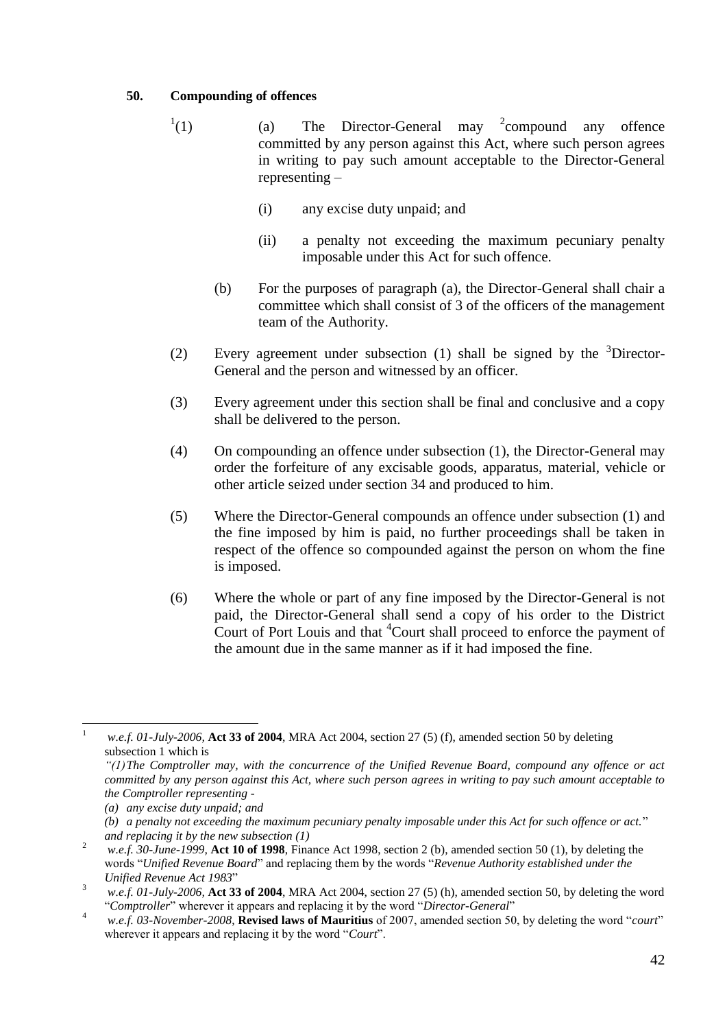**50. Compounding of offences**

[1](1) (a) The Director-General may [2]compound any offence committed by any person against this Act, where such person agrees in writing to pay such amount acceptable to the Director-General representing –

(i) any excise duty unpaid; and

(ii) a penalty not exceeding the maximum pecuniary penalty imposable under this Act for such offence.

(b) For the purposes of paragraph (a), the Director-General shall chair a committee which shall consist of 3 of the officers of the management team of the Authority.

(2) Every agreement under subsection (1) shall be signed by the [3]Director-General and the person and witnessed by an officer.

(3) Every agreement under this section shall be final and conclusive and a copy shall be delivered to the person.

(4) On compounding an offence under subsection (1), the Director-General may order the forfeiture of any excisable goods, apparatus, material, vehicle or other article seized under section 34 and produced to him.

(5) Where the Director-General compounds an offence under subsection (1) and the fine imposed by him is paid, no further proceedings shall be taken in respect of the offence so compounded against the person on whom the fine is imposed.

(6) Where the whole or part of any fine imposed by the Director-General is not paid, the Director-General shall send a copy of his order to the District Court of Port Louis and that [4]Court shall proceed to enforce the payment of the amount due in the same manner as if it had imposed the fine.

---

[1] *w.e.f. 01-July-2006,* **Act 33 of 2004**, MRA Act 2004, section 27 (5) (f), amended section 50 by deleting subsection 1 which is
*"(1) The Comptroller may, with the concurrence of the Unified Revenue Board, compound any offence or act committed by any person against this Act, where such person agrees in writing to pay such amount acceptable to the Comptroller representing -*
*(a) any excise duty unpaid; and*
*(b) a penalty not exceeding the maximum pecuniary penalty imposable under this Act for such offence or act."*
*and replacing it by the new subsection (1)*

[2] *w.e.f. 30-June-1999,* **Act 10 of 1998**, Finance Act 1998, section 2 (b), amended section 50 (1), by deleting the words "*Unified Revenue Board*" and replacing them by the words "*Revenue Authority established under the Unified Revenue Act 1983*"

[3] *w.e.f. 01-July-2006,* **Act 33 of 2004**, MRA Act 2004, section 27 (5) (h), amended section 50, by deleting the word "*Comptroller*" wherever it appears and replacing it by the word "*Director-General*"

[4] *w.e.f. 03-November-2008,* **Revised laws of Mauritius** of 2007, amended section 50, by deleting the word "*court*" wherever it appears and replacing it by the word "*Court*".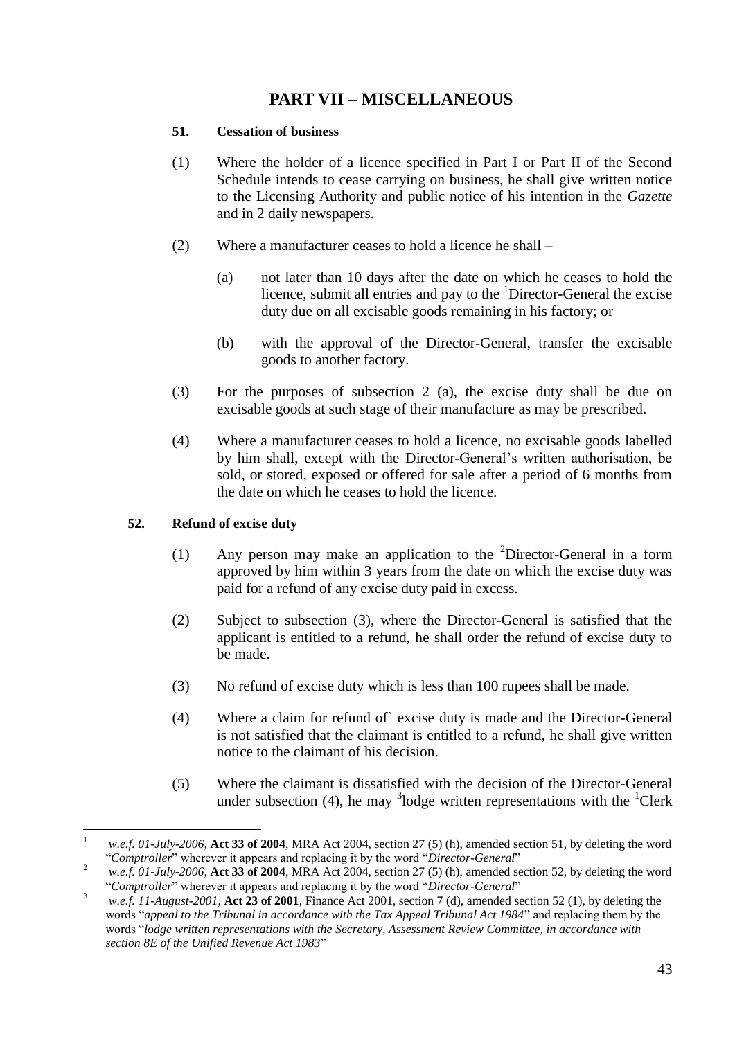## PART VII – MISCELLANEOUS

**51. Cessation of business**

(1) Where the holder of a licence specified in Part I or Part II of the Second Schedule intends to cease carrying on business, he shall give written notice to the Licensing Authority and public notice of his intention in the *Gazette* and in 2 daily newspapers.

(2) Where a manufacturer ceases to hold a licence he shall –

(a) not later than 10 days after the date on which he ceases to hold the licence, submit all entries and pay to the [1]Director-General the excise duty due on all excisable goods remaining in his factory; or

(b) with the approval of the Director-General, transfer the excisable goods to another factory.

(3) For the purposes of subsection 2 (a), the excise duty shall be due on excisable goods at such stage of their manufacture as may be prescribed.

(4) Where a manufacturer ceases to hold a licence, no excisable goods labelled by him shall, except with the Director-General's written authorisation, be sold, or stored, exposed or offered for sale after a period of 6 months from the date on which he ceases to hold the licence.

**52. Refund of excise duty**

(1) Any person may make an application to the [2]Director-General in a form approved by him within 3 years from the date on which the excise duty was paid for a refund of any excise duty paid in excess.

(2) Subject to subsection (3), where the Director-General is satisfied that the applicant is entitled to a refund, he shall order the refund of excise duty to be made.

(3) No refund of excise duty which is less than 100 rupees shall be made.

(4) Where a claim for refund of` excise duty is made and the Director-General is not satisfied that the claimant is entitled to a refund, he shall give written notice to the claimant of his decision.

(5) Where the claimant is dissatisfied with the decision of the Director-General under subsection (4), he may [3]lodge written representations with the [1]Clerk

---

[1] *w.e.f. 01-July-2006,* **Act 33 of 2004**, MRA Act 2004, section 27 (5) (h), amended section 51, by deleting the word "*Comptroller*" wherever it appears and replacing it by the word "*Director-General*"

[2] *w.e.f. 01-July-2006,* **Act 33 of 2004**, MRA Act 2004, section 27 (5) (h), amended section 52, by deleting the word "*Comptroller*" wherever it appears and replacing it by the word "*Director-General*"

[3] *w.e.f. 11-August-2001,* **Act 23 of 2001**, Finance Act 2001, section 7 (d), amended section 52 (1), by deleting the words "*appeal to the Tribunal in accordance with the Tax Appeal Tribunal Act 1984*" and replacing them by the words "*lodge written representations with the Secretary, Assessment Review Committee, in accordance with section 8E of the Unified Revenue Act 1983*"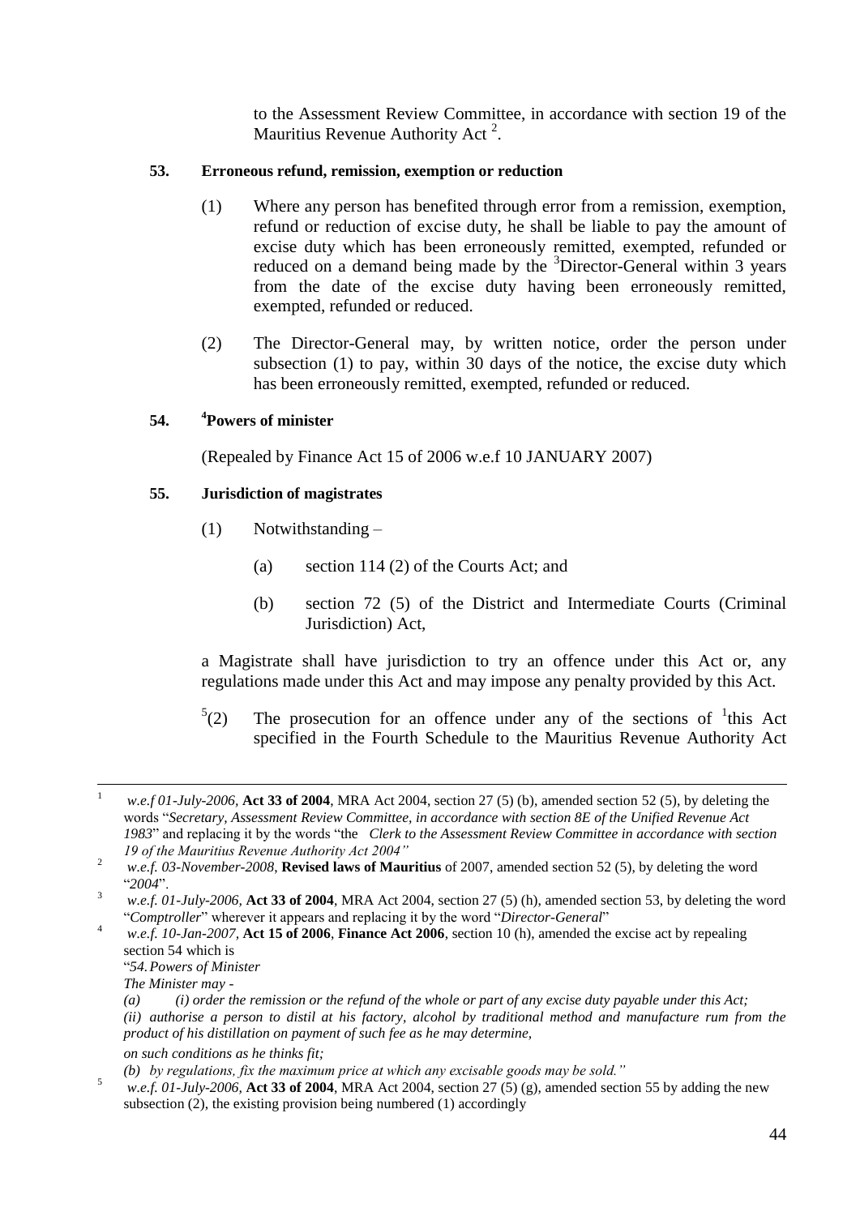to the Assessment Review Committee, in accordance with section 19 of the Mauritius Revenue Authority Act [2].

**53. Erroneous refund, remission, exemption or reduction**

(1) Where any person has benefited through error from a remission, exemption, refund or reduction of excise duty, he shall be liable to pay the amount of excise duty which has been erroneously remitted, exempted, refunded or reduced on a demand being made by the [3]Director-General within 3 years from the date of the excise duty having been erroneously remitted, exempted, refunded or reduced.

(2) The Director-General may, by written notice, order the person under subsection (1) to pay, within 30 days of the notice, the excise duty which has been erroneously remitted, exempted, refunded or reduced.

**54. [4]Powers of minister**

(Repealed by Finance Act 15 of 2006 w.e.f 10 JANUARY 2007)

**55. Jurisdiction of magistrates**

(1) Notwithstanding –

(a) section 114 (2) of the Courts Act; and

(b) section 72 (5) of the District and Intermediate Courts (Criminal Jurisdiction) Act,

a Magistrate shall have jurisdiction to try an offence under this Act or, any regulations made under this Act and may impose any penalty provided by this Act.

[5](2) The prosecution for an offence under any of the sections of [1]this Act specified in the Fourth Schedule to the Mauritius Revenue Authority Act

---

1. *w.e.f 01-July-2006*, **Act 33 of 2004**, MRA Act 2004, section 27 (5) (b), amended section 52 (5), by deleting the words "*Secretary, Assessment Review Committee, in accordance with section 8E of the Unified Revenue Act 1983*" and replacing it by the words "the *Clerk to the Assessment Review Committee in accordance with section 19 of the Mauritius Revenue Authority Act 2004"*

2. *w.e.f. 03-November-2008*, **Revised laws of Mauritius** of 2007, amended section 52 (5), by deleting the word "*2004*".

3. *w.e.f. 01-July-2006*, **Act 33 of 2004**, MRA Act 2004, section 27 (5) (h), amended section 53, by deleting the word "*Comptroller*" wherever it appears and replacing it by the word "*Director-General*"

4. *w.e.f. 10-Jan-2007*, **Act 15 of 2006**, **Finance Act 2006**, section 10 (h), amended the excise act by repealing section 54 which is
"*54. Powers of Minister*
*The Minister may -*
*(a) (i) order the remission or the refund of the whole or part of any excise duty payable under this Act;*
*(ii) authorise a person to distil at his factory, alcohol by traditional method and manufacture rum from the product of his distillation on payment of such fee as he may determine,*
*on such conditions as he thinks fit;*
*(b) by regulations, fix the maximum price at which any excisable goods may be sold."*

5. *w.e.f. 01-July-2006*, **Act 33 of 2004**, MRA Act 2004, section 27 (5) (g), amended section 55 by adding the new subsection (2), the existing provision being numbered (1) accordingly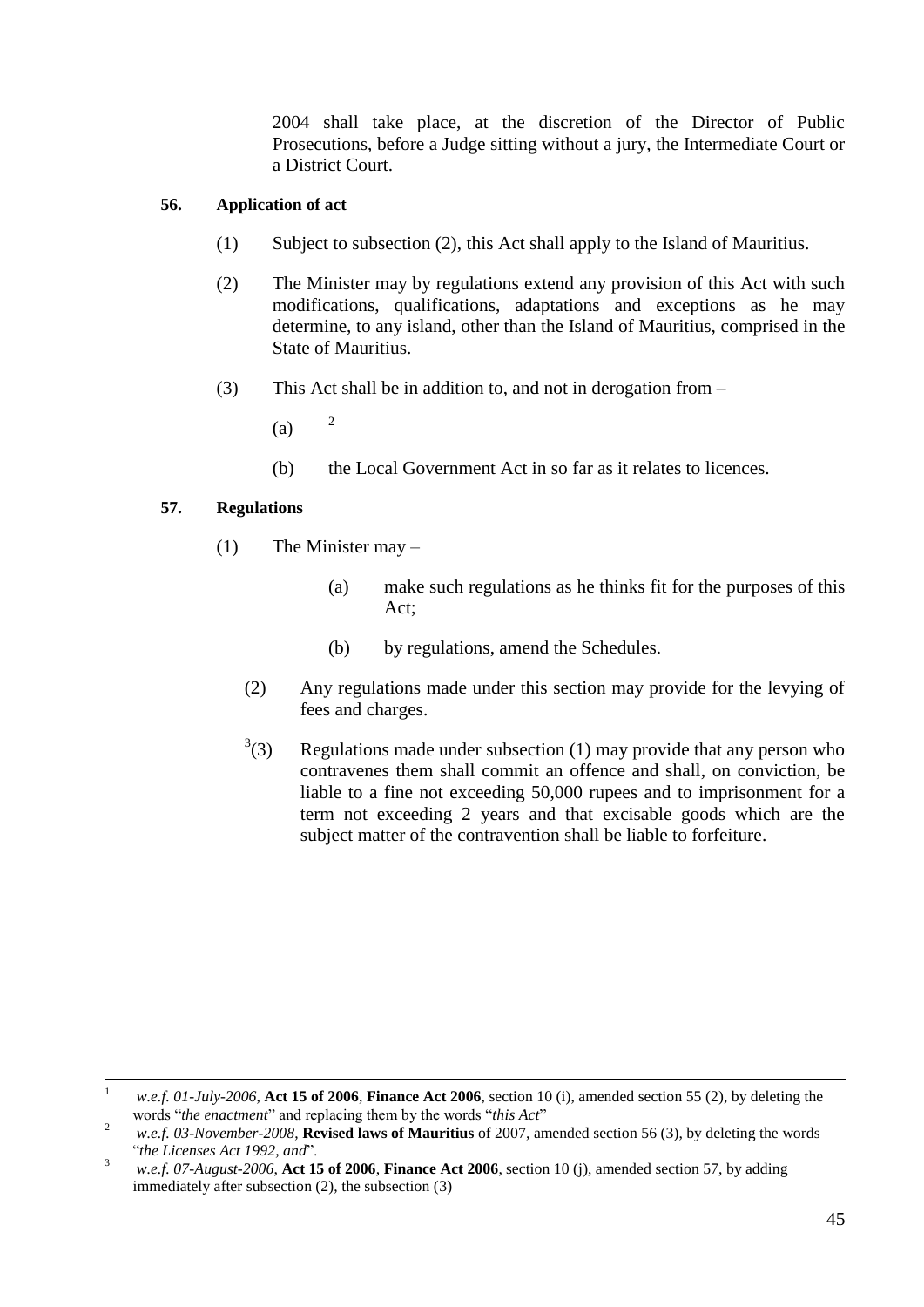2004 shall take place, at the discretion of the Director of Public Prosecutions, before a Judge sitting without a jury, the Intermediate Court or a District Court.

**56. Application of act**

(1) Subject to subsection (2), this Act shall apply to the Island of Mauritius.

(2) The Minister may by regulations extend any provision of this Act with such modifications, qualifications, adaptations and exceptions as he may determine, to any island, other than the Island of Mauritius, comprised in the State of Mauritius.

(3) This Act shall be in addition to, and not in derogation from –

(a) [2]

(b) the Local Government Act in so far as it relates to licences.

**57. Regulations**

(1) The Minister may –

(a) make such regulations as he thinks fit for the purposes of this Act;

(b) by regulations, amend the Schedules.

(2) Any regulations made under this section may provide for the levying of fees and charges.

[3](3) Regulations made under subsection (1) may provide that any person who contravenes them shall commit an offence and shall, on conviction, be liable to a fine not exceeding 50,000 rupees and to imprisonment for a term not exceeding 2 years and that excisable goods which are the subject matter of the contravention shall be liable to forfeiture.

---

[1] *w.e.f. 01-July-2006*, **Act 15 of 2006**, **Finance Act 2006**, section 10 (i), amended section 55 (2), by deleting the words "*the enactment*" and replacing them by the words "*this Act*"

[2] *w.e.f. 03-November-2008*, **Revised laws of Mauritius** of 2007, amended section 56 (3), by deleting the words "*the Licenses Act 1992, and*".

[3] *w.e.f. 07-August-2006*, **Act 15 of 2006**, **Finance Act 2006**, section 10 (j), amended section 57, by adding immediately after subsection (2), the subsection (3)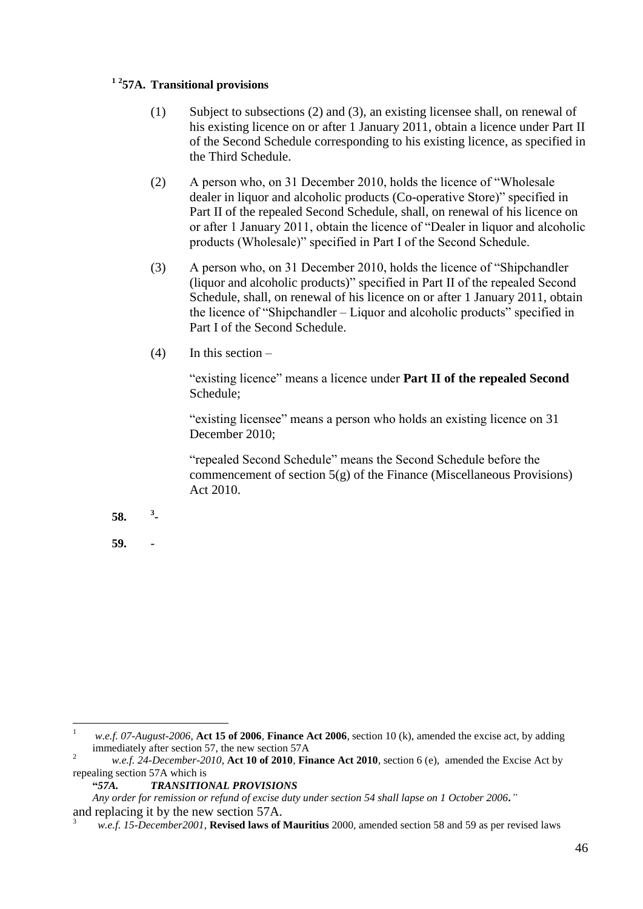**[1] [2] 57A. Transitional provisions**

(1) Subject to subsections (2) and (3), an existing licensee shall, on renewal of his existing licence on or after 1 January 2011, obtain a licence under Part II of the Second Schedule corresponding to his existing licence, as specified in the Third Schedule.

(2) A person who, on 31 December 2010, holds the licence of "Wholesale dealer in liquor and alcoholic products (Co-operative Store)" specified in Part II of the repealed Second Schedule, shall, on renewal of his licence on or after 1 January 2011, obtain the licence of "Dealer in liquor and alcoholic products (Wholesale)" specified in Part I of the Second Schedule.

(3) A person who, on 31 December 2010, holds the licence of "Shipchandler (liquor and alcoholic products)" specified in Part II of the repealed Second Schedule, shall, on renewal of his licence on or after 1 January 2011, obtain the licence of "Shipchandler – Liquor and alcoholic products" specified in Part I of the Second Schedule.

(4) In this section –

"existing licence" means a licence under **Part II of the repealed Second** Schedule;

"existing licensee" means a person who holds an existing licence on 31 December 2010;

"repealed Second Schedule" means the Second Schedule before the commencement of section 5(g) of the Finance (Miscellaneous Provisions) Act 2010.

**58.** [3] **-**

**59. -**

---

[1] *w.e.f. 07-August-2006*, **Act 15 of 2006**, **Finance Act 2006**, section 10 (k), amended the excise act, by adding immediately after section 57, the new section 57A

[2] *w.e.f. 24-December-2010*, **Act 10 of 2010**, **Finance Act 2010**, section 6 (e), amended the Excise Act by repealing section 57A which is

**"*57A. TRANSITIONAL PROVISIONS***

*Any order for remission or refund of excise duty under section 54 shall lapse on 1 October 2006."*

and replacing it by the new section 57A.

[3] *w.e.f. 15-December2001*, **Revised laws of Mauritius** 2000, amended section 58 and 59 as per revised laws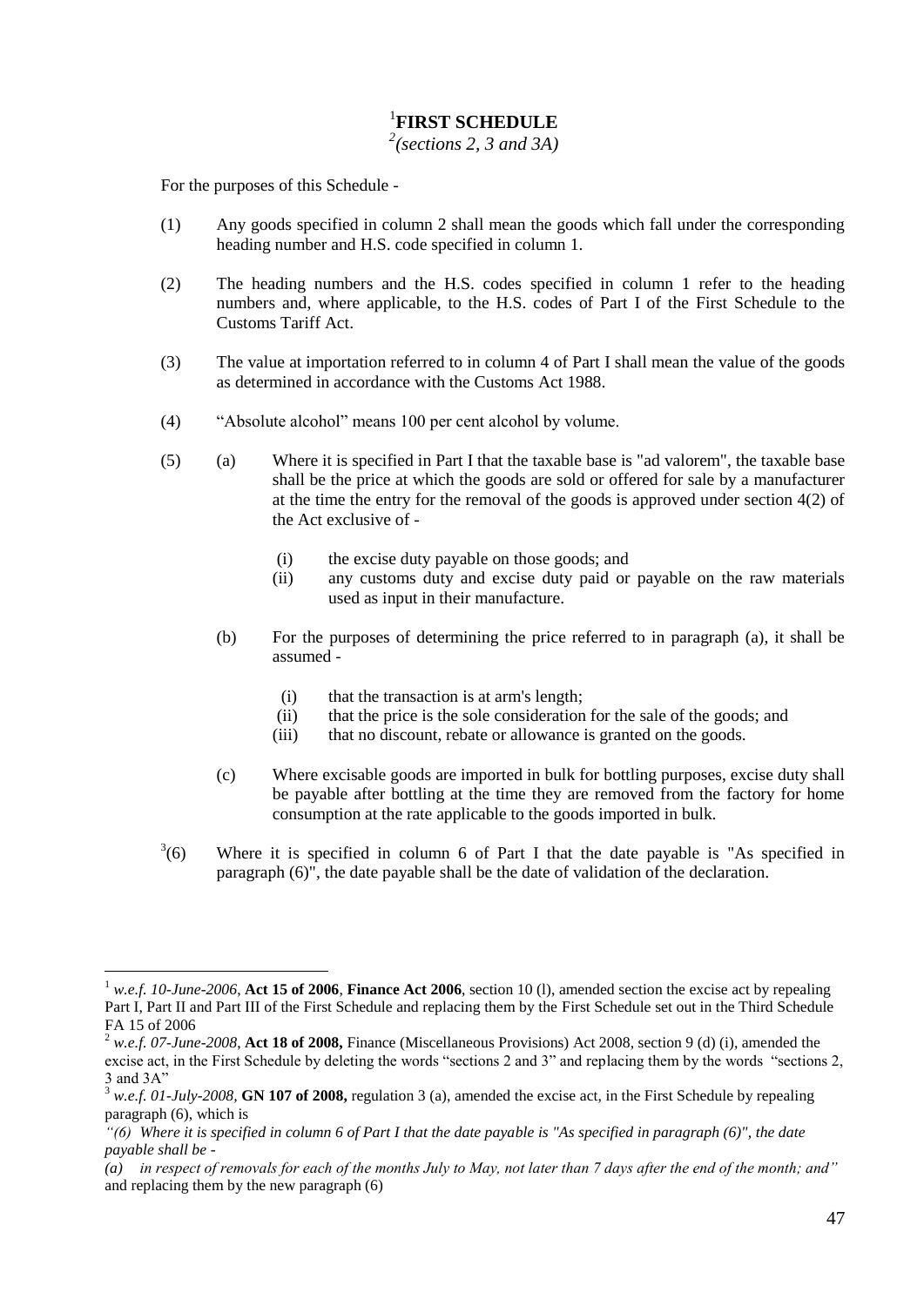# [1]FIRST SCHEDULE

*[2](sections 2, 3 and 3A)*

For the purposes of this Schedule -

(1) Any goods specified in column 2 shall mean the goods which fall under the corresponding heading number and H.S. code specified in column 1.

(2) The heading numbers and the H.S. codes specified in column 1 refer to the heading numbers and, where applicable, to the H.S. codes of Part I of the First Schedule to the Customs Tariff Act.

(3) The value at importation referred to in column 4 of Part I shall mean the value of the goods as determined in accordance with the Customs Act 1988.

(4) "Absolute alcohol" means 100 per cent alcohol by volume.

(5) (a) Where it is specified in Part I that the taxable base is "ad valorem", the taxable base shall be the price at which the goods are sold or offered for sale by a manufacturer at the time the entry for the removal of the goods is approved under section 4(2) of the Act exclusive of -

(i) the excise duty payable on those goods; and

(ii) any customs duty and excise duty paid or payable on the raw materials used as input in their manufacture.

(b) For the purposes of determining the price referred to in paragraph (a), it shall be assumed -

(i) that the transaction is at arm's length;

(ii) that the price is the sole consideration for the sale of the goods; and

(iii) that no discount, rebate or allowance is granted on the goods.

(c) Where excisable goods are imported in bulk for bottling purposes, excise duty shall be payable after bottling at the time they are removed from the factory for home consumption at the rate applicable to the goods imported in bulk.

[3](6) Where it is specified in column 6 of Part I that the date payable is "As specified in paragraph (6)", the date payable shall be the date of validation of the declaration.

---

[1] *w.e.f. 10-June-2006*, **Act 15 of 2006**, **Finance Act 2006**, section 10 (l), amended section the excise act by repealing Part I, Part II and Part III of the First Schedule and replacing them by the First Schedule set out in the Third Schedule FA 15 of 2006

[2] *w.e.f. 07-June-2008*, **Act 18 of 2008,** Finance (Miscellaneous Provisions) Act 2008, section 9 (d) (i), amended the excise act, in the First Schedule by deleting the words "sections 2 and 3" and replacing them by the words "sections 2, 3 and 3A"

[3] *w.e.f. 01-July-2008*, **GN 107 of 2008,** regulation 3 (a), amended the excise act, in the First Schedule by repealing paragraph (6), which is

*"(6) Where it is specified in column 6 of Part I that the date payable is "As specified in paragraph (6)", the date payable shall be -*

*(a) in respect of removals for each of the months July to May, not later than 7 days after the end of the month; and"* and replacing them by the new paragraph (6)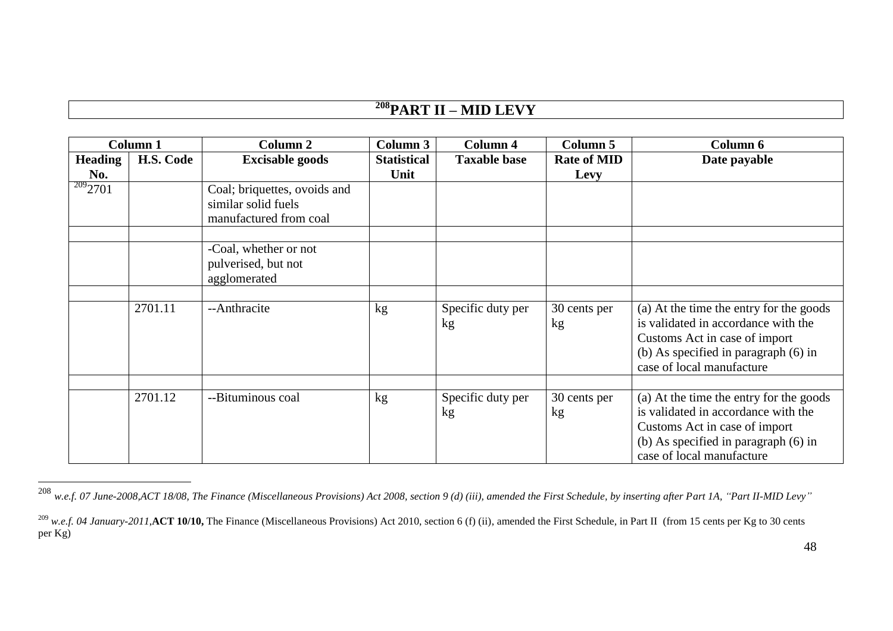# [208]PART II – MID LEVY

| Column 1 | | Column 2 | Column 3 | Column 4 | Column 5 | Column 6 |
|---|---|---|---|---|---|---|
| **Heading No.** | **H.S. Code** | **Excisable goods** | **Statistical Unit** | **Taxable base** | **Rate of MID Levy** | **Date payable** |
| [209]2701 | | Coal; briquettes, ovoids and similar solid fuels manufactured from coal | | | | |
| | | | | | | |
| | | -Coal, whether or not pulverised, but not agglomerated | | | | |
| | | | | | | |
| | 2701.11 | --Anthracite | kg | Specific duty per kg | 30 cents per kg | (a) At the time the entry for the goods is validated in accordance with the Customs Act in case of import (b) As specified in paragraph (6) in case of local manufacture |
| | | | | | | |
| | 2701.12 | --Bituminous coal | kg | Specific duty per kg | 30 cents per kg | (a) At the time the entry for the goods is validated in accordance with the Customs Act in case of import (b) As specified in paragraph (6) in case of local manufacture |

---

[208] *w.e.f. 07 June-2008,ACT 18/08, The Finance (Miscellaneous Provisions) Act 2008, section 9 (d) (iii), amended the First Schedule, by inserting after Part 1A, "Part II-MID Levy"*

[209] *w.e.f. 04 January-2011,* **ACT 10/10,** The Finance (Miscellaneous Provisions) Act 2010, section 6 (f) (ii), amended the First Schedule, in Part II (from 15 cents per Kg to 30 cents per Kg)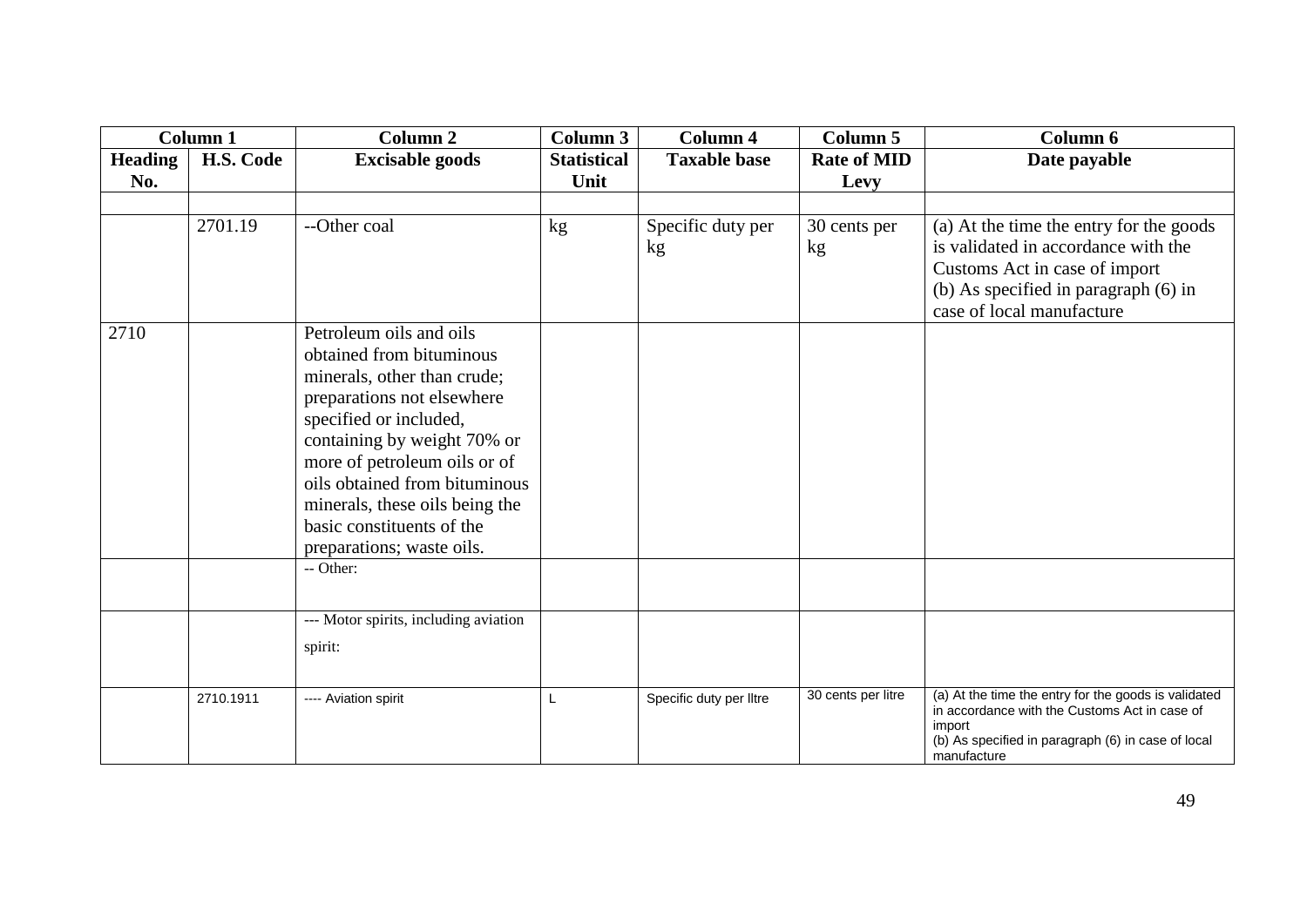| Column 1 | | Column 2 | Column 3 | Column 4 | Column 5 | Column 6 |
|---|---|---|---|---|---|---|
| **Heading No.** | **H.S. Code** | **Excisable goods** | **Statistical Unit** | **Taxable base** | **Rate of MID Levy** | **Date payable** |
| | | | | | | |
| | 2701.19 | --Other coal | kg | Specific duty per kg | 30 cents per kg | (a) At the time the entry for the goods is validated in accordance with the Customs Act in case of import<br>(b) As specified in paragraph (6) in case of local manufacture |
| 2710 | | Petroleum oils and oils obtained from bituminous minerals, other than crude; preparations not elsewhere specified or included, containing by weight 70% or more of petroleum oils or of oils obtained from bituminous minerals, these oils being the basic constituents of the preparations; waste oils. | | | | |
| | | -- Other: | | | | |
| | | --- Motor spirits, including aviation spirit: | | | | |
| | 2710.1911 | ---- Aviation spirit | L | Specific duty per lltre | 30 cents per litre | (a) At the time the entry for the goods is validated in accordance with the Customs Act in case of import<br>(b) As specified in paragraph (6) in case of local manufacture |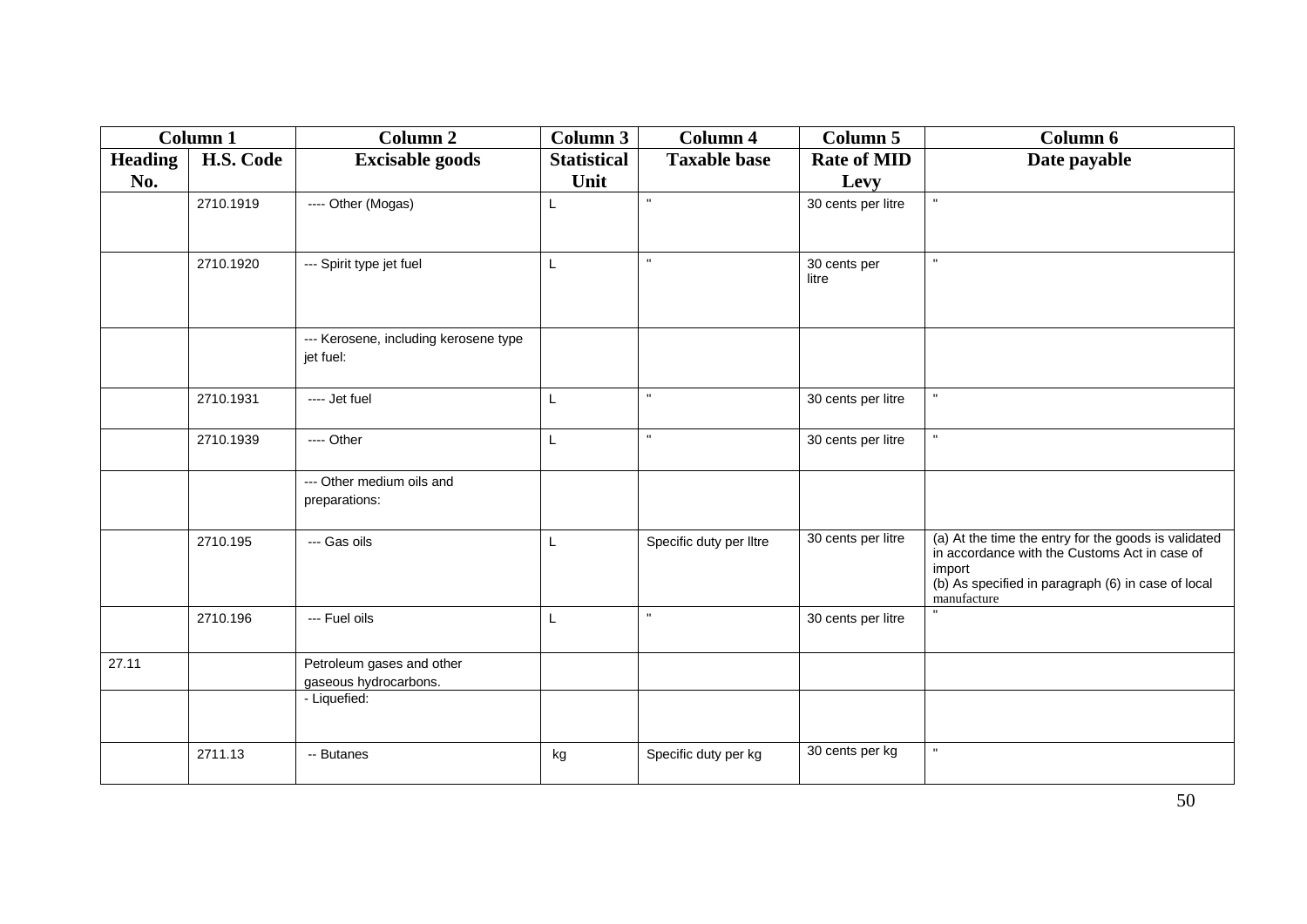| Column 1 | | Column 2 | Column 3 | Column 4 | Column 5 | Column 6 |
|---|---|---|---|---|---|---|
| Heading No. | H.S. Code | Excisable goods | Statistical Unit | Taxable base | Rate of MID Levy | Date payable |
| | 2710.1919 | ---- Other (Mogas) | L | " | 30 cents per litre | " |
| | 2710.1920 | --- Spirit type jet fuel | L | " | 30 cents per litre | " |
| | | --- Kerosene, including kerosene type jet fuel: | | | | |
| | 2710.1931 | ---- Jet fuel | L | " | 30 cents per litre | " |
| | 2710.1939 | ---- Other | L | " | 30 cents per litre | " |
| | | --- Other medium oils and preparations: | | | | |
| | 2710.195 | --- Gas oils | L | Specific duty per lltre | 30 cents per litre | (a) At the time the entry for the goods is validated in accordance with the Customs Act in case of import<br>(b) As specified in paragraph (6) in case of local manufacture |
| | 2710.196 | --- Fuel oils | L | " | 30 cents per litre | " |
| 27.11 | | Petroleum gases and other gaseous hydrocarbons. | | | | |
| | | - Liquefied: | | | | |
| | 2711.13 | -- Butanes | kg | Specific duty per kg | 30 cents per kg | " |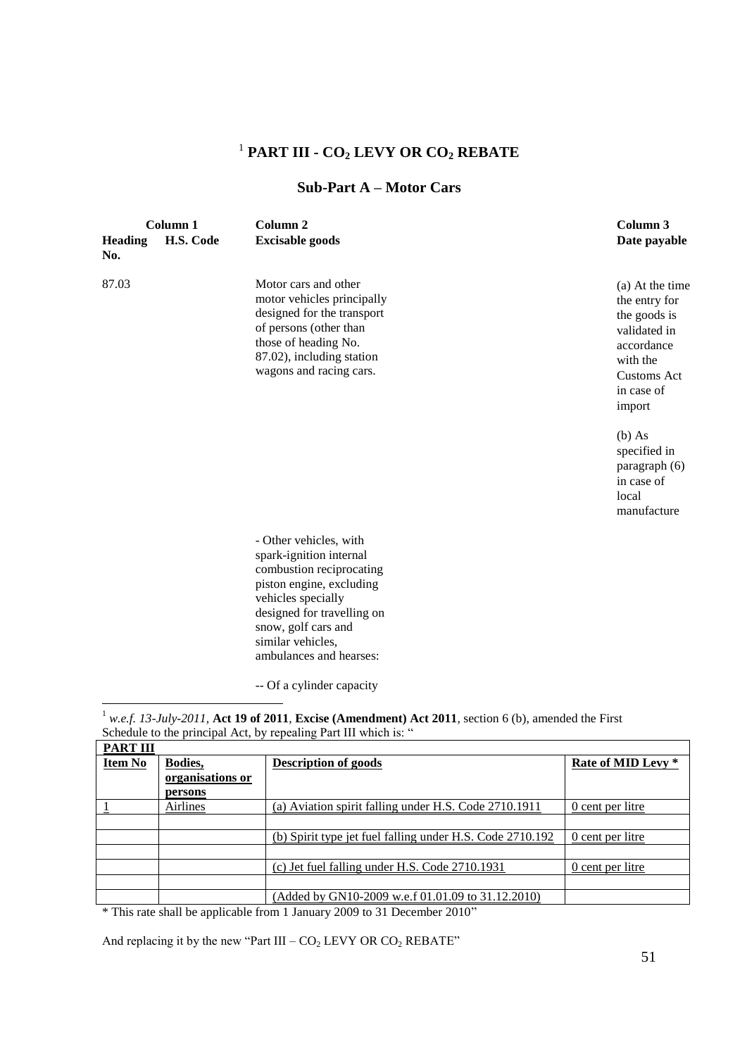## [1] PART III - $CO_2$ LEVY OR $CO_2$ REBATE

### Sub-Part A – Motor Cars

| Column 1 | | Column 2 | Column 3 |
|---|---|---|---|
| **Heading No.** | **H.S. Code** | **Excisable goods** | **Date payable** |
| 87.03 | | Motor cars and other motor vehicles principally designed for the transport of persons (other than those of heading No. 87.02), including station wagons and racing cars. | (a) At the time the entry for the goods is validated in accordance with the Customs Act in case of import<br><br>(b) As specified in paragraph (6) in case of local manufacture |
| | | - Other vehicles, with spark-ignition internal combustion reciprocating piston engine, excluding vehicles specially designed for travelling on snow, golf cars and similar vehicles, ambulances and hearses: | |
| | | -- Of a cylinder capacity | |

---

[1] *w.e.f. 13-July-2011*, **Act 19 of 2011**, **Excise (Amendment) Act 2011**, section 6 (b), amended the First Schedule to the principal Act, by repealing Part III which is: "

| **PART III** | | | |
|---|---|---|---|
| **Item No** | **Bodies, organisations or persons** | **Description of goods** | **Rate of MID Levy \*** |
| 1 | Airlines | (a) Aviation spirit falling under H.S. Code 2710.1911 | 0 cent per litre |
| | | | |
| | | (b) Spirit type jet fuel falling under H.S. Code 2710.192 | 0 cent per litre |
| | | | |
| | | (c) Jet fuel falling under H.S. Code 2710.1931 | 0 cent per litre |
| | | | |
| | | (Added by GN10-2009 w.e.f 01.01.09 to 31.12.2010) | |

\* This rate shall be applicable from 1 January 2009 to 31 December 2010"

And replacing it by the new "Part III – $CO_2$ LEVY OR $CO_2$ REBATE"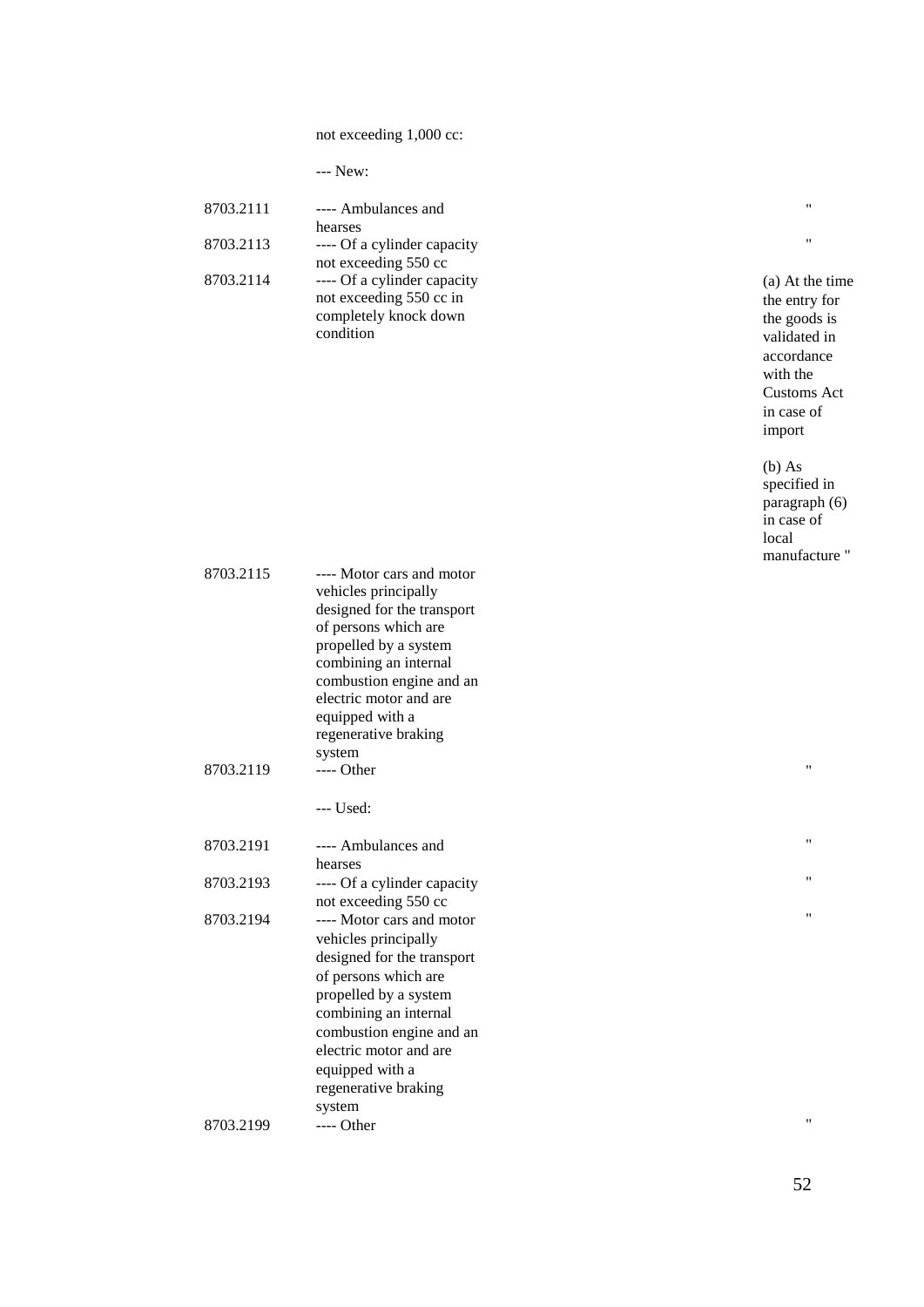| | | |
|---|---|---|
| | not exceeding 1,000 cc: | |
| | --- New: | |
| 8703.2111 | ---- Ambulances and hearses | " |
| 8703.2113 | ---- Of a cylinder capacity not exceeding 550 cc | " |
| 8703.2114 | ---- Of a cylinder capacity not exceeding 550 cc in completely knock down condition | (a) At the time the entry for the goods is validated in accordance with the Customs Act in case of import<br><br>(b) As specified in paragraph (6) in case of local manufacture " |
| 8703.2115 | ---- Motor cars and motor vehicles principally designed for the transport of persons which are propelled by a system combining an internal combustion engine and an electric motor and are equipped with a regenerative braking system | |
| 8703.2119 | ---- Other | " |
| | --- Used: | |
| 8703.2191 | ---- Ambulances and hearses | " |
| 8703.2193 | ---- Of a cylinder capacity not exceeding 550 cc | " |
| 8703.2194 | ---- Motor cars and motor vehicles principally designed for the transport of persons which are propelled by a system combining an internal combustion engine and an electric motor and are equipped with a regenerative braking system | " |
| 8703.2199 | ---- Other | " |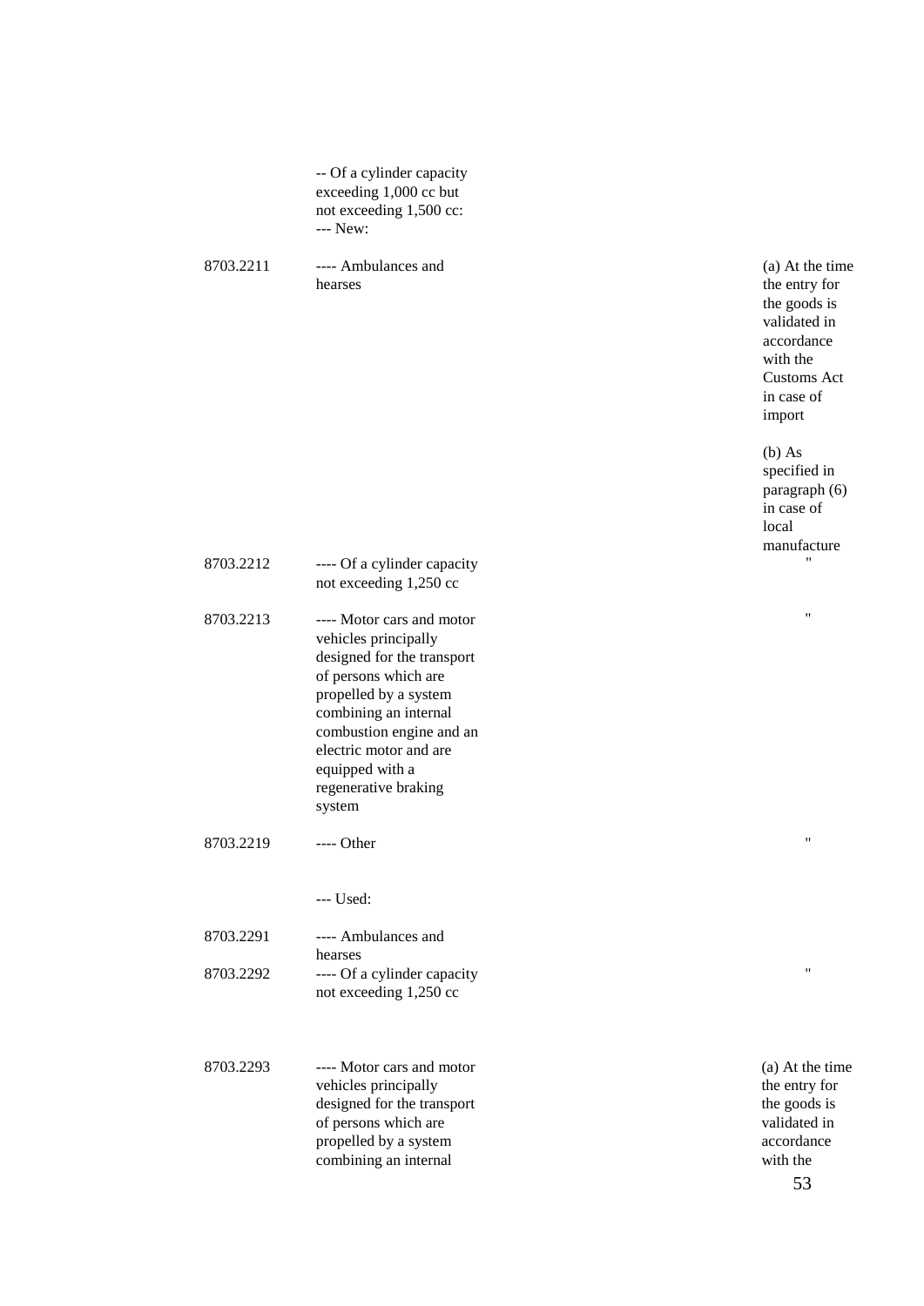| | | |
|---|---|---|
| | -- Of a cylinder capacity exceeding 1,000 cc but not exceeding 1,500 cc: | |
| | --- New: | |
| 8703.2211 | ---- Ambulances and hearses | (a) At the time the entry for the goods is validated in accordance with the Customs Act in case of import<br><br>(b) As specified in paragraph (6) in case of local manufacture |
| 8703.2212 | ---- Of a cylinder capacity not exceeding 1,250 cc | " |
| 8703.2213 | ---- Motor cars and motor vehicles principally designed for the transport of persons which are propelled by a system combining an internal combustion engine and an electric motor and are equipped with a regenerative braking system | " |
| 8703.2219 | ---- Other | " |
| | --- Used: | |
| 8703.2291 | ---- Ambulances and hearses | |
| 8703.2292 | ---- Of a cylinder capacity not exceeding 1,250 cc | " |
| 8703.2293 | ---- Motor cars and motor vehicles principally designed for the transport of persons which are propelled by a system combining an internal | (a) At the time the entry for the goods is validated in accordance with the |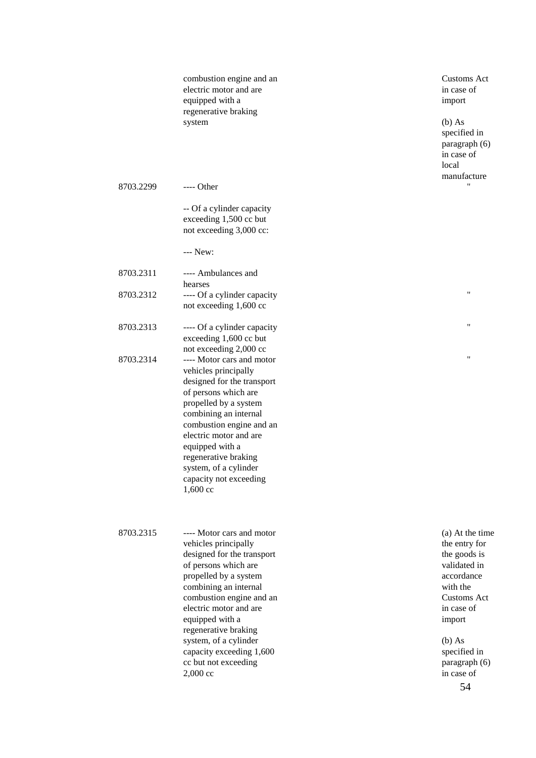| | | |
|---|---|---|
| | combustion engine and an electric motor and are equipped with a regenerative braking system | Customs Act in case of import<br><br>(b) As specified in paragraph (6) in case of local manufacture |
| 8703.2299 | ---- Other | " |
| | -- Of a cylinder capacity exceeding 1,500 cc but not exceeding 3,000 cc: | |
| | --- New: | |
| 8703.2311 | ---- Ambulances and hearses | |
| 8703.2312 | ---- Of a cylinder capacity not exceeding 1,600 cc | " |
| 8703.2313 | ---- Of a cylinder capacity exceeding 1,600 cc but not exceeding 2,000 cc | " |
| 8703.2314 | ---- Motor cars and motor vehicles principally designed for the transport of persons which are propelled by a system combining an internal combustion engine and an electric motor and are equipped with a regenerative braking system, of a cylinder capacity not exceeding 1,600 cc | " |
| 8703.2315 | ---- Motor cars and motor vehicles principally designed for the transport of persons which are propelled by a system combining an internal combustion engine and an electric motor and are equipped with a regenerative braking system, of a cylinder capacity exceeding 1,600 cc but not exceeding 2,000 cc | (a) At the time the entry for the goods is validated in accordance with the Customs Act in case of import<br><br>(b) As specified in paragraph (6) in case of |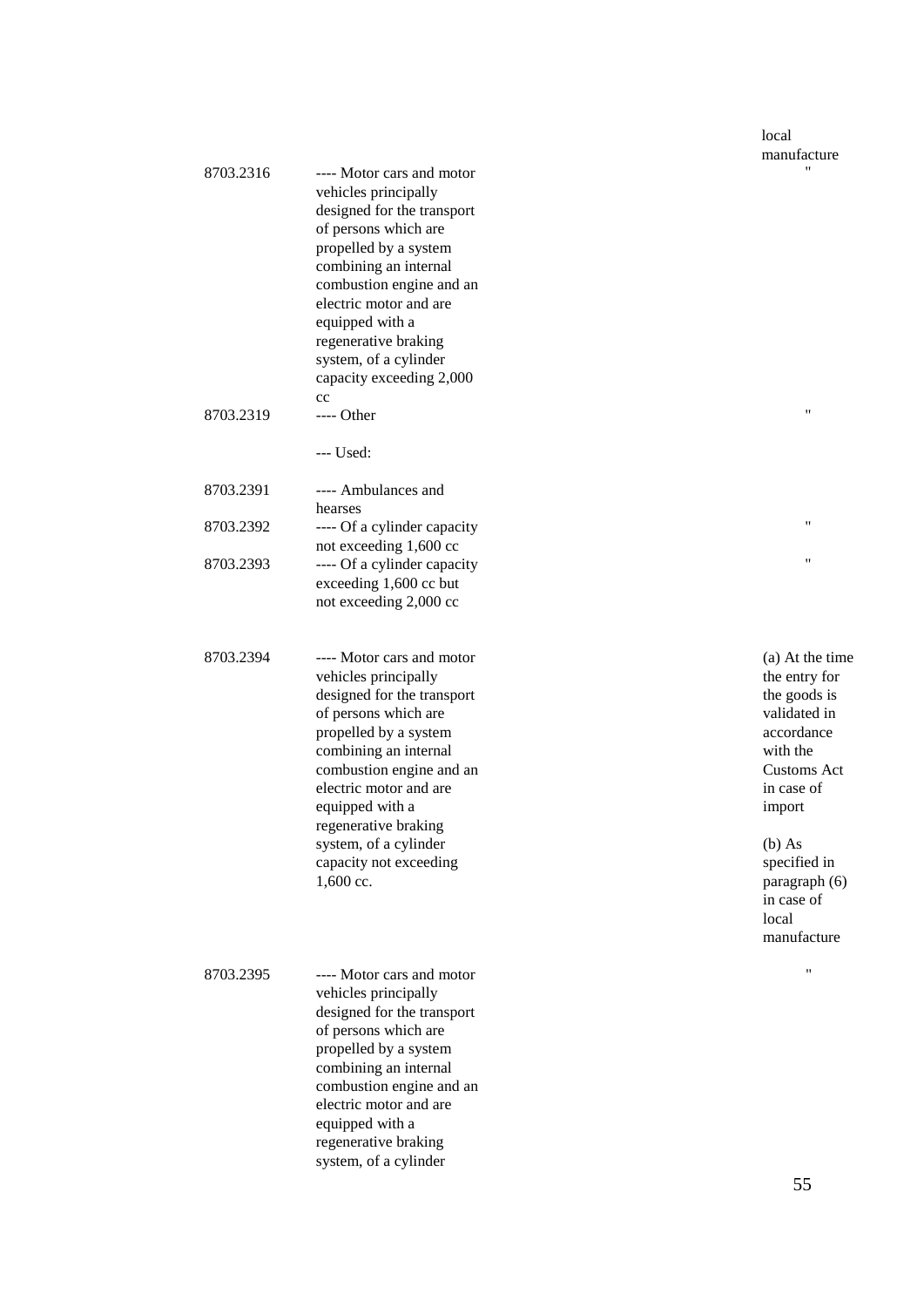| | | | |
|---|---|---|---|
| | | | local manufacture |
| 8703.2316 | ---- Motor cars and motor vehicles principally designed for the transport of persons which are propelled by a system combining an internal combustion engine and an electric motor and are equipped with a regenerative braking system, of a cylinder capacity exceeding 2,000 cc | | " |
| 8703.2319 | ---- Other | | " |
| | --- Used: | | |
| 8703.2391 | ---- Ambulances and hearses | | |
| 8703.2392 | ---- Of a cylinder capacity not exceeding 1,600 cc | | " |
| 8703.2393 | ---- Of a cylinder capacity exceeding 1,600 cc but not exceeding 2,000 cc | | " |
| 8703.2394 | ---- Motor cars and motor vehicles principally designed for the transport of persons which are propelled by a system combining an internal combustion engine and an electric motor and are equipped with a regenerative braking system, of a cylinder capacity not exceeding 1,600 cc. | | (a) At the time the entry for the goods is validated in accordance with the Customs Act in case of import<br><br>(b) As specified in paragraph (6) in case of local manufacture |
| 8703.2395 | ---- Motor cars and motor vehicles principally designed for the transport of persons which are propelled by a system combining an internal combustion engine and an electric motor and are equipped with a regenerative braking system, of a cylinder | | " |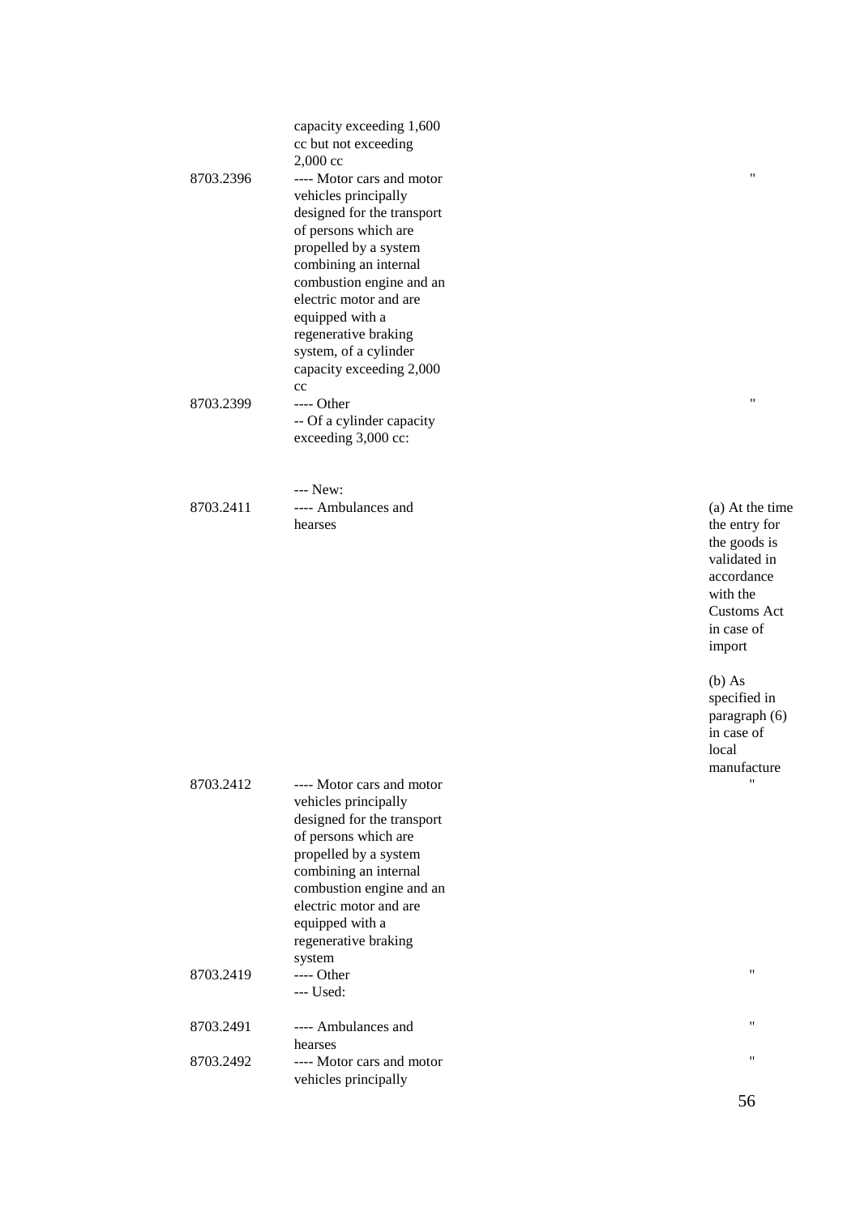| | | |
|---|---|---|
| | capacity exceeding 1,600 cc but not exceeding 2,000 cc | |
| 8703.2396 | ---- Motor cars and motor vehicles principally designed for the transport of persons which are propelled by a system combining an internal combustion engine and an electric motor and are equipped with a regenerative braking system, of a cylinder capacity exceeding 2,000 cc | " |
| 8703.2399 | ---- Other | " |
| | -- Of a cylinder capacity exceeding 3,000 cc: | |
| | --- New: | |
| 8703.2411 | ---- Ambulances and hearses | (a) At the time the entry for the goods is validated in accordance with the Customs Act in case of import<br><br>(b) As specified in paragraph (6) in case of local manufacture |
| 8703.2412 | ---- Motor cars and motor vehicles principally designed for the transport of persons which are propelled by a system combining an internal combustion engine and an electric motor and are equipped with a regenerative braking system | " |
| 8703.2419 | ---- Other | " |
| | --- Used: | |
| 8703.2491 | ---- Ambulances and hearses | " |
| 8703.2492 | ---- Motor cars and motor vehicles principally | " |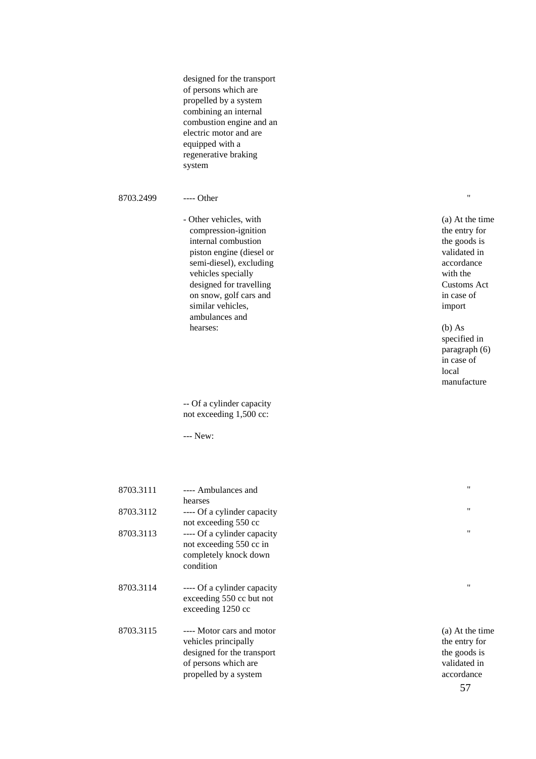| | | |
|---|---|---|
| | designed for the transport of persons which are propelled by a system combining an internal combustion engine and an electric motor and are equipped with a regenerative braking system | |
| 8703.2499 | ---- Other | " |
| | - Other vehicles, with compression-ignition internal combustion piston engine (diesel or semi-diesel), excluding vehicles specially designed for travelling on snow, golf cars and similar vehicles, ambulances and hearses: | (a) At the time the entry for the goods is validated in accordance with the Customs Act in case of import<br><br>(b) As specified in paragraph (6) in case of local manufacture |
| | -- Of a cylinder capacity not exceeding 1,500 cc: | |
| | --- New: | |
| 8703.3111 | ---- Ambulances and hearses | " |
| 8703.3112 | ---- Of a cylinder capacity not exceeding 550 cc | " |
| 8703.3113 | ---- Of a cylinder capacity not exceeding 550 cc in completely knock down condition | " |
| 8703.3114 | ---- Of a cylinder capacity exceeding 550 cc but not exceeding 1250 cc | " |
| 8703.3115 | ---- Motor cars and motor vehicles principally designed for the transport of persons which are propelled by a system | (a) At the time the entry for the goods is validated in accordance |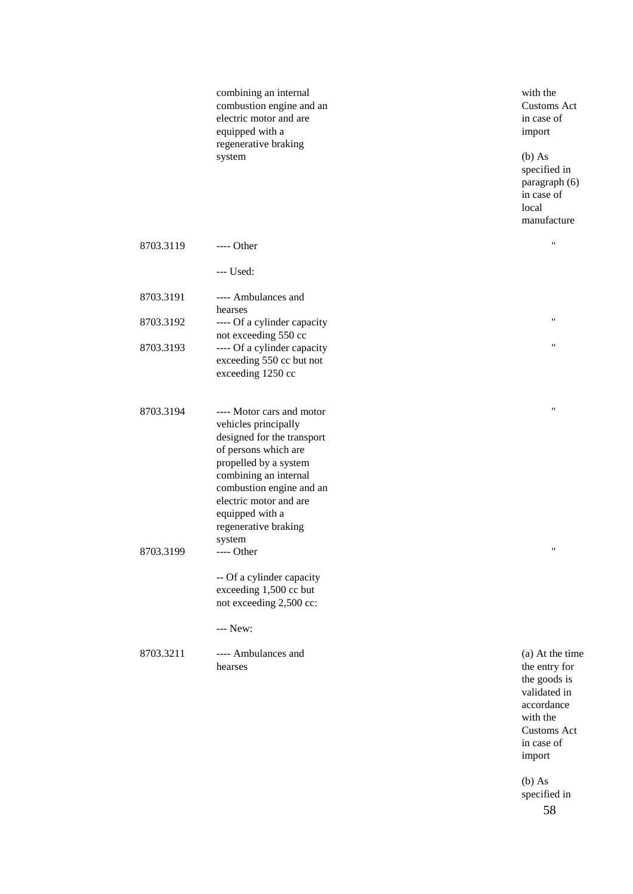| | | |
|---|---|---|
| | combining an internal combustion engine and an electric motor and are equipped with a regenerative braking system | with the Customs Act in case of import<br><br>(b) As specified in paragraph (6) in case of local manufacture |
| 8703.3119 | ---- Other | " |
| | --- Used: | |
| 8703.3191 | ---- Ambulances and hearses | |
| 8703.3192 | ---- Of a cylinder capacity not exceeding 550 cc | " |
| 8703.3193 | ---- Of a cylinder capacity exceeding 550 cc but not exceeding 1250 cc | " |
| 8703.3194 | ---- Motor cars and motor vehicles principally designed for the transport of persons which are propelled by a system combining an internal combustion engine and an electric motor and are equipped with a regenerative braking system | " |
| 8703.3199 | ---- Other | " |
| | -- Of a cylinder capacity exceeding 1,500 cc but not exceeding 2,500 cc: | |
| | --- New: | |
| 8703.3211 | ---- Ambulances and hearses | (a) At the time the entry for the goods is validated in accordance with the Customs Act in case of import<br><br>(b) As specified in |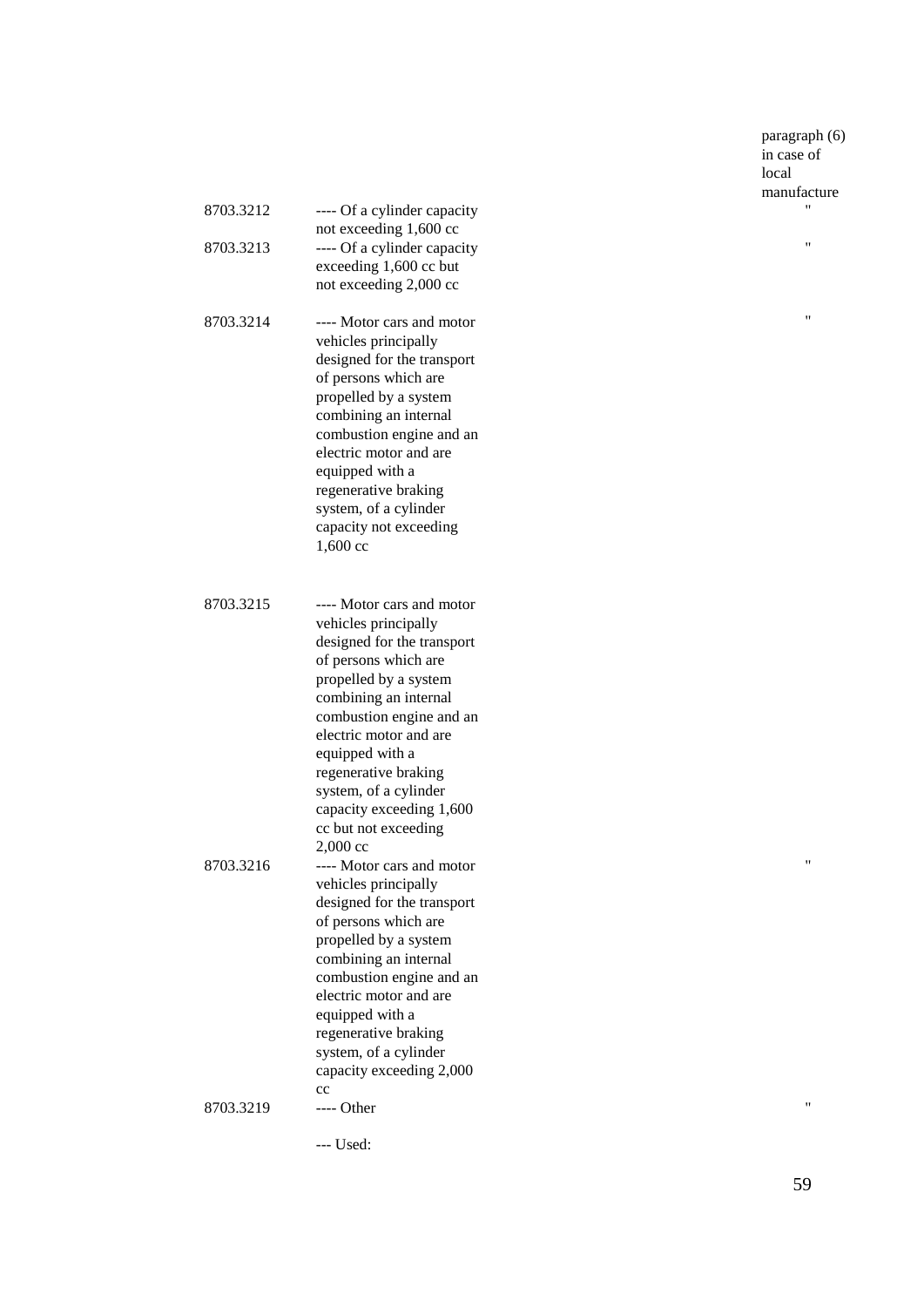| | | |
|---|---|---|
| | | paragraph (6) in case of local manufacture |
| 8703.3212 | ---- Of a cylinder capacity not exceeding 1,600 cc | " |
| 8703.3213 | ---- Of a cylinder capacity exceeding 1,600 cc but not exceeding 2,000 cc | " |
| 8703.3214 | ---- Motor cars and motor vehicles principally designed for the transport of persons which are propelled by a system combining an internal combustion engine and an electric motor and are equipped with a regenerative braking system, of a cylinder capacity not exceeding 1,600 cc | " |
| 8703.3215 | ---- Motor cars and motor vehicles principally designed for the transport of persons which are propelled by a system combining an internal combustion engine and an electric motor and are equipped with a regenerative braking system, of a cylinder capacity exceeding 1,600 cc but not exceeding 2,000 cc | |
| 8703.3216 | ---- Motor cars and motor vehicles principally designed for the transport of persons which are propelled by a system combining an internal combustion engine and an electric motor and are equipped with a regenerative braking system, of a cylinder capacity exceeding 2,000 cc | " |
| 8703.3219 | ---- Other | " |
| | --- Used: | |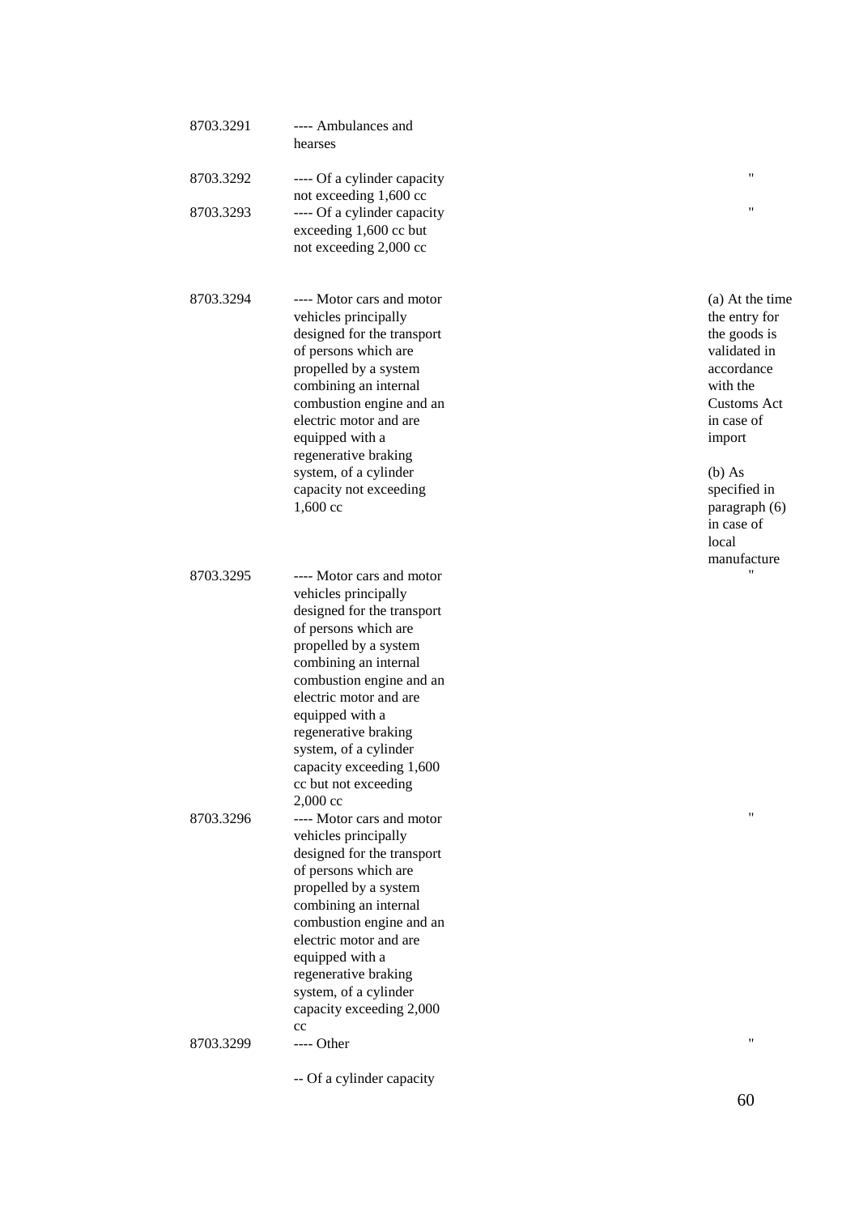| | | |
|---|---|---|
| 8703.3291 | ---- Ambulances and hearses | |
| 8703.3292 | ---- Of a cylinder capacity not exceeding 1,600 cc | " |
| 8703.3293 | ---- Of a cylinder capacity exceeding 1,600 cc but not exceeding 2,000 cc | " |
| 8703.3294 | ---- Motor cars and motor vehicles principally designed for the transport of persons which are propelled by a system combining an internal combustion engine and an electric motor and are equipped with a regenerative braking system, of a cylinder capacity not exceeding 1,600 cc | (a) At the time the entry for the goods is validated in accordance with the Customs Act in case of import<br><br>(b) As specified in paragraph (6) in case of local manufacture |
| 8703.3295 | ---- Motor cars and motor vehicles principally designed for the transport of persons which are propelled by a system combining an internal combustion engine and an electric motor and are equipped with a regenerative braking system, of a cylinder capacity exceeding 1,600 cc but not exceeding 2,000 cc | " |
| 8703.3296 | ---- Motor cars and motor vehicles principally designed for the transport of persons which are propelled by a system combining an internal combustion engine and an electric motor and are equipped with a regenerative braking system, of a cylinder capacity exceeding 2,000 cc | " |
| 8703.3299 | ---- Other | " |
| | -- Of a cylinder capacity | |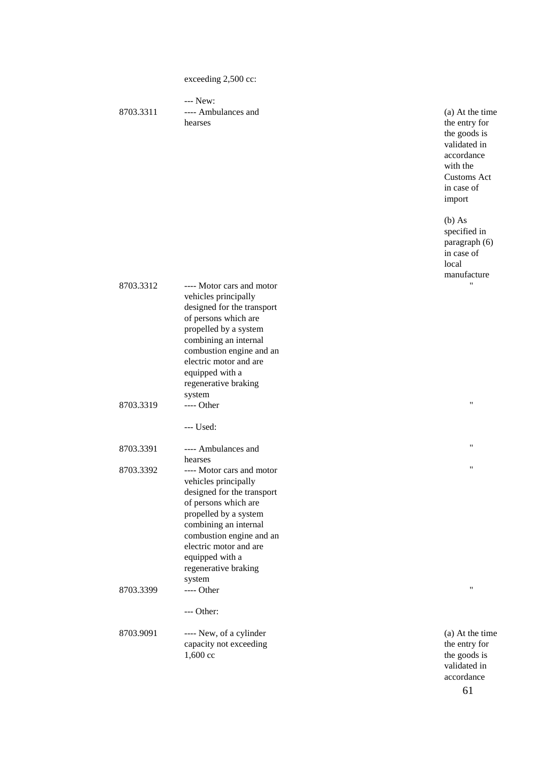| | exceeding 2,500 cc: | |
|---|---|---|
| | --- New: | |
| 8703.3311 | ---- Ambulances and hearses | (a) At the time the entry for the goods is validated in accordance with the Customs Act in case of import<br><br>(b) As specified in paragraph (6) in case of local manufacture |
| 8703.3312 | ---- Motor cars and motor vehicles principally designed for the transport of persons which are propelled by a system combining an internal combustion engine and an electric motor and are equipped with a regenerative braking system | " |
| 8703.3319 | ---- Other | " |
| | --- Used: | |
| 8703.3391 | ---- Ambulances and hearses | " |
| 8703.3392 | ---- Motor cars and motor vehicles principally designed for the transport of persons which are propelled by a system combining an internal combustion engine and an electric motor and are equipped with a regenerative braking system | " |
| 8703.3399 | ---- Other | " |
| | --- Other: | |
| 8703.9091 | ---- New, of a cylinder capacity not exceeding 1,600 cc | (a) At the time the entry for the goods is validated in accordance |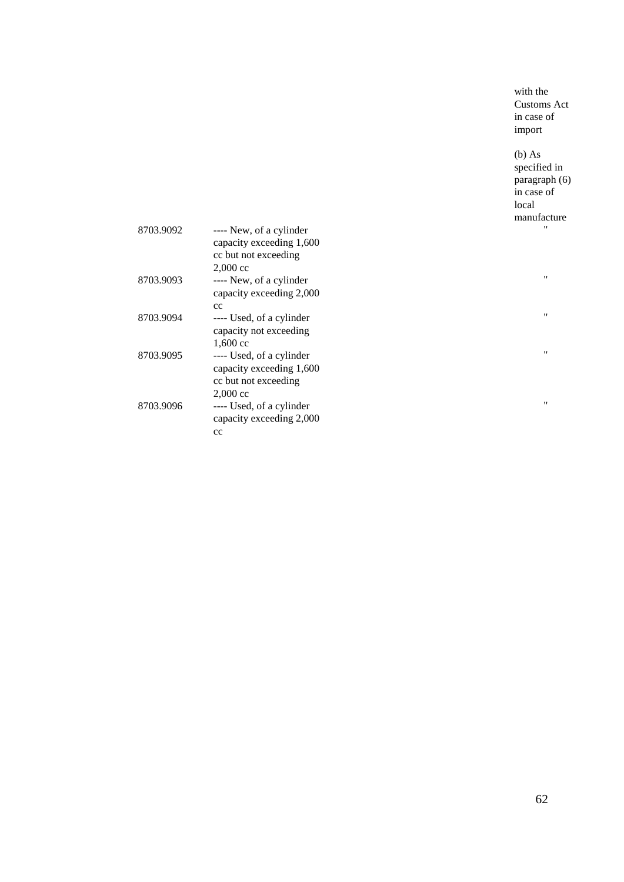| | | |
|---|---|---|
| | | with the Customs Act in case of import<br><br>(b) As specified in paragraph (6) in case of local manufacture |
| 8703.9092 | ---- New, of a cylinder capacity exceeding 1,600 cc but not exceeding 2,000 cc | " |
| 8703.9093 | ---- New, of a cylinder capacity exceeding 2,000 cc | " |
| 8703.9094 | ---- Used, of a cylinder capacity not exceeding 1,600 cc | " |
| 8703.9095 | ---- Used, of a cylinder capacity exceeding 1,600 cc but not exceeding 2,000 cc | " |
| 8703.9096 | ---- Used, of a cylinder capacity exceeding 2,000 cc | " |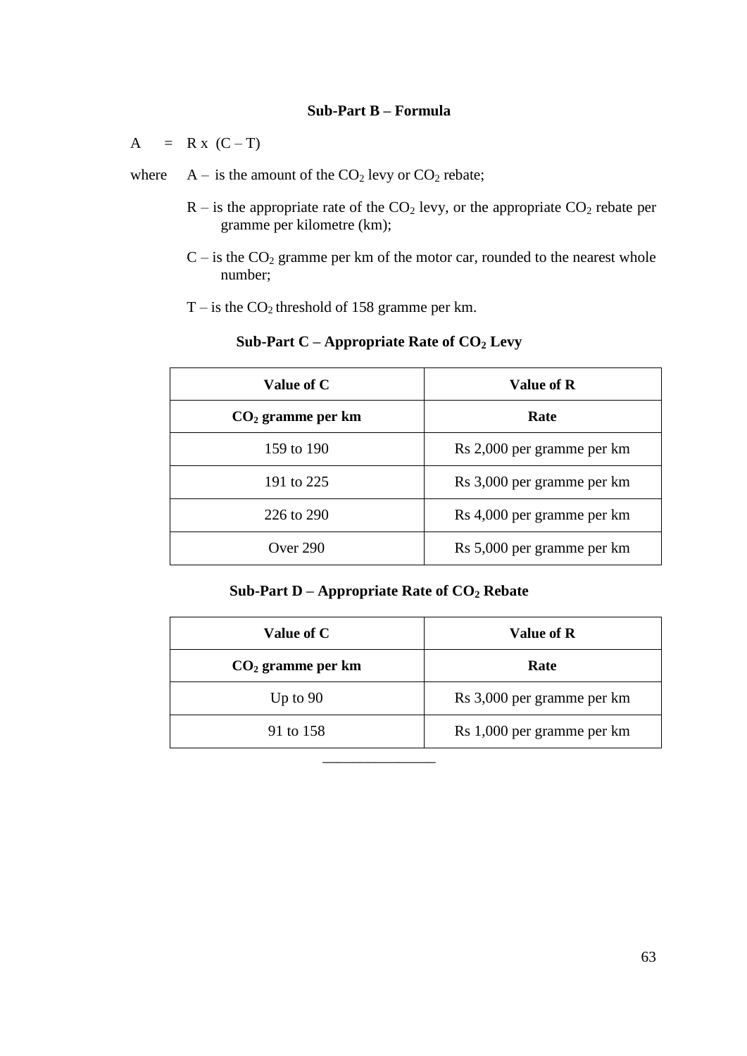### Sub-Part B – Formula

$A = R \times (C - T)$

where A – is the amount of the $CO_2$ levy or $CO_2$ rebate;

R – is the appropriate rate of the $CO_2$ levy, or the appropriate $CO_2$ rebate per gramme per kilometre (km);

C – is the $CO_2$ gramme per km of the motor car, rounded to the nearest whole number;

T – is the $CO_2$ threshold of 158 gramme per km.

### Sub-Part C – Appropriate Rate of $CO_2$ Levy

| **Value of C** | **Value of R** |
|---|---|
| **$CO_2$ gramme per km** | **Rate** |
| 159 to 190 | Rs 2,000 per gramme per km |
| 191 to 225 | Rs 3,000 per gramme per km |
| 226 to 290 | Rs 4,000 per gramme per km |
| Over 290 | Rs 5,000 per gramme per km |

### Sub-Part D – Appropriate Rate of $CO_2$ Rebate

| **Value of C** | **Value of R** |
|---|---|
| **$CO_2$ gramme per km** | **Rate** |
| Up to 90 | Rs 3,000 per gramme per km |
| 91 to 158 | Rs 1,000 per gramme per km |

---------------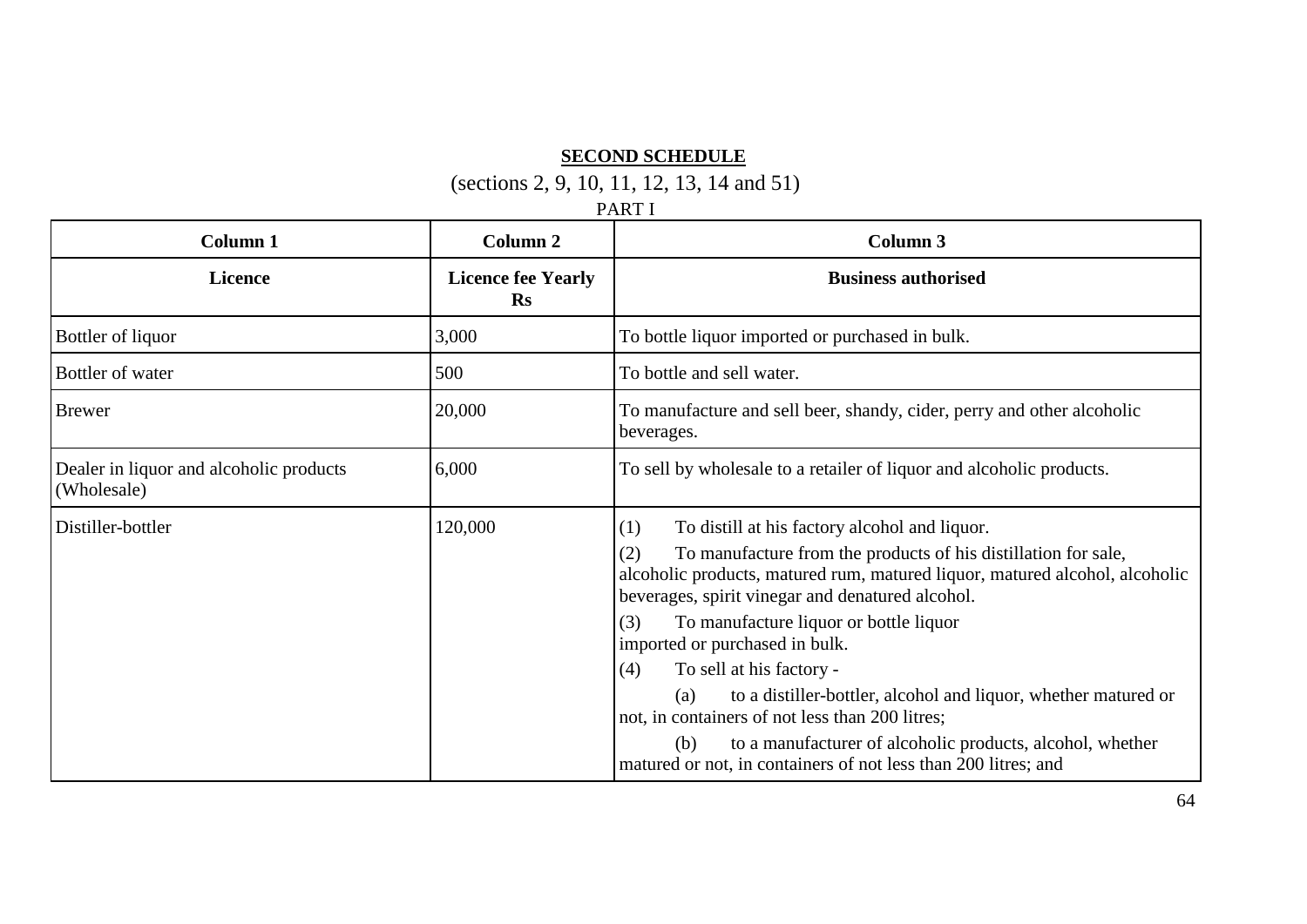**SECOND SCHEDULE**

(sections 2, 9, 10, 11, 12, 13, 14 and 51)

PART I

| Column 1 | Column 2 | Column 3 |
|---|---|---|
| **Licence** | **Licence fee Yearly Rs** | **Business authorised** |
| Bottler of liquor | 3,000 | To bottle liquor imported or purchased in bulk. |
| Bottler of water | 500 | To bottle and sell water. |
| Brewer | 20,000 | To manufacture and sell beer, shandy, cider, perry and other alcoholic beverages. |
| Dealer in liquor and alcoholic products (Wholesale) | 6,000 | To sell by wholesale to a retailer of liquor and alcoholic products. |
| Distiller-bottler | 120,000 | (1) To distill at his factory alcohol and liquor.<br>(2) To manufacture from the products of his distillation for sale, alcoholic products, matured rum, matured liquor, matured alcohol, alcoholic beverages, spirit vinegar and denatured alcohol.<br>(3) To manufacture liquor or bottle liquor imported or purchased in bulk.<br>(4) To sell at his factory -<br>(a) to a distiller-bottler, alcohol and liquor, whether matured or not, in containers of not less than 200 litres;<br>(b) to a manufacturer of alcoholic products, alcohol, whether matured or not, in containers of not less than 200 litres; and |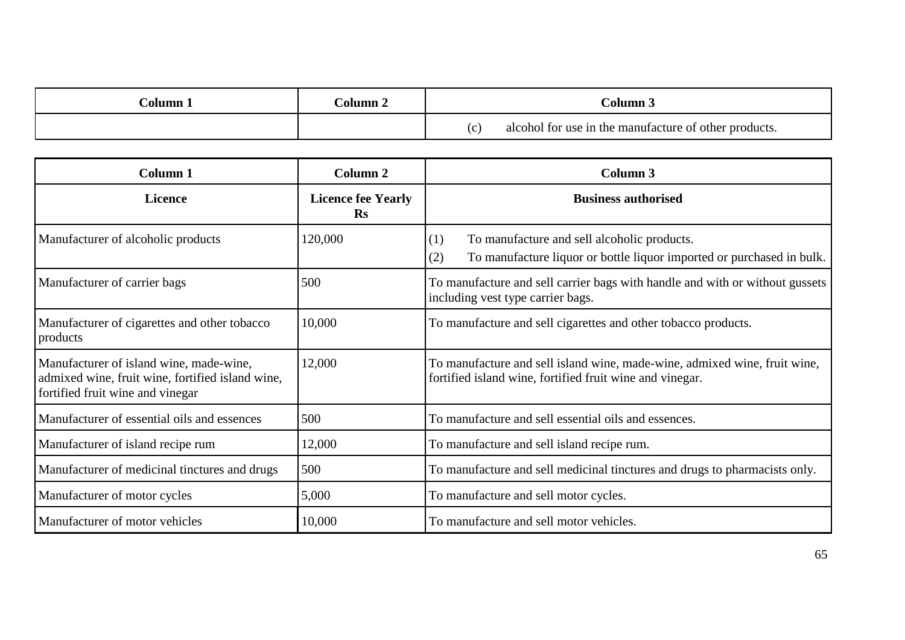| Column 1 | Column 2 | Column 3 |
|---|---|---|
| | | (c) alcohol for use in the manufacture of other products. |

| Column 1 | Column 2 | Column 3 |
|---|---|---|
| **Licence** | **Licence fee Yearly Rs** | **Business authorised** |
| Manufacturer of alcoholic products | 120,000 | (1) To manufacture and sell alcoholic products.<br>(2) To manufacture liquor or bottle liquor imported or purchased in bulk. |
| Manufacturer of carrier bags | 500 | To manufacture and sell carrier bags with handle and with or without gussets including vest type carrier bags. |
| Manufacturer of cigarettes and other tobacco products | 10,000 | To manufacture and sell cigarettes and other tobacco products. |
| Manufacturer of island wine, made-wine, admixed wine, fruit wine, fortified island wine, fortified fruit wine and vinegar | 12,000 | To manufacture and sell island wine, made-wine, admixed wine, fruit wine, fortified island wine, fortified fruit wine and vinegar. |
| Manufacturer of essential oils and essences | 500 | To manufacture and sell essential oils and essences. |
| Manufacturer of island recipe rum | 12,000 | To manufacture and sell island recipe rum. |
| Manufacturer of medicinal tinctures and drugs | 500 | To manufacture and sell medicinal tinctures and drugs to pharmacists only. |
| Manufacturer of motor cycles | 5,000 | To manufacture and sell motor cycles. |
| Manufacturer of motor vehicles | 10,000 | To manufacture and sell motor vehicles. |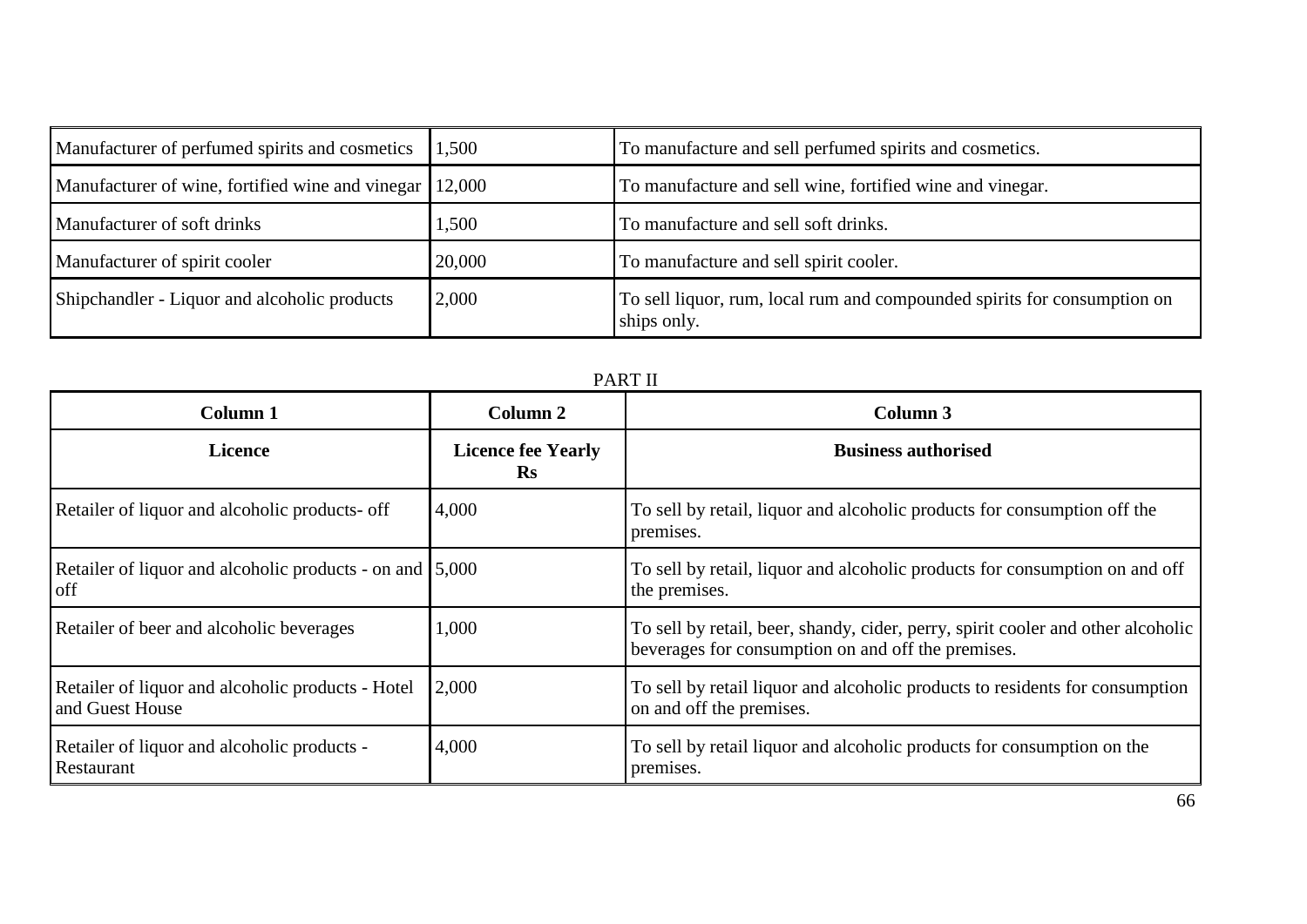| | | |
|---|---|---|
| Manufacturer of perfumed spirits and cosmetics | 1,500 | To manufacture and sell perfumed spirits and cosmetics. |
| Manufacturer of wine, fortified wine and vinegar | 12,000 | To manufacture and sell wine, fortified wine and vinegar. |
| Manufacturer of soft drinks | 1,500 | To manufacture and sell soft drinks. |
| Manufacturer of spirit cooler | 20,000 | To manufacture and sell spirit cooler. |
| Shipchandler - Liquor and alcoholic products | 2,000 | To sell liquor, rum, local rum and compounded spirits for consumption on ships only. |

PART II

| Column 1 | Column 2 | Column 3 |
|---|---|---|
| **Licence** | **Licence fee Yearly Rs** | **Business authorised** |
| Retailer of liquor and alcoholic products- off | 4,000 | To sell by retail, liquor and alcoholic products for consumption off the premises. |
| Retailer of liquor and alcoholic products - on and off | 5,000 | To sell by retail, liquor and alcoholic products for consumption on and off the premises. |
| Retailer of beer and alcoholic beverages | 1,000 | To sell by retail, beer, shandy, cider, perry, spirit cooler and other alcoholic beverages for consumption on and off the premises. |
| Retailer of liquor and alcoholic products - Hotel and Guest House | 2,000 | To sell by retail liquor and alcoholic products to residents for consumption on and off the premises. |
| Retailer of liquor and alcoholic products - Restaurant | 4,000 | To sell by retail liquor and alcoholic products for consumption on the premises. |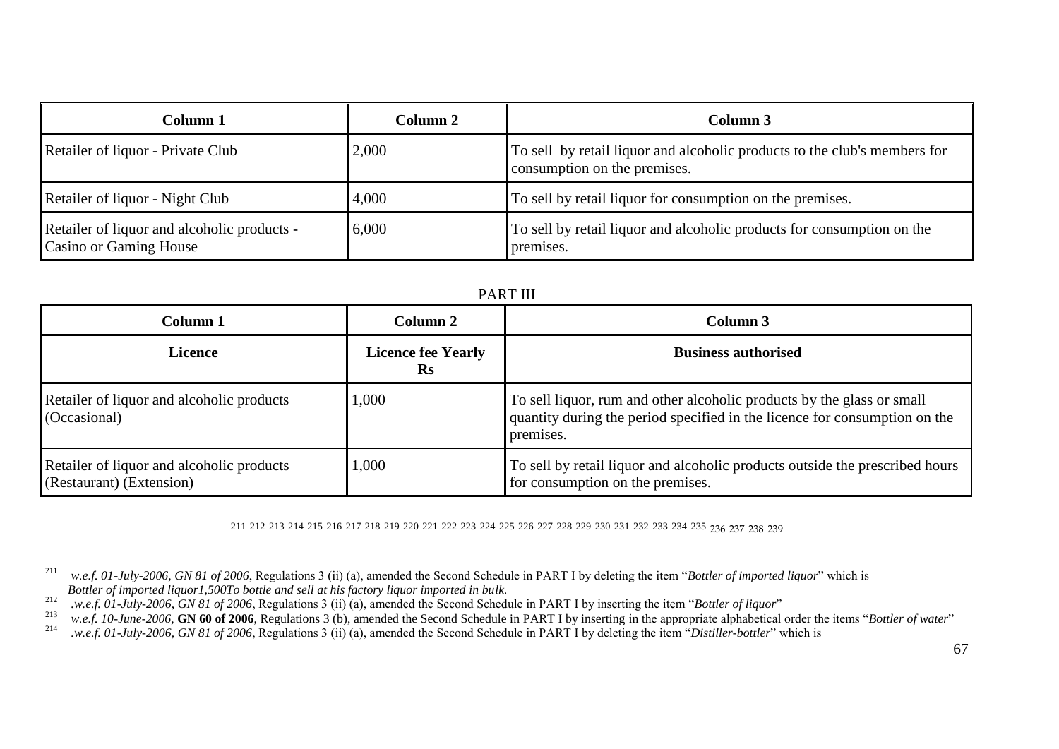| Column 1 | Column 2 | Column 3 |
|---|---|---|
| Retailer of liquor - Private Club | 2,000 | To sell by retail liquor and alcoholic products to the club's members for consumption on the premises. |
| Retailer of liquor - Night Club | 4,000 | To sell by retail liquor for consumption on the premises. |
| Retailer of liquor and alcoholic products - Casino or Gaming House | 6,000 | To sell by retail liquor and alcoholic products for consumption on the premises. |

PART III

| Column 1 | Column 2 | Column 3 |
|---|---|---|
| **Licence** | **Licence fee Yearly Rs** | **Business authorised** |
| Retailer of liquor and alcoholic products (Occasional) | 1,000 | To sell liquor, rum and other alcoholic products by the glass or small quantity during the period specified in the licence for consumption on the premises. |
| Retailer of liquor and alcoholic products (Restaurant) (Extension) | 1,000 | To sell by retail liquor and alcoholic products outside the prescribed hours for consumption on the premises. |

211 212 213 214 215 216 217 218 219 220 221 222 223 224 225 226 227 228 229 230 231 232 233 234 235 236 237 238 239

---

[211] *w.e.f. 01-July-2006, GN 81 of 2006*, Regulations 3 (ii) (a), amended the Second Schedule in PART I by deleting the item "*Bottler of imported liquor*" which is *Bottler of imported liquor1,500To bottle and sell at his factory liquor imported in bulk.*

[212] *.w.e.f. 01-July-2006, GN 81 of 2006*, Regulations 3 (ii) (a), amended the Second Schedule in PART I by inserting the item "*Bottler of liquor*"

[213] *w.e.f. 10-June-2006*, **GN 60 of 2006**, Regulations 3 (b), amended the Second Schedule in PART I by inserting in the appropriate alphabetical order the items "*Bottler of water*"

[214] *.w.e.f. 01-July-2006, GN 81 of 2006*, Regulations 3 (ii) (a), amended the Second Schedule in PART I by deleting the item "*Distiller-bottler*" which is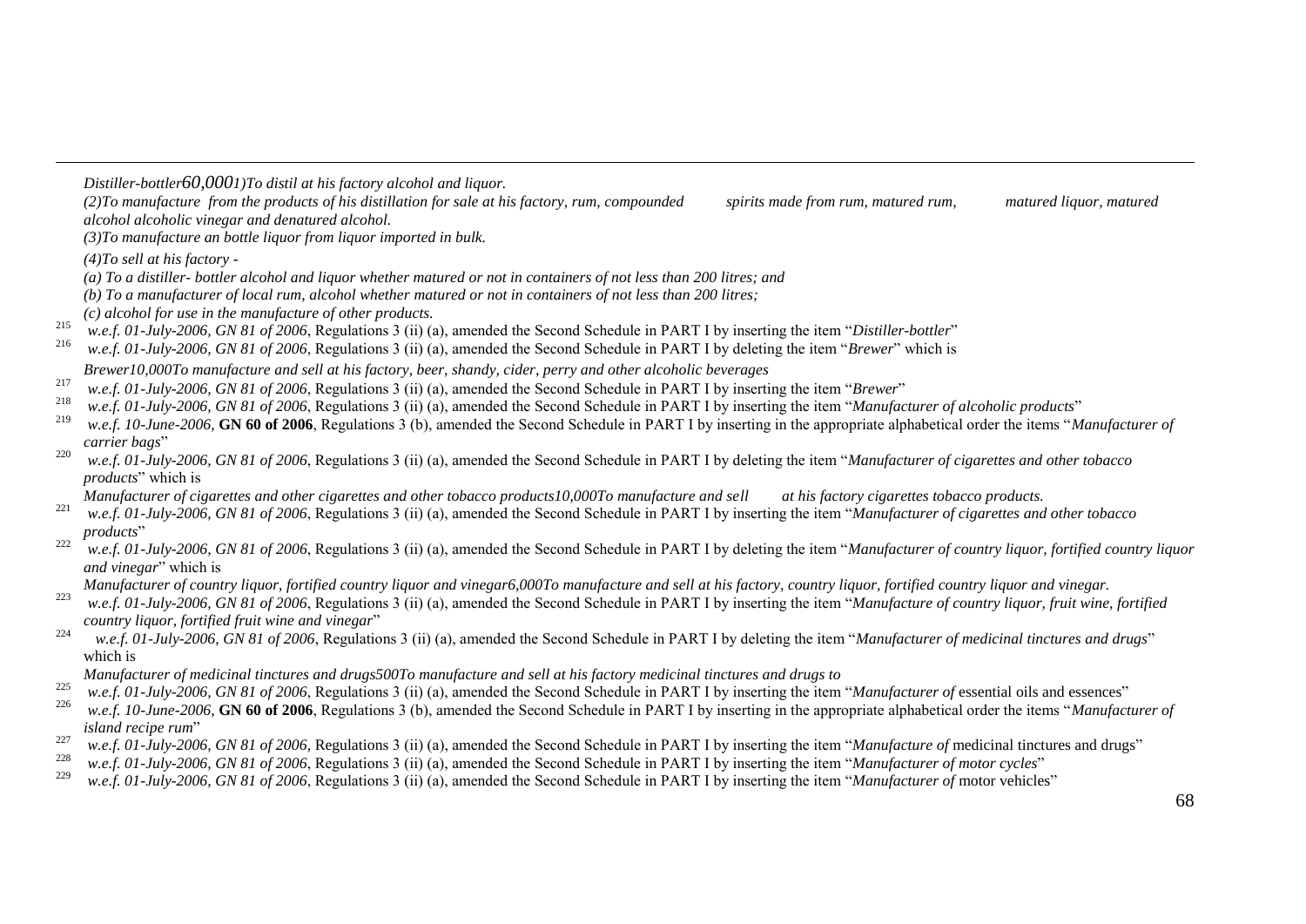*Distiller-bottler60,0001)To distil at his factory alcohol and liquor.*

*(2)To manufacture from the products of his distillation for sale at his factory, rum, compounded spirits made from rum, matured rum, matured liquor, matured alcohol alcoholic vinegar and denatured alcohol.*

*(3)To manufacture an bottle liquor from liquor imported in bulk.*

*(4)To sell at his factory -*

*(a) To a distiller- bottler alcohol and liquor whether matured or not in containers of not less than 200 litres; and*

*(b) To a manufacturer of local rum, alcohol whether matured or not in containers of not less than 200 litres;*

*(c) alcohol for use in the manufacture of other products.*

[215] *w.e.f. 01-July-2006, GN 81 of 2006*, Regulations 3 (ii) (a), amended the Second Schedule in PART I by inserting the item "*Distiller-bottler*"

[216] *w.e.f. 01-July-2006, GN 81 of 2006*, Regulations 3 (ii) (a), amended the Second Schedule in PART I by deleting the item "*Brewer*" which is

*Brewer10,000To manufacture and sell at his factory, beer, shandy, cider, perry and other alcoholic beverages*

[217] *w.e.f. 01-July-2006, GN 81 of 2006*, Regulations 3 (ii) (a), amended the Second Schedule in PART I by inserting the item "*Brewer*"

[218] *w.e.f. 01-July-2006, GN 81 of 2006*, Regulations 3 (ii) (a), amended the Second Schedule in PART I by inserting the item "*Manufacturer of alcoholic products*"

[219] *w.e.f. 10-June-2006,* **GN 60 of 2006**, Regulations 3 (b), amended the Second Schedule in PART I by inserting in the appropriate alphabetical order the items "*Manufacturer of carrier bags*"

[220] *w.e.f. 01-July-2006, GN 81 of 2006*, Regulations 3 (ii) (a), amended the Second Schedule in PART I by deleting the item "*Manufacturer of cigarettes and other tobacco products*" which is

*Manufacturer of cigarettes and other cigarettes and other tobacco products10,000To manufacture and sell at his factory cigarettes tobacco products.*

[221] *w.e.f. 01-July-2006, GN 81 of 2006*, Regulations 3 (ii) (a), amended the Second Schedule in PART I by inserting the item "*Manufacturer of cigarettes and other tobacco products*"

[222] *w.e.f. 01-July-2006, GN 81 of 2006*, Regulations 3 (ii) (a), amended the Second Schedule in PART I by deleting the item "*Manufacturer of country liquor, fortified country liquor and vinegar*" which is

*Manufacturer of country liquor, fortified country liquor and vinegar6,000To manufacture and sell at his factory, country liquor, fortified country liquor and vinegar.*

[223] *w.e.f. 01-July-2006, GN 81 of 2006*, Regulations 3 (ii) (a), amended the Second Schedule in PART I by inserting the item "*Manufacture of country liquor, fruit wine, fortified country liquor, fortified fruit wine and vinegar*"

[224] *w.e.f. 01-July-2006, GN 81 of 2006*, Regulations 3 (ii) (a), amended the Second Schedule in PART I by deleting the item "*Manufacturer of medicinal tinctures and drugs*" which is

*Manufacturer of medicinal tinctures and drugs500To manufacture and sell at his factory medicinal tinctures and drugs to*

[225] *w.e.f. 01-July-2006, GN 81 of 2006*, Regulations 3 (ii) (a), amended the Second Schedule in PART I by inserting the item "*Manufacturer of* essential oils and essences"

[226] *w.e.f. 10-June-2006,* **GN 60 of 2006**, Regulations 3 (b), amended the Second Schedule in PART I by inserting in the appropriate alphabetical order the items "*Manufacturer of island recipe rum*"

[227] *w.e.f. 01-July-2006, GN 81 of 2006*, Regulations 3 (ii) (a), amended the Second Schedule in PART I by inserting the item "*Manufacture of* medicinal tinctures and drugs"

[228] *w.e.f. 01-July-2006, GN 81 of 2006*, Regulations 3 (ii) (a), amended the Second Schedule in PART I by inserting the item "*Manufacturer of motor cycles*"

[229] *w.e.f. 01-July-2006, GN 81 of 2006*, Regulations 3 (ii) (a), amended the Second Schedule in PART I by inserting the item "*Manufacturer of* motor vehicles"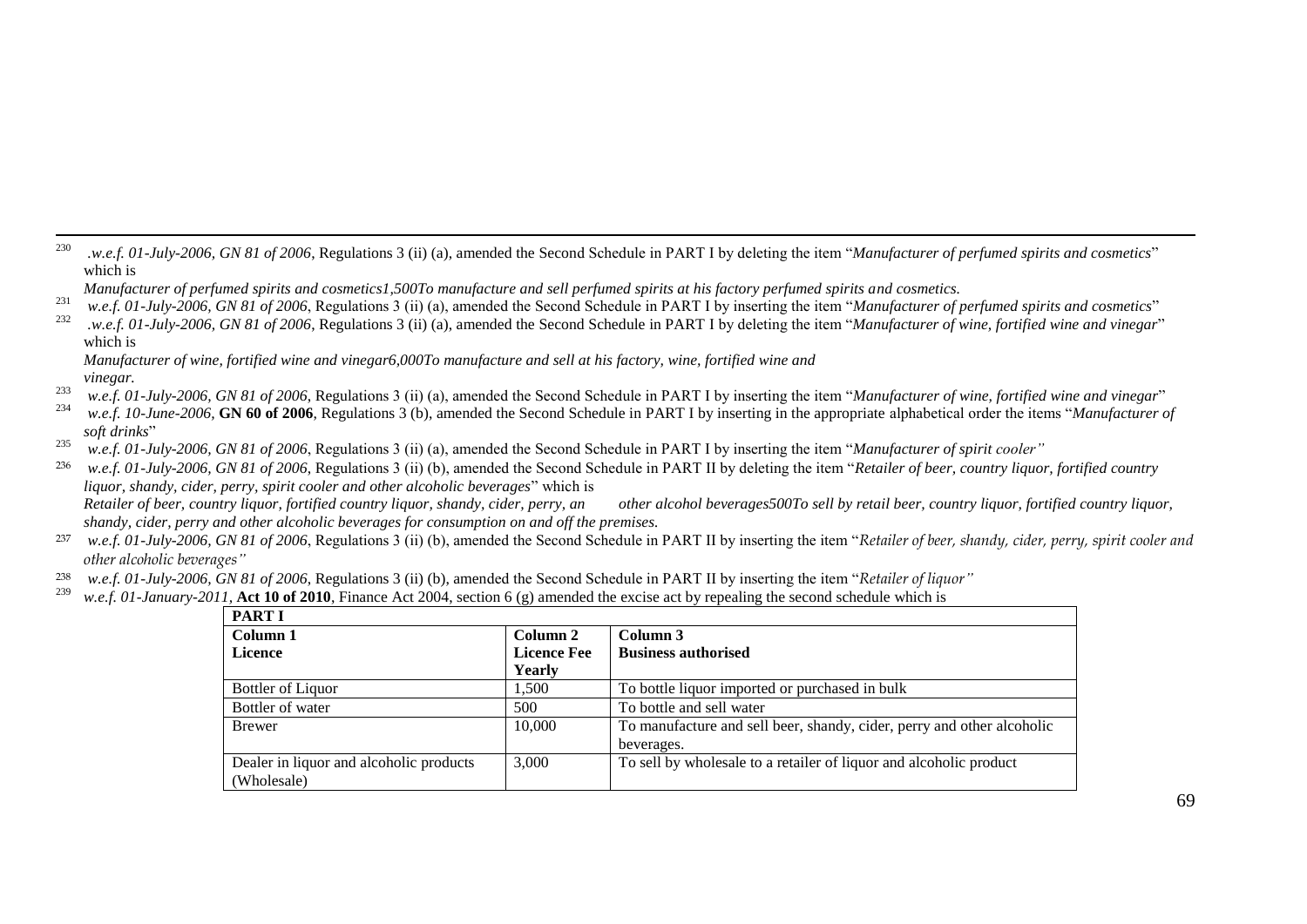[230] .*w.e.f. 01-July-2006, GN 81 of 2006*, Regulations 3 (ii) (a), amended the Second Schedule in PART I by deleting the item "*Manufacturer of perfumed spirits and cosmetics*" which is

*Manufacturer of perfumed spirits and cosmetics1,500To manufacture and sell perfumed spirits at his factory perfumed spirits and cosmetics.*

[231] *w.e.f. 01-July-2006, GN 81 of 2006*, Regulations 3 (ii) (a), amended the Second Schedule in PART I by inserting the item "*Manufacturer of perfumed spirits and cosmetics*"

[232] .*w.e.f. 01-July-2006, GN 81 of 2006*, Regulations 3 (ii) (a), amended the Second Schedule in PART I by deleting the item "*Manufacturer of wine, fortified wine and vinegar*" which is

*Manufacturer of wine, fortified wine and vinegar6,000To manufacture and sell at his factory, wine, fortified wine and vinegar.*

[233] *w.e.f. 01-July-2006, GN 81 of 2006*, Regulations 3 (ii) (a), amended the Second Schedule in PART I by inserting the item "*Manufacturer of wine, fortified wine and vinegar*"

[234] *w.e.f. 10-June-2006*, **GN 60 of 2006**, Regulations 3 (b), amended the Second Schedule in PART I by inserting in the appropriate alphabetical order the items "*Manufacturer of soft drinks*"

[235] *w.e.f. 01-July-2006, GN 81 of 2006*, Regulations 3 (ii) (a), amended the Second Schedule in PART I by inserting the item "*Manufacturer of spirit cooler"*

[236] *w.e.f. 01-July-2006, GN 81 of 2006*, Regulations 3 (ii) (b), amended the Second Schedule in PART II by deleting the item "*Retailer of beer, country liquor, fortified country liquor, shandy, cider, perry, spirit cooler and other alcoholic beverages*" which is

*Retailer of beer, country liquor, fortified country liquor, shandy, cider, perry, an other alcohol beverages500To sell by retail beer, country liquor, fortified country liquor, shandy, cider, perry and other alcoholic beverages for consumption on and off the premises.*

[237] *w.e.f. 01-July-2006, GN 81 of 2006*, Regulations 3 (ii) (b), amended the Second Schedule in PART II by inserting the item "*Retailer of beer, shandy, cider, perry, spirit cooler and other alcoholic beverages"*

[238] *w.e.f. 01-July-2006, GN 81 of 2006*, Regulations 3 (ii) (b), amended the Second Schedule in PART II by inserting the item "*Retailer of liquor"*

[239] *w.e.f. 01-January-2011*, **Act 10 of 2010**, Finance Act 2004, section 6 (g) amended the excise act by repealing the second schedule which is

| **PART I** | | |
|---|---|---|
| **Column 1**<br>**Licence** | **Column 2**<br>**Licence Fee Yearly** | **Column 3**<br>**Business authorised** |
| Bottler of Liquor | 1,500 | To bottle liquor imported or purchased in bulk |
| Bottler of water | 500 | To bottle and sell water |
| Brewer | 10,000 | To manufacture and sell beer, shandy, cider, perry and other alcoholic beverages. |
| Dealer in liquor and alcoholic products (Wholesale) | 3,000 | To sell by wholesale to a retailer of liquor and alcoholic product |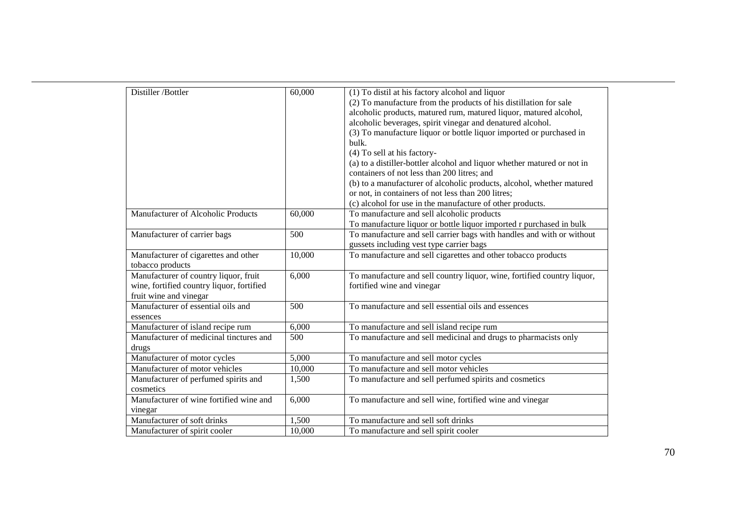| | | |
|---|---|---|
| Distiller /Bottler | 60,000 | (1) To distil at his factory alcohol and liquor<br>(2) To manufacture from the products of his distillation for sale alcoholic products, matured rum, matured liquor, matured alcohol, alcoholic beverages, spirit vinegar and denatured alcohol.<br>(3) To manufacture liquor or bottle liquor imported or purchased in bulk.<br>(4) To sell at his factory-<br>(a) to a distiller-bottler alcohol and liquor whether matured or not in containers of not less than 200 litres; and<br>(b) to a manufacturer of alcoholic products, alcohol, whether matured or not, in containers of not less than 200 litres;<br>(c) alcohol for use in the manufacture of other products. |
| Manufacturer of Alcoholic Products | 60,000 | To manufacture and sell alcoholic products<br>To manufacture liquor or bottle liquor imported r purchased in bulk |
| Manufacturer of carrier bags | 500 | To manufacture and sell carrier bags with handles and with or without gussets including vest type carrier bags |
| Manufacturer of cigarettes and other tobacco products | 10,000 | To manufacture and sell cigarettes and other tobacco products |
| Manufacturer of country liquor, fruit wine, fortified country liquor, fortified fruit wine and vinegar | 6,000 | To manufacture and sell country liquor, wine, fortified country liquor, fortified wine and vinegar |
| Manufacturer of essential oils and essences | 500 | To manufacture and sell essential oils and essences |
| Manufacturer of island recipe rum | 6,000 | To manufacture and sell island recipe rum |
| Manufacturer of medicinal tinctures and drugs | 500 | To manufacture and sell medicinal and drugs to pharmacists only |
| Manufacturer of motor cycles | 5,000 | To manufacture and sell motor cycles |
| Manufacturer of motor vehicles | 10,000 | To manufacture and sell motor vehicles |
| Manufacturer of perfumed spirits and cosmetics | 1,500 | To manufacture and sell perfumed spirits and cosmetics |
| Manufacturer of wine fortified wine and vinegar | 6,000 | To manufacture and sell wine, fortified wine and vinegar |
| Manufacturer of soft drinks | 1,500 | To manufacture and sell soft drinks |
| Manufacturer of spirit cooler | 10,000 | To manufacture and sell spirit cooler |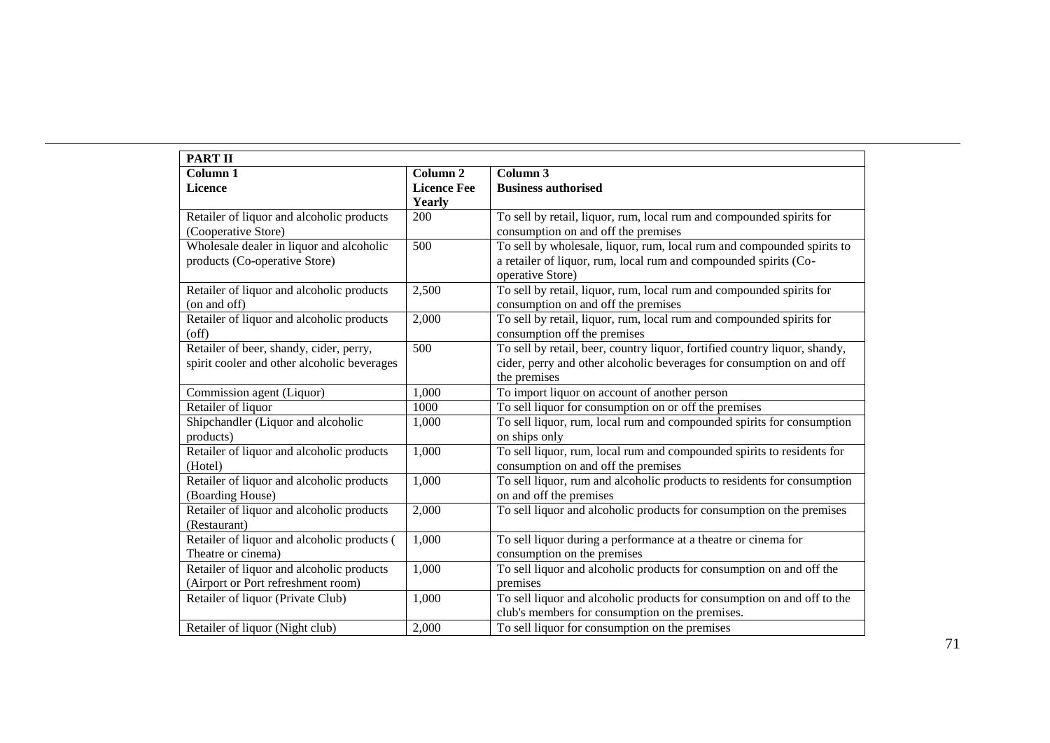**PART II**

| Column 1<br>Licence | Column 2<br>Licence Fee Yearly | Column 3<br>Business authorised |
|---|---|---|
| Retailer of liquor and alcoholic products (Cooperative Store) | 200 | To sell by retail, liquor, rum, local rum and compounded spirits for consumption on and off the premises |
| Wholesale dealer in liquor and alcoholic products (Co-operative Store) | 500 | To sell by wholesale, liquor, rum, local rum and compounded spirits to a retailer of liquor, rum, local rum and compounded spirits (Co-operative Store) |
| Retailer of liquor and alcoholic products (on and off) | 2,500 | To sell by retail, liquor, rum, local rum and compounded spirits for consumption on and off the premises |
| Retailer of liquor and alcoholic products (off) | 2,000 | To sell by retail, liquor, rum, local rum and compounded spirits for consumption off the premises |
| Retailer of beer, shandy, cider, perry, spirit cooler and other alcoholic beverages | 500 | To sell by retail, beer, country liquor, fortified country liquor, shandy, cider, perry and other alcoholic beverages for consumption on and off the premises |
| Commission agent (Liquor) | 1,000 | To import liquor on account of another person |
| Retailer of liquor | 1000 | To sell liquor for consumption on or off the premises |
| Shipchandler (Liquor and alcoholic products) | 1,000 | To sell liquor, rum, local rum and compounded spirits for consumption on ships only |
| Retailer of liquor and alcoholic products (Hotel) | 1,000 | To sell liquor, rum, local rum and compounded spirits to residents for consumption on and off the premises |
| Retailer of liquor and alcoholic products (Boarding House) | 1,000 | To sell liquor, rum and alcoholic products to residents for consumption on and off the premises |
| Retailer of liquor and alcoholic products (Restaurant) | 2,000 | To sell liquor and alcoholic products for consumption on the premises |
| Retailer of liquor and alcoholic products ( Theatre or cinema) | 1,000 | To sell liquor during a performance at a theatre or cinema for consumption on the premises |
| Retailer of liquor and alcoholic products (Airport or Port refreshment room) | 1,000 | To sell liquor and alcoholic products for consumption on and off the premises |
| Retailer of liquor (Private Club) | 1,000 | To sell liquor and alcoholic products for consumption on and off to the club's members for consumption on the premises. |
| Retailer of liquor (Night club) | 2,000 | To sell liquor for consumption on the premises |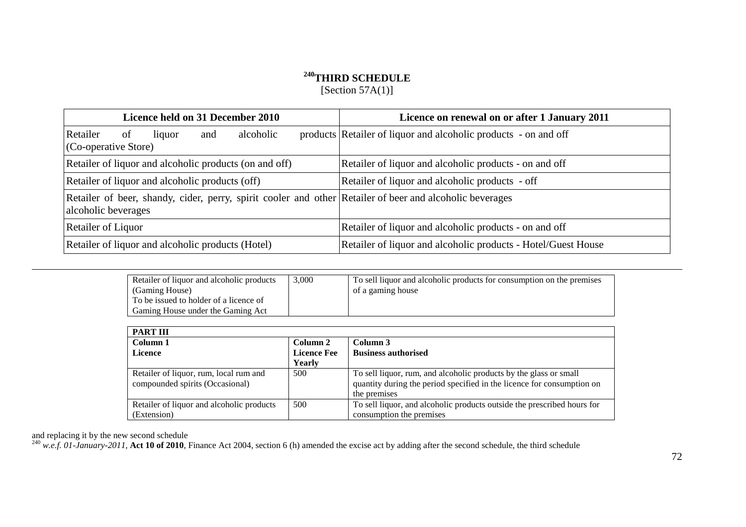## [240]THIRD SCHEDULE

[Section 57A(1)]

| Licence held on 31 December 2010 | Licence on renewal on or after 1 January 2011 |
|---|---|
| Retailer of liquor and alcoholic products (Co-operative Store) | Retailer of liquor and alcoholic products - on and off |
| Retailer of liquor and alcoholic products (on and off) | Retailer of liquor and alcoholic products - on and off |
| Retailer of liquor and alcoholic products (off) | Retailer of liquor and alcoholic products - off |
| Retailer of beer, shandy, cider, perry, spirit cooler and other alcoholic beverages | Retailer of beer and alcoholic beverages |
| Retailer of Liquor | Retailer of liquor and alcoholic products - on and off |
| Retailer of liquor and alcoholic products (Hotel) | Retailer of liquor and alcoholic products - Hotel/Guest House |

---

| | | |
|---|---|---|
| Retailer of liquor and alcoholic products (Gaming House) To be issued to holder of a licence of Gaming House under the Gaming Act | 3,000 | To sell liquor and alcoholic products for consumption on the premises of a gaming house |

| **PART III** | | |
|---|---|---|
| **Column 1** **Licence** | **Column 2** **Licence Fee Yearly** | **Column 3** **Business authorised** |
| Retailer of liquor, rum, local rum and compounded spirits (Occasional) | 500 | To sell liquor, rum, and alcoholic products by the glass or small quantity during the period specified in the licence for consumption on the premises |
| Retailer of liquor and alcoholic products (Extension) | 500 | To sell liquor, and alcoholic products outside the prescribed hours for consumption the premises |

and replacing it by the new second schedule

[240] *w.e.f. 01-January-2011,* **Act 10 of 2010**, Finance Act 2004, section 6 (h) amended the excise act by adding after the second schedule, the third schedule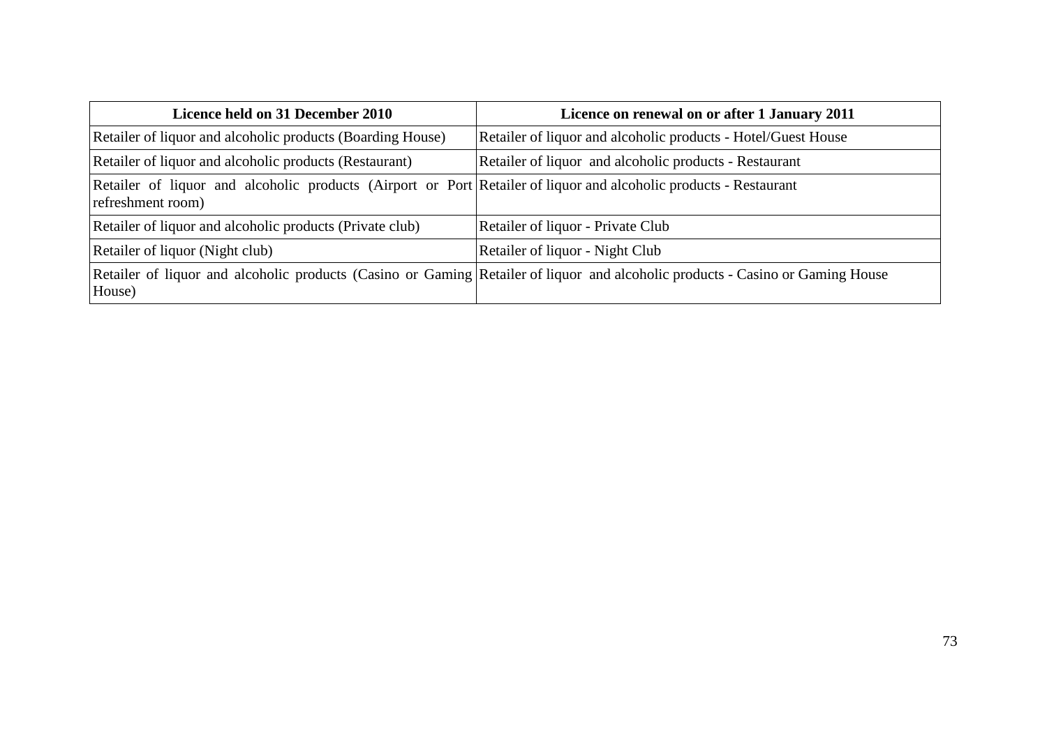| Licence held on 31 December 2010 | Licence on renewal on or after 1 January 2011 |
|---|---|
| Retailer of liquor and alcoholic products (Boarding House) | Retailer of liquor and alcoholic products - Hotel/Guest House |
| Retailer of liquor and alcoholic products (Restaurant) | Retailer of liquor and alcoholic products - Restaurant |
| Retailer of liquor and alcoholic products (Airport or Port refreshment room) | Retailer of liquor and alcoholic products - Restaurant |
| Retailer of liquor and alcoholic products (Private club) | Retailer of liquor - Private Club |
| Retailer of liquor (Night club) | Retailer of liquor - Night Club |
| Retailer of liquor and alcoholic products (Casino or Gaming House) | Retailer of liquor and alcoholic products - Casino or Gaming House |